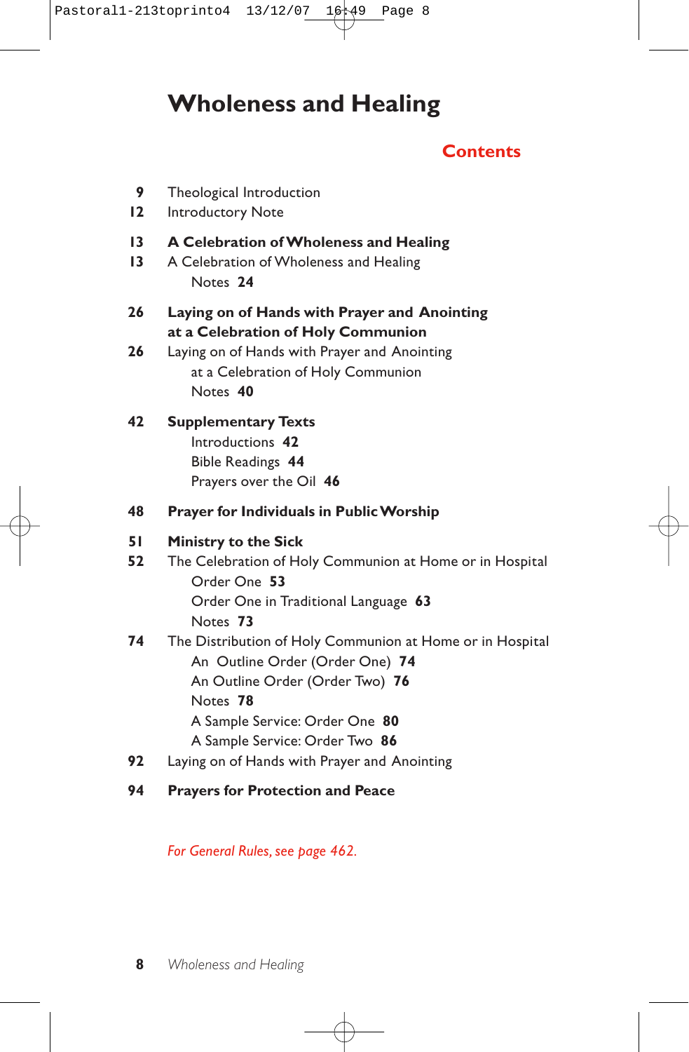# Wholeness and Healing

## Contents

9 Theological Introduction

12 Introductory Note

**13 A Celebration of Wholeness and Healing**

13 A Celebration of Wholeness and Healing
  Notes **24**

**26 Laying on of Hands with Prayer and Anointing at a Celebration of Holy Communion**

26 Laying on of Hands with Prayer and Anointing at a Celebration of Holy Communion
  Notes **40**

**42 Supplementary Texts**
  Introductions **42**
  Bible Readings **44**
  Prayers over the Oil **46**

**48 Prayer for Individuals in Public Worship**

**51 Ministry to the Sick**

52 The Celebration of Holy Communion at Home or in Hospital
  Order One **53**
  Order One in Traditional Language **63**
  Notes **73**

74 The Distribution of Holy Communion at Home or in Hospital
  An Outline Order (Order One) **74**
  An Outline Order (Order Two) **76**
  Notes **78**
  A Sample Service: Order One **80**
  A Sample Service: Order Two **86**

92 Laying on of Hands with Prayer and Anointing

**94 Prayers for Protection and Peace**

*For General Rules, see page 462.*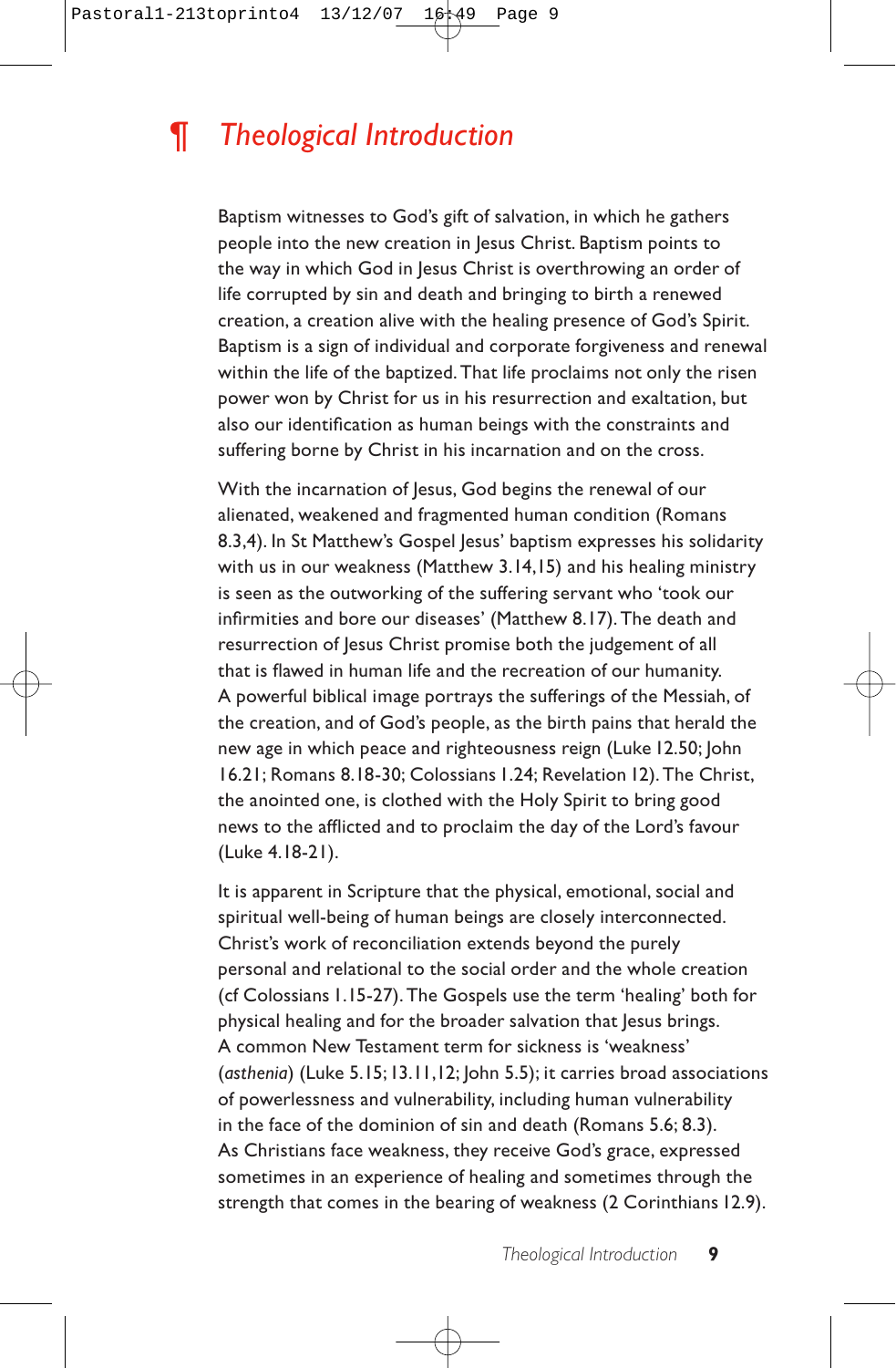# ¶ *Theological Introduction*

Baptism witnesses to God's gift of salvation, in which he gathers people into the new creation in Jesus Christ. Baptism points to the way in which God in Jesus Christ is overthrowing an order of life corrupted by sin and death and bringing to birth a renewed creation, a creation alive with the healing presence of God's Spirit. Baptism is a sign of individual and corporate forgiveness and renewal within the life of the baptized. That life proclaims not only the risen power won by Christ for us in his resurrection and exaltation, but also our identification as human beings with the constraints and suffering borne by Christ in his incarnation and on the cross.

With the incarnation of Jesus, God begins the renewal of our alienated, weakened and fragmented human condition (Romans 8.3,4). In St Matthew's Gospel Jesus' baptism expresses his solidarity with us in our weakness (Matthew 3.14,15) and his healing ministry is seen as the outworking of the suffering servant who 'took our infirmities and bore our diseases' (Matthew 8.17). The death and resurrection of Jesus Christ promise both the judgement of all that is flawed in human life and the recreation of our humanity. A powerful biblical image portrays the sufferings of the Messiah, of the creation, and of God's people, as the birth pains that herald the new age in which peace and righteousness reign (Luke 12.50; John 16.21; Romans 8.18-30; Colossians 1.24; Revelation 12). The Christ, the anointed one, is clothed with the Holy Spirit to bring good news to the afflicted and to proclaim the day of the Lord's favour (Luke 4.18-21).

It is apparent in Scripture that the physical, emotional, social and spiritual well-being of human beings are closely interconnected. Christ's work of reconciliation extends beyond the purely personal and relational to the social order and the whole creation (cf Colossians 1.15-27). The Gospels use the term 'healing' both for physical healing and for the broader salvation that Jesus brings. A common New Testament term for sickness is 'weakness' (*asthenia*) (Luke 5.15; 13.11,12; John 5.5); it carries broad associations of powerlessness and vulnerability, including human vulnerability in the face of the dominion of sin and death (Romans 5.6; 8.3). As Christians face weakness, they receive God's grace, expressed sometimes in an experience of healing and sometimes through the strength that comes in the bearing of weakness (2 Corinthians 12.9).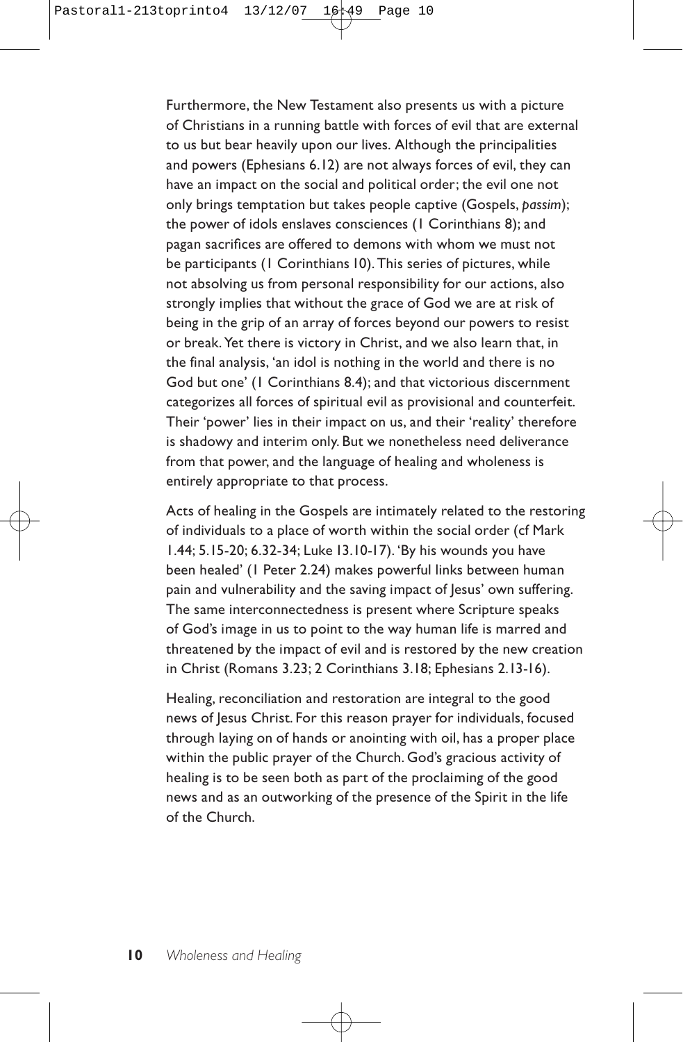Furthermore, the New Testament also presents us with a picture of Christians in a running battle with forces of evil that are external to us but bear heavily upon our lives. Although the principalities and powers (Ephesians 6.12) are not always forces of evil, they can have an impact on the social and political order; the evil one not only brings temptation but takes people captive (Gospels, *passim*); the power of idols enslaves consciences (1 Corinthians 8); and pagan sacrifices are offered to demons with whom we must not be participants (1 Corinthians 10). This series of pictures, while not absolving us from personal responsibility for our actions, also strongly implies that without the grace of God we are at risk of being in the grip of an array of forces beyond our powers to resist or break. Yet there is victory in Christ, and we also learn that, in the final analysis, 'an idol is nothing in the world and there is no God but one' (1 Corinthians 8.4); and that victorious discernment categorizes all forces of spiritual evil as provisional and counterfeit. Their 'power' lies in their impact on us, and their 'reality' therefore is shadowy and interim only. But we nonetheless need deliverance from that power, and the language of healing and wholeness is entirely appropriate to that process.

Acts of healing in the Gospels are intimately related to the restoring of individuals to a place of worth within the social order (cf Mark 1.44; 5.15-20; 6.32-34; Luke 13.10-17). 'By his wounds you have been healed' (1 Peter 2.24) makes powerful links between human pain and vulnerability and the saving impact of Jesus' own suffering. The same interconnectedness is present where Scripture speaks of God's image in us to point to the way human life is marred and threatened by the impact of evil and is restored by the new creation in Christ (Romans 3.23; 2 Corinthians 3.18; Ephesians 2.13-16).

Healing, reconciliation and restoration are integral to the good news of Jesus Christ. For this reason prayer for individuals, focused through laying on of hands or anointing with oil, has a proper place within the public prayer of the Church. God's gracious activity of healing is to be seen both as part of the proclaiming of the good news and as an outworking of the presence of the Spirit in the life of the Church.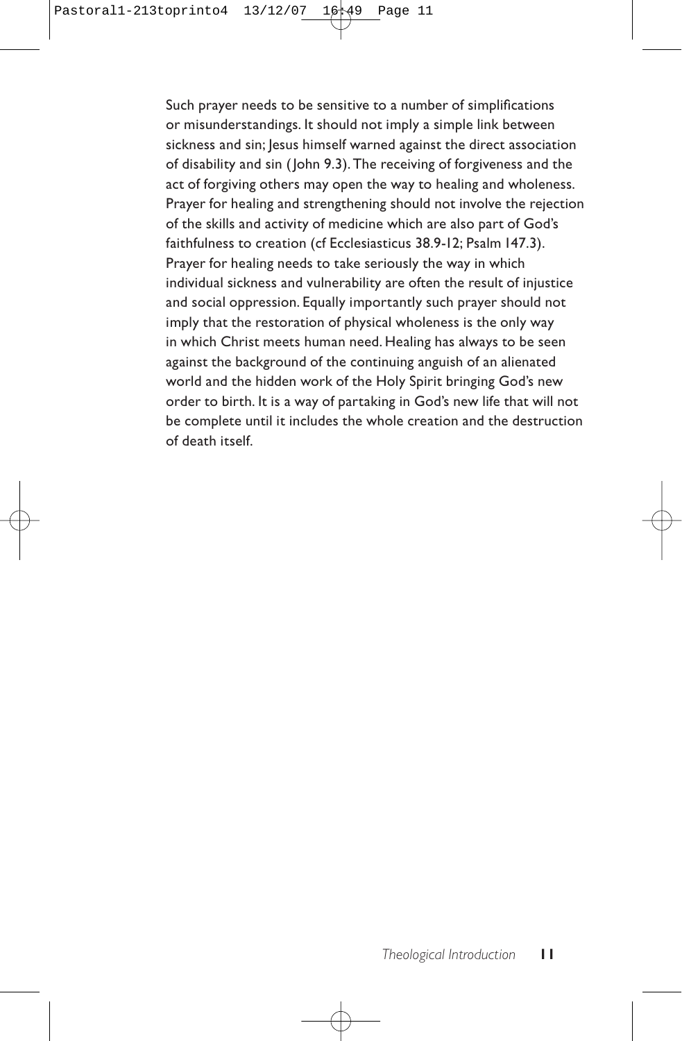Such prayer needs to be sensitive to a number of simplifications or misunderstandings. It should not imply a simple link between sickness and sin; Jesus himself warned against the direct association of disability and sin (John 9.3). The receiving of forgiveness and the act of forgiving others may open the way to healing and wholeness. Prayer for healing and strengthening should not involve the rejection of the skills and activity of medicine which are also part of God's faithfulness to creation (cf Ecclesiasticus 38.9-12; Psalm 147.3). Prayer for healing needs to take seriously the way in which individual sickness and vulnerability are often the result of injustice and social oppression. Equally importantly such prayer should not imply that the restoration of physical wholeness is the only way in which Christ meets human need. Healing has always to be seen against the background of the continuing anguish of an alienated world and the hidden work of the Holy Spirit bringing God's new order to birth. It is a way of partaking in God's new life that will not be complete until it includes the whole creation and the destruction of death itself.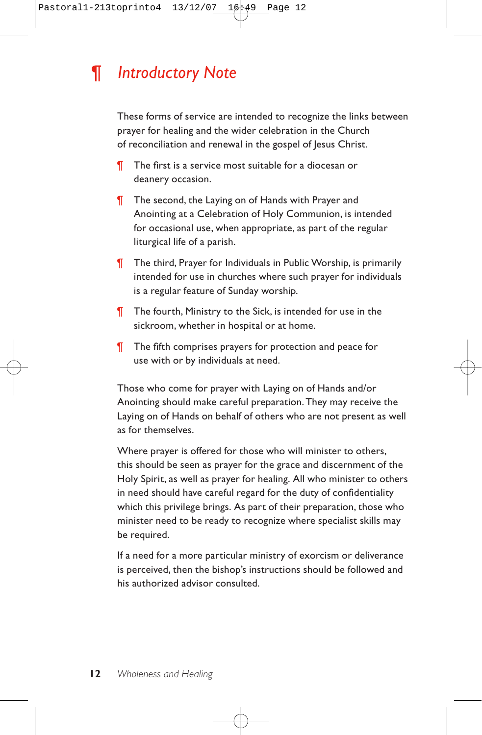# ¶ *Introductory Note*

These forms of service are intended to recognize the links between prayer for healing and the wider celebration in the Church of reconciliation and renewal in the gospel of Jesus Christ.

¶ The first is a service most suitable for a diocesan or deanery occasion.

¶ The second, the Laying on of Hands with Prayer and Anointing at a Celebration of Holy Communion, is intended for occasional use, when appropriate, as part of the regular liturgical life of a parish.

¶ The third, Prayer for Individuals in Public Worship, is primarily intended for use in churches where such prayer for individuals is a regular feature of Sunday worship.

¶ The fourth, Ministry to the Sick, is intended for use in the sickroom, whether in hospital or at home.

¶ The fifth comprises prayers for protection and peace for use with or by individuals at need.

Those who come for prayer with Laying on of Hands and/or Anointing should make careful preparation. They may receive the Laying on of Hands on behalf of others who are not present as well as for themselves.

Where prayer is offered for those who will minister to others, this should be seen as prayer for the grace and discernment of the Holy Spirit, as well as prayer for healing. All who minister to others in need should have careful regard for the duty of confidentiality which this privilege brings. As part of their preparation, those who minister need to be ready to recognize where specialist skills may be required.

If a need for a more particular ministry of exorcism or deliverance is perceived, then the bishop's instructions should be followed and his authorized advisor consulted.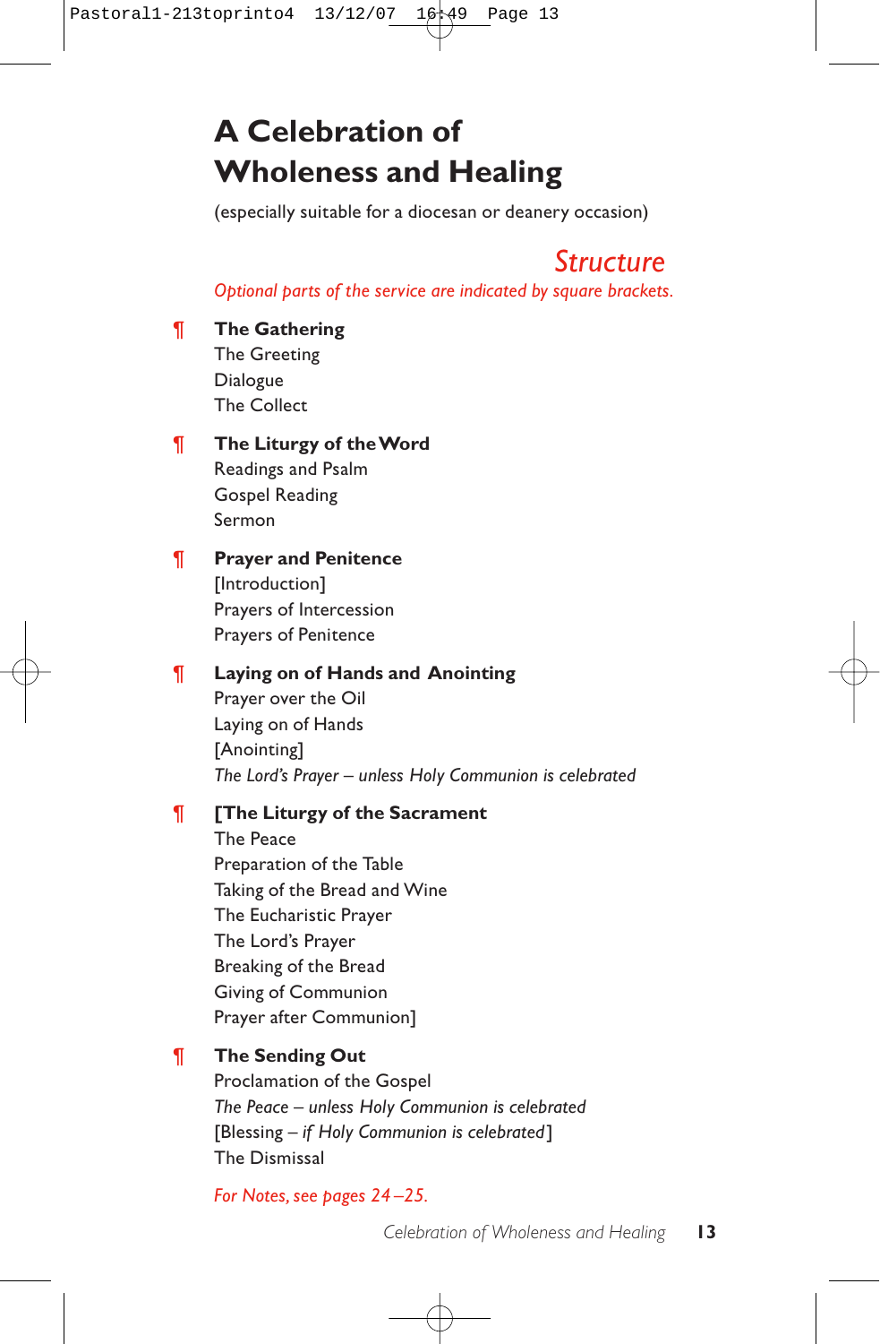# A Celebration of Wholeness and Healing

(especially suitable for a diocesan or deanery occasion)

## *Structure*

*Optional parts of the service are indicated by square brackets.*

¶ **The Gathering**
The Greeting
Dialogue
The Collect

¶ **The Liturgy of the Word**
Readings and Psalm
Gospel Reading
Sermon

¶ **Prayer and Penitence**
[Introduction]
Prayers of Intercession
Prayers of Penitence

¶ **Laying on of Hands and Anointing**
Prayer over the Oil
Laying on of Hands
[Anointing]
*The Lord's Prayer – unless Holy Communion is celebrated*

¶ **[The Liturgy of the Sacrament**
The Peace
Preparation of the Table
Taking of the Bread and Wine
The Eucharistic Prayer
The Lord's Prayer
Breaking of the Bread
Giving of Communion
Prayer after Communion]

¶ **The Sending Out**
Proclamation of the Gospel
*The Peace – unless Holy Communion is celebrated*
[Blessing – *if Holy Communion is celebrated*]
The Dismissal

*For Notes, see pages 24–25.*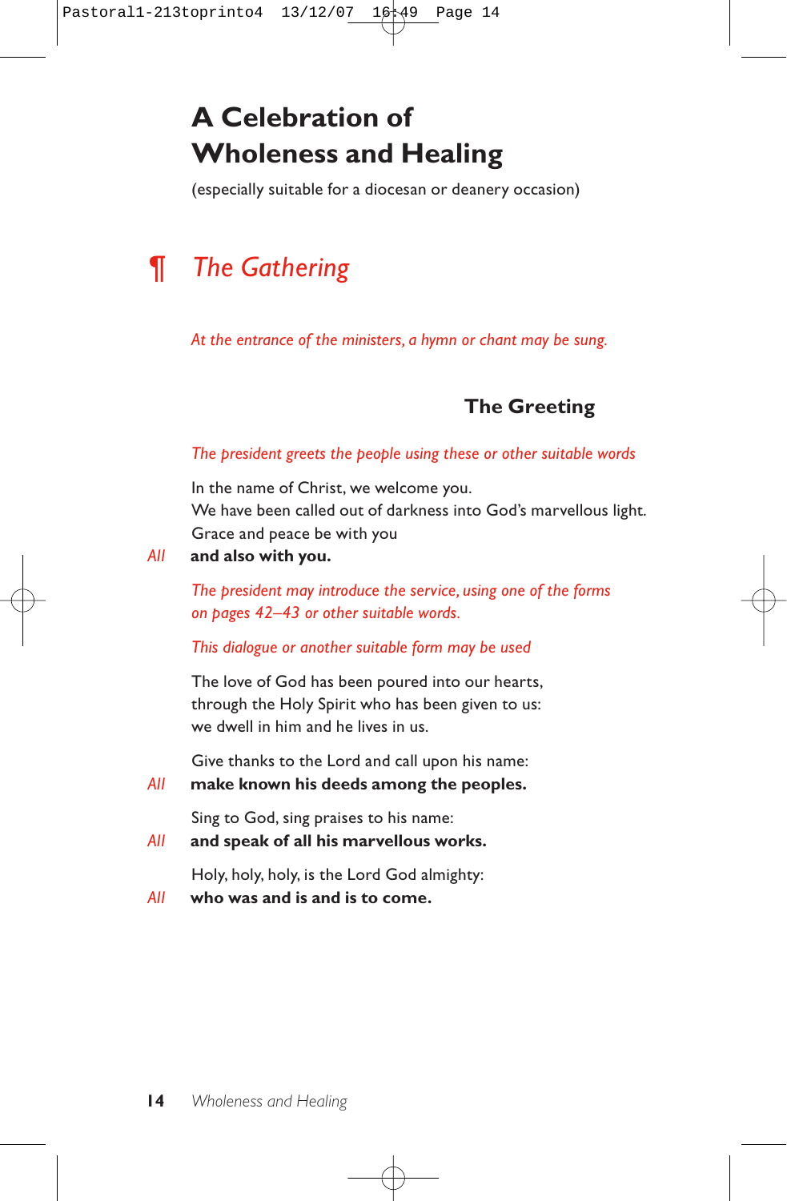# A Celebration of Wholeness and Healing

(especially suitable for a diocesan or deanery occasion)

## ¶ *The Gathering*

*At the entrance of the ministers, a hymn or chant may be sung.*

### The Greeting

*The president greets the people using these or other suitable words*

In the name of Christ, we welcome you.
We have been called out of darkness into God's marvellous light.
Grace and peace be with you

*All* **and also with you.**

*The president may introduce the service, using one of the forms on pages 42–43 or other suitable words.*

*This dialogue or another suitable form may be used*

The love of God has been poured into our hearts,
through the Holy Spirit who has been given to us:
we dwell in him and he lives in us.

Give thanks to the Lord and call upon his name:

*All* **make known his deeds among the peoples.**

Sing to God, sing praises to his name:

*All* **and speak of all his marvellous works.**

Holy, holy, holy, is the Lord God almighty:

*All* **who was and is and is to come.**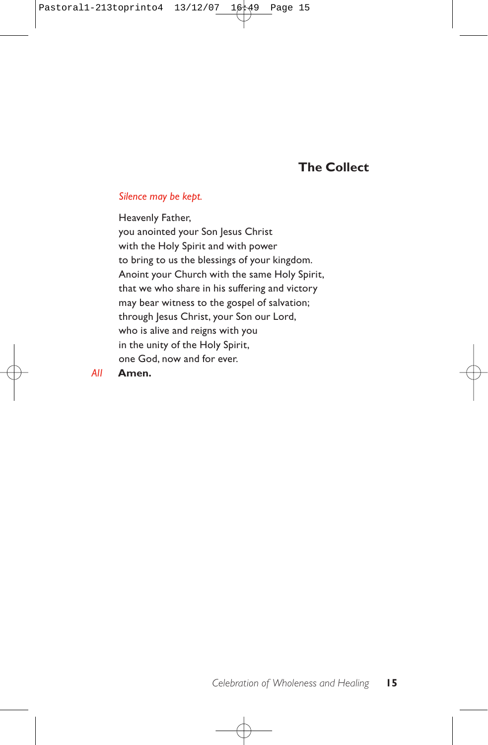## The Collect

*Silence may be kept.*

Heavenly Father,
you anointed your Son Jesus Christ
with the Holy Spirit and with power
to bring to us the blessings of your kingdom.
Anoint your Church with the same Holy Spirit,
that we who share in his suffering and victory
may bear witness to the gospel of salvation;
through Jesus Christ, your Son our Lord,
who is alive and reigns with you
in the unity of the Holy Spirit,
one God, now and for ever.

*All* **Amen.**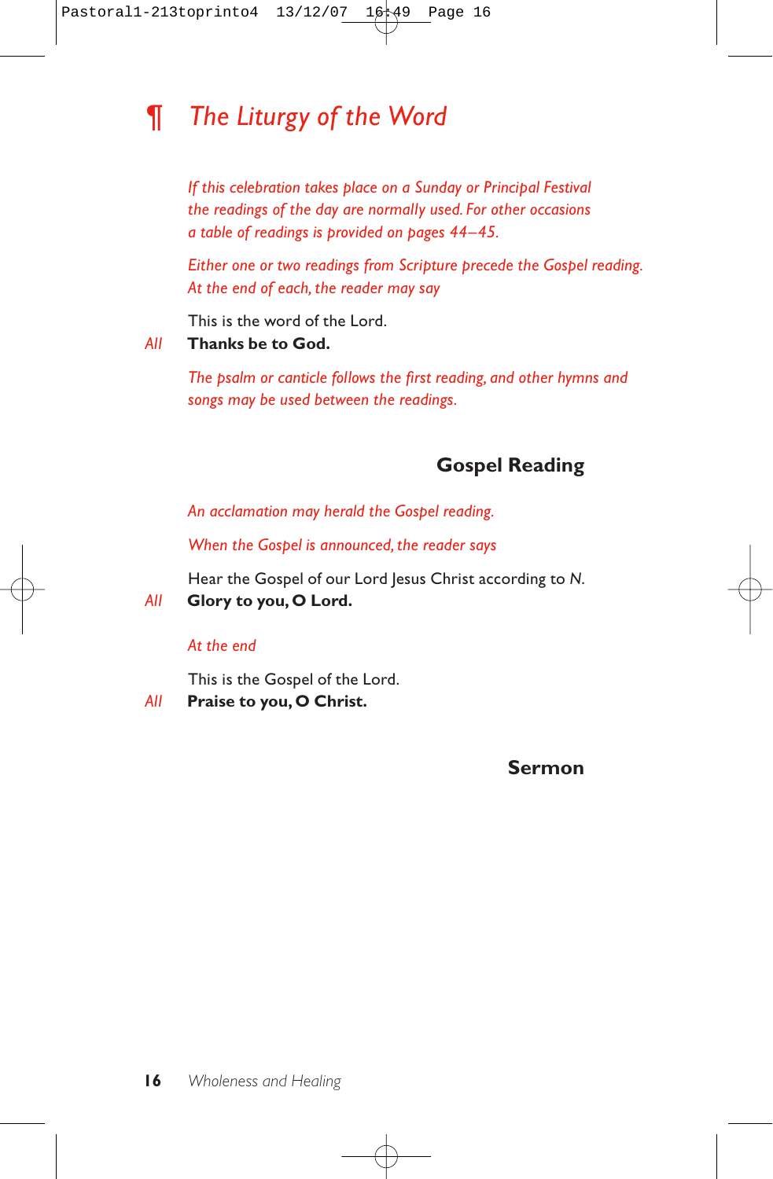# ¶ *The Liturgy of the Word*

*If this celebration takes place on a Sunday or Principal Festival the readings of the day are normally used. For other occasions a table of readings is provided on pages 44–45.*

*Either one or two readings from Scripture precede the Gospel reading. At the end of each, the reader may say*

This is the word of the Lord.

*All* **Thanks be to God.**

*The psalm or canticle follows the first reading, and other hymns and songs may be used between the readings.*

## Gospel Reading

*An acclamation may herald the Gospel reading.*

*When the Gospel is announced, the reader says*

Hear the Gospel of our Lord Jesus Christ according to *N*.

*All* **Glory to you, O Lord.**

*At the end*

This is the Gospel of the Lord.

*All* **Praise to you, O Christ.**

## Sermon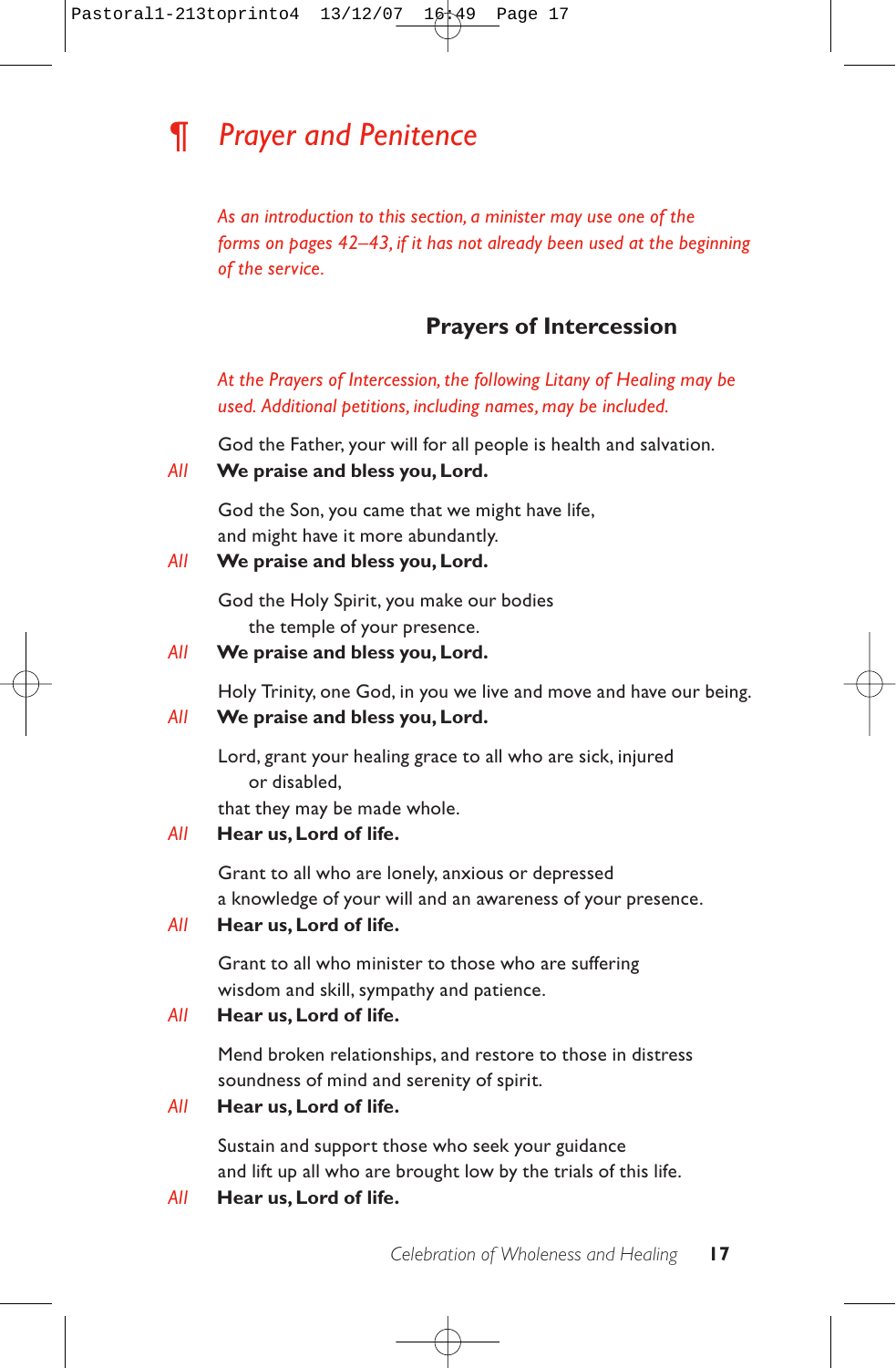# ¶ *Prayer and Penitence*

*As an introduction to this section, a minister may use one of the forms on pages 42–43, if it has not already been used at the beginning of the service.*

## Prayers of Intercession

*At the Prayers of Intercession, the following Litany of Healing may be used. Additional petitions, including names, may be included.*

God the Father, your will for all people is health and salvation.
*All* **We praise and bless you, Lord.**

God the Son, you came that we might have life,
and might have it more abundantly.
*All* **We praise and bless you, Lord.**

God the Holy Spirit, you make our bodies
the temple of your presence.
*All* **We praise and bless you, Lord.**

Holy Trinity, one God, in you we live and move and have our being.
*All* **We praise and bless you, Lord.**

Lord, grant your healing grace to all who are sick, injured
or disabled,
that they may be made whole.
*All* **Hear us, Lord of life.**

Grant to all who are lonely, anxious or depressed
a knowledge of your will and an awareness of your presence.
*All* **Hear us, Lord of life.**

Grant to all who minister to those who are suffering
wisdom and skill, sympathy and patience.
*All* **Hear us, Lord of life.**

Mend broken relationships, and restore to those in distress
soundness of mind and serenity of spirit.
*All* **Hear us, Lord of life.**

Sustain and support those who seek your guidance
and lift up all who are brought low by the trials of this life.
*All* **Hear us, Lord of life.**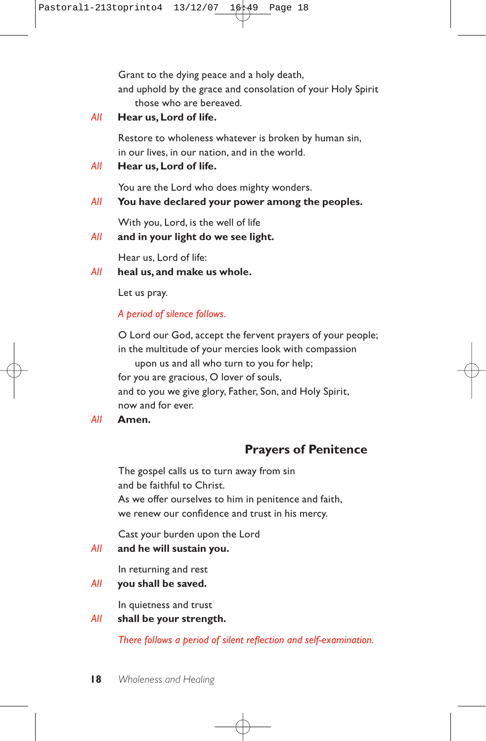Grant to the dying peace and a holy death,
and uphold by the grace and consolation of your Holy Spirit
those who are bereaved.

*All* **Hear us, Lord of life.**

Restore to wholeness whatever is broken by human sin,
in our lives, in our nation, and in the world.

*All* **Hear us, Lord of life.**

You are the Lord who does mighty wonders.

*All* **You have declared your power among the peoples.**

With you, Lord, is the well of life

*All* **and in your light do we see light.**

Hear us, Lord of life:

*All* **heal us, and make us whole.**

Let us pray.

*A period of silence follows.*

O Lord our God, accept the fervent prayers of your people;
in the multitude of your mercies look with compassion
upon us and all who turn to you for help;
for you are gracious, O lover of souls,
and to you we give glory, Father, Son, and Holy Spirit,
now and for ever.

*All* **Amen.**

## Prayers of Penitence

The gospel calls us to turn away from sin
and be faithful to Christ.
As we offer ourselves to him in penitence and faith,
we renew our confidence and trust in his mercy.

Cast your burden upon the Lord

*All* **and he will sustain you.**

In returning and rest

*All* **you shall be saved.**

In quietness and trust

*All* **shall be your strength.**

*There follows a period of silent reflection and self-examination.*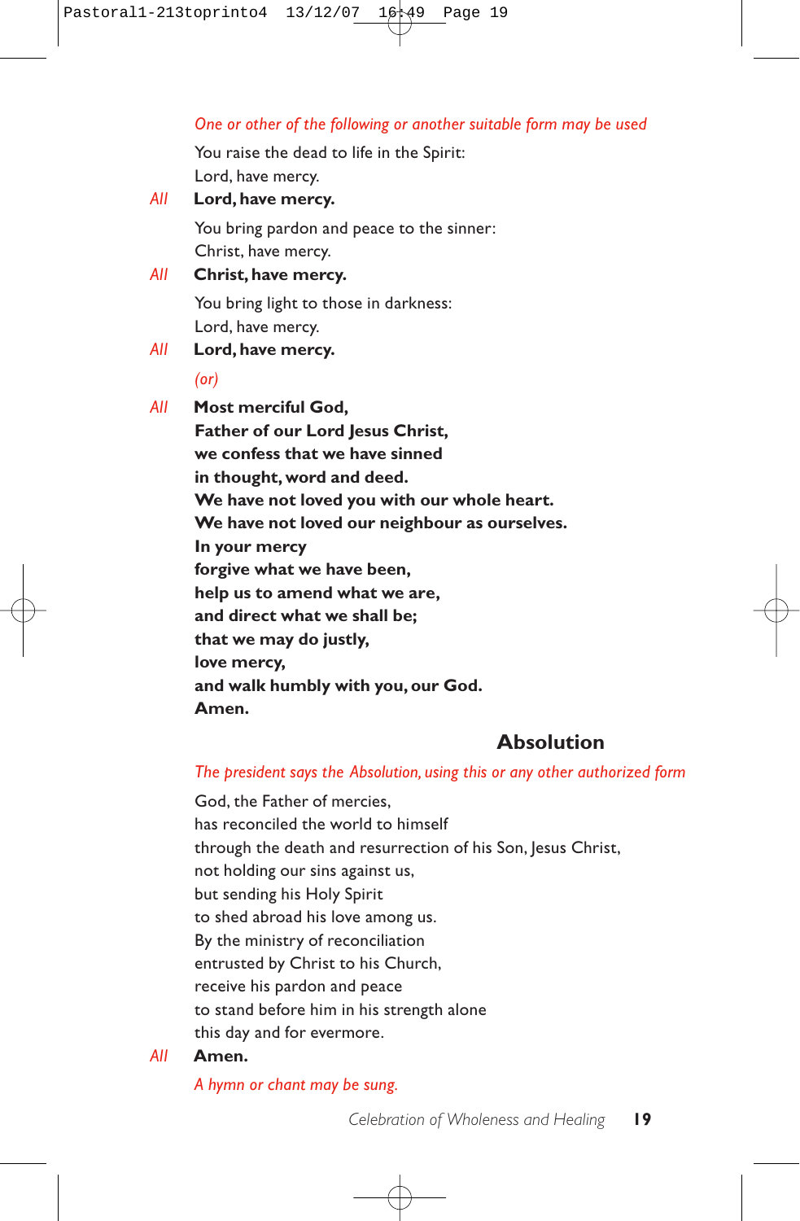*One or other of the following or another suitable form may be used*

You raise the dead to life in the Spirit:
Lord, have mercy.

*All* **Lord, have mercy.**

You bring pardon and peace to the sinner:
Christ, have mercy.

*All* **Christ, have mercy.**

You bring light to those in darkness:
Lord, have mercy.

*All* **Lord, have mercy.**

*(or)*

*All* **Most merciful God,**
**Father of our Lord Jesus Christ,**
**we confess that we have sinned**
**in thought, word and deed.**
**We have not loved you with our whole heart.**
**We have not loved our neighbour as ourselves.**
**In your mercy**
**forgive what we have been,**
**help us to amend what we are,**
**and direct what we shall be;**
**that we may do justly,**
**love mercy,**
**and walk humbly with you, our God.**
**Amen.**

## Absolution

*The president says the Absolution, using this or any other authorized form*

God, the Father of mercies,
has reconciled the world to himself
through the death and resurrection of his Son, Jesus Christ,
not holding our sins against us,
but sending his Holy Spirit
to shed abroad his love among us.
By the ministry of reconciliation
entrusted by Christ to his Church,
receive his pardon and peace
to stand before him in his strength alone
this day and for evermore.

*All* **Amen.**

*A hymn or chant may be sung.*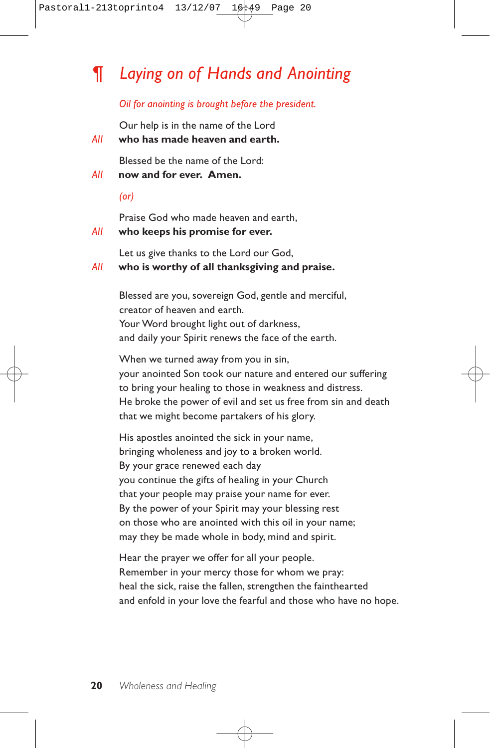# ¶ *Laying on of Hands and Anointing*

*Oil for anointing is brought before the president.*

Our help is in the name of the Lord
*All* **who has made heaven and earth.**

Blessed be the name of the Lord:
*All* **now and for ever. Amen.**

*(or)*

Praise God who made heaven and earth,
*All* **who keeps his promise for ever.**

Let us give thanks to the Lord our God,
*All* **who is worthy of all thanksgiving and praise.**

Blessed are you, sovereign God, gentle and merciful,
creator of heaven and earth.
Your Word brought light out of darkness,
and daily your Spirit renews the face of the earth.

When we turned away from you in sin,
your anointed Son took our nature and entered our suffering
to bring your healing to those in weakness and distress.
He broke the power of evil and set us free from sin and death
that we might become partakers of his glory.

His apostles anointed the sick in your name,
bringing wholeness and joy to a broken world.
By your grace renewed each day
you continue the gifts of healing in your Church
that your people may praise your name for ever.
By the power of your Spirit may your blessing rest
on those who are anointed with this oil in your name;
may they be made whole in body, mind and spirit.

Hear the prayer we offer for all your people.
Remember in your mercy those for whom we pray:
heal the sick, raise the fallen, strengthen the fainthearted
and enfold in your love the fearful and those who have no hope.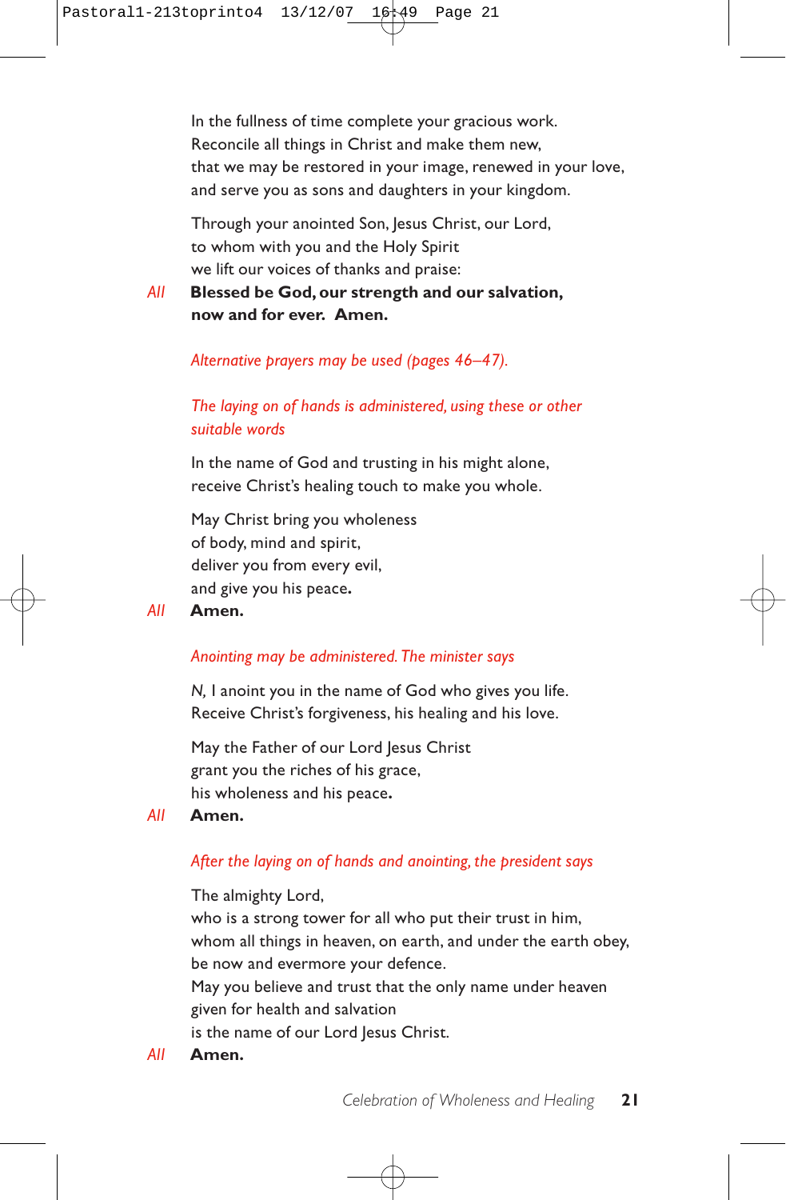In the fullness of time complete your gracious work.
Reconcile all things in Christ and make them new,
that we may be restored in your image, renewed in your love,
and serve you as sons and daughters in your kingdom.

Through your anointed Son, Jesus Christ, our Lord,
to whom with you and the Holy Spirit
we lift our voices of thanks and praise:

*All* **Blessed be God, our strength and our salvation,
now and for ever. Amen.**

*Alternative prayers may be used (pages 46–47).*

*The laying on of hands is administered, using these or other suitable words*

In the name of God and trusting in his might alone,
receive Christ's healing touch to make you whole.

May Christ bring you wholeness
of body, mind and spirit,
deliver you from every evil,
and give you his peace.

*All* **Amen.**

*Anointing may be administered. The minister says*

*N,* I anoint you in the name of God who gives you life.
Receive Christ's forgiveness, his healing and his love.

May the Father of our Lord Jesus Christ
grant you the riches of his grace,
his wholeness and his peace.

*All* **Amen.**

*After the laying on of hands and anointing, the president says*

The almighty Lord,
who is a strong tower for all who put their trust in him,
whom all things in heaven, on earth, and under the earth obey,
be now and evermore your defence.
May you believe and trust that the only name under heaven
given for health and salvation
is the name of our Lord Jesus Christ.

*All* **Amen.**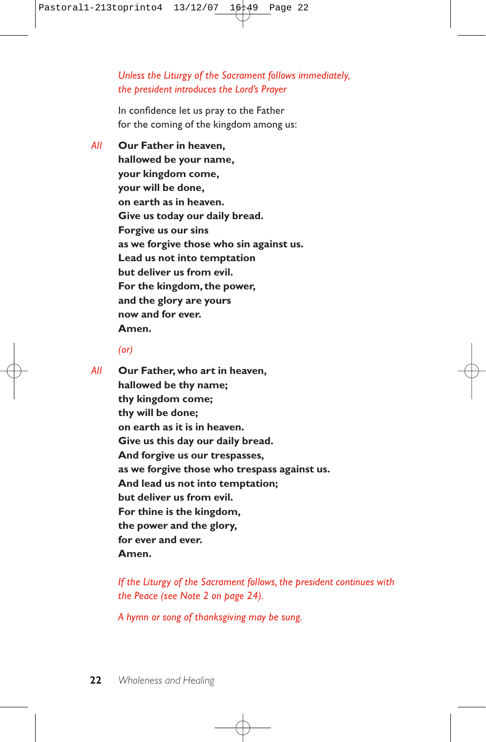*Unless the Liturgy of the Sacrament follows immediately, the president introduces the Lord's Prayer*

In confidence let us pray to the Father
for the coming of the kingdom among us:

*All* **Our Father in heaven,
hallowed be your name,
your kingdom come,
your will be done,
on earth as in heaven.
Give us today our daily bread.
Forgive us our sins
as we forgive those who sin against us.
Lead us not into temptation
but deliver us from evil.
For the kingdom, the power,
and the glory are yours
now and for ever.
Amen.**

*(or)*

*All* **Our Father, who art in heaven,
hallowed be thy name;
thy kingdom come;
thy will be done;
on earth as it is in heaven.
Give us this day our daily bread.
And forgive us our trespasses,
as we forgive those who trespass against us.
And lead us not into temptation;
but deliver us from evil.
For thine is the kingdom,
the power and the glory,
for ever and ever.
Amen.**

*If the Liturgy of the Sacrament follows, the president continues with the Peace (see Note 2 on page 24).*

*A hymn or song of thanksgiving may be sung.*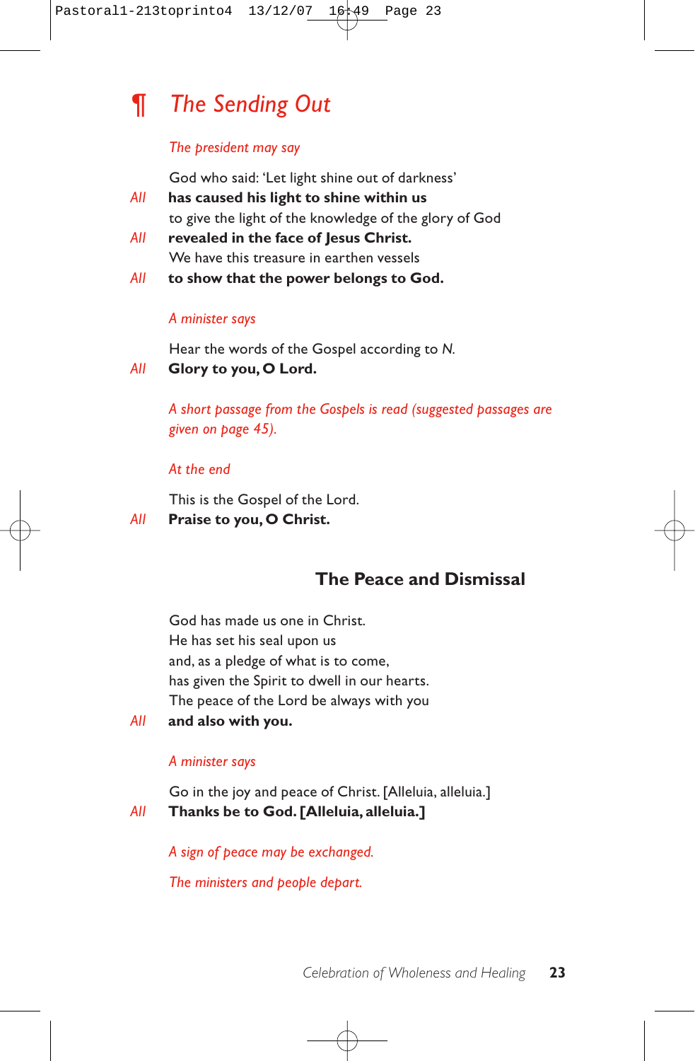# ¶ *The Sending Out*

*The president may say*

God who said: 'Let light shine out of darkness'

*All* **has caused his light to shine within us**

to give the light of the knowledge of the glory of God

*All* **revealed in the face of Jesus Christ.**

We have this treasure in earthen vessels

*All* **to show that the power belongs to God.**

*A minister says*

Hear the words of the Gospel according to *N.*

*All* **Glory to you, O Lord.**

*A short passage from the Gospels is read (suggested passages are given on page 45).*

*At the end*

This is the Gospel of the Lord.

*All* **Praise to you, O Christ.**

## The Peace and Dismissal

God has made us one in Christ.
He has set his seal upon us
and, as a pledge of what is to come,
has given the Spirit to dwell in our hearts.
The peace of the Lord be always with you

*All* **and also with you.**

*A minister says*

Go in the joy and peace of Christ. [Alleluia, alleluia.]

*All* **Thanks be to God. [Alleluia, alleluia.]**

*A sign of peace may be exchanged.*

*The ministers and people depart.*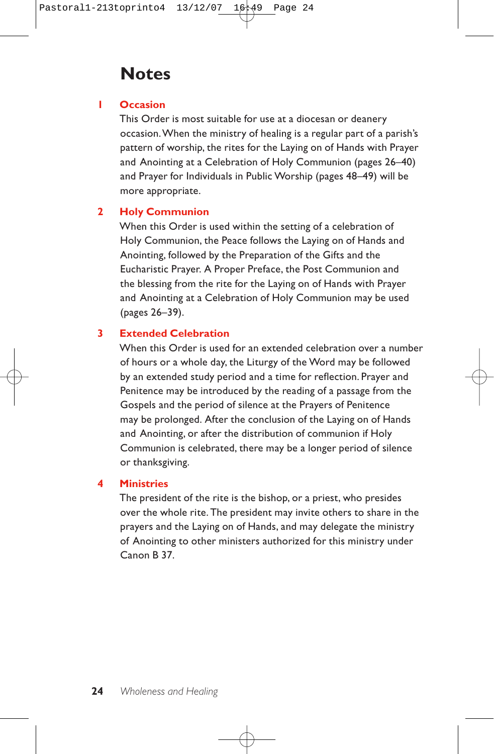# Notes

## 1 Occasion

This Order is most suitable for use at a diocesan or deanery occasion. When the ministry of healing is a regular part of a parish's pattern of worship, the rites for the Laying on of Hands with Prayer and Anointing at a Celebration of Holy Communion (pages 26–40) and Prayer for Individuals in Public Worship (pages 48–49) will be more appropriate.

## 2 Holy Communion

When this Order is used within the setting of a celebration of Holy Communion, the Peace follows the Laying on of Hands and Anointing, followed by the Preparation of the Gifts and the Eucharistic Prayer. A Proper Preface, the Post Communion and the blessing from the rite for the Laying on of Hands with Prayer and Anointing at a Celebration of Holy Communion may be used (pages 26–39).

## 3 Extended Celebration

When this Order is used for an extended celebration over a number of hours or a whole day, the Liturgy of the Word may be followed by an extended study period and a time for reflection. Prayer and Penitence may be introduced by the reading of a passage from the Gospels and the period of silence at the Prayers of Penitence may be prolonged. After the conclusion of the Laying on of Hands and Anointing, or after the distribution of communion if Holy Communion is celebrated, there may be a longer period of silence or thanksgiving.

## 4 Ministries

The president of the rite is the bishop, or a priest, who presides over the whole rite. The president may invite others to share in the prayers and the Laying on of Hands, and may delegate the ministry of Anointing to other ministers authorized for this ministry under Canon B 37.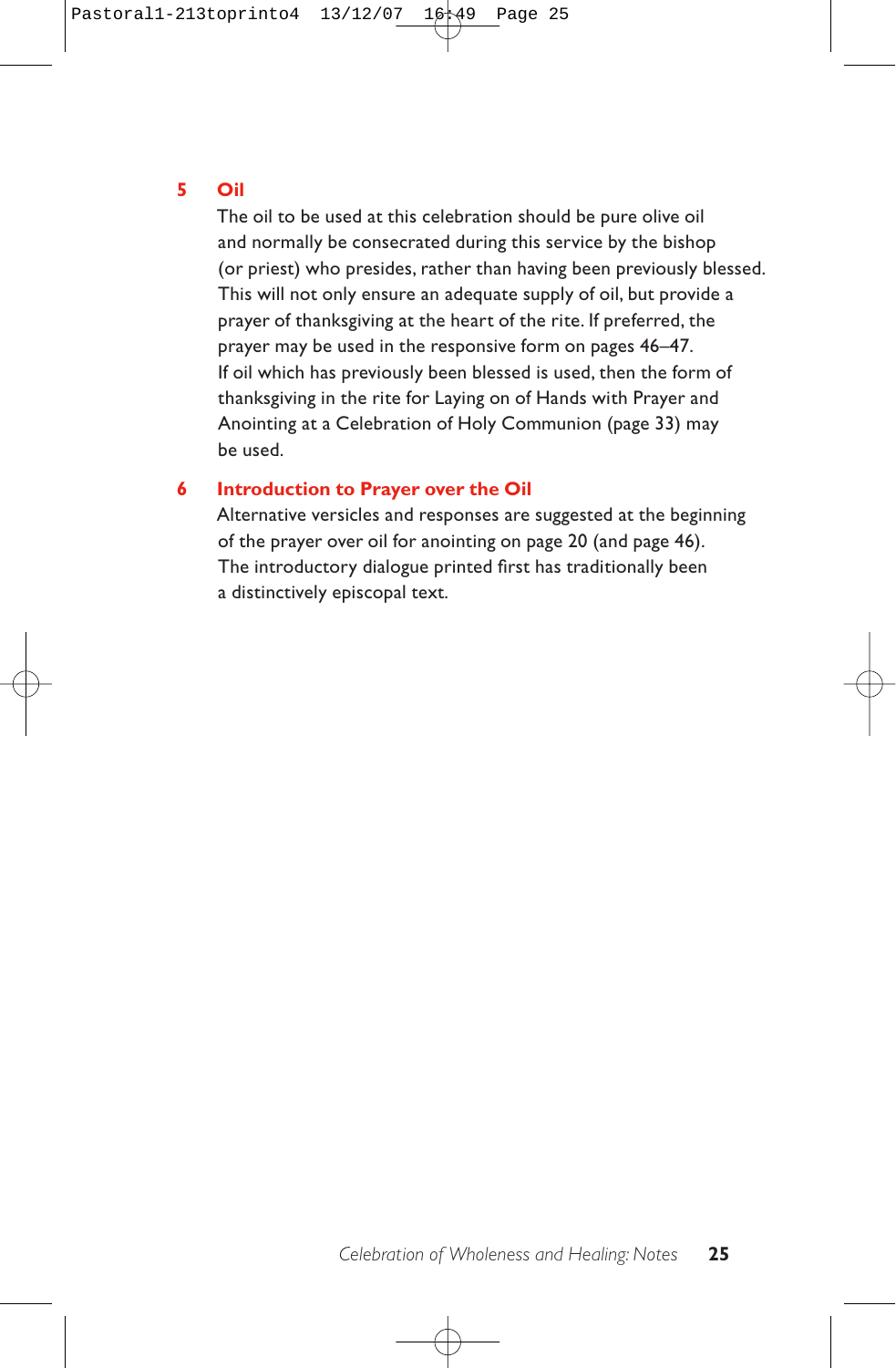## 5 Oil

The oil to be used at this celebration should be pure olive oil and normally be consecrated during this service by the bishop (or priest) who presides, rather than having been previously blessed. This will not only ensure an adequate supply of oil, but provide a prayer of thanksgiving at the heart of the rite. If preferred, the prayer may be used in the responsive form on pages 46–47. If oil which has previously been blessed is used, then the form of thanksgiving in the rite for Laying on of Hands with Prayer and Anointing at a Celebration of Holy Communion (page 33) may be used.

## 6 Introduction to Prayer over the Oil

Alternative versicles and responses are suggested at the beginning of the prayer over oil for anointing on page 20 (and page 46). The introductory dialogue printed first has traditionally been a distinctively episcopal text.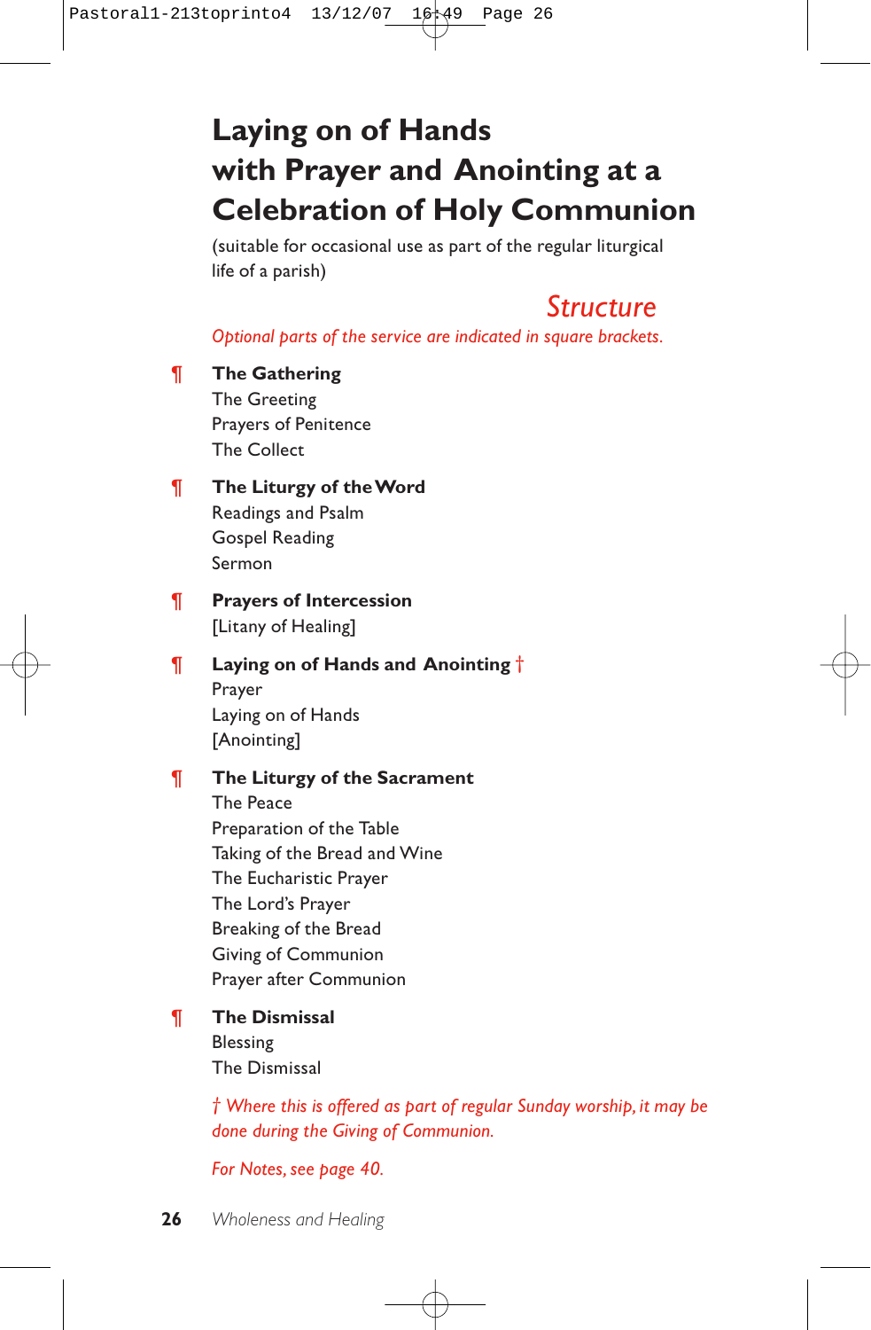# Laying on of Hands with Prayer and Anointing at a Celebration of Holy Communion

(suitable for occasional use as part of the regular liturgical life of a parish)

## Structure

*Optional parts of the service are indicated in square brackets.*

¶ **The Gathering**
The Greeting
Prayers of Penitence
The Collect

¶ **The Liturgy of the Word**
Readings and Psalm
Gospel Reading
Sermon

¶ **Prayers of Intercession**
[Litany of Healing]

¶ **Laying on of Hands and Anointing** †
Prayer
Laying on of Hands
[Anointing]

¶ **The Liturgy of the Sacrament**
The Peace
Preparation of the Table
Taking of the Bread and Wine
The Eucharistic Prayer
The Lord's Prayer
Breaking of the Bread
Giving of Communion
Prayer after Communion

¶ **The Dismissal**
Blessing
The Dismissal

*† Where this is offered as part of regular Sunday worship, it may be done during the Giving of Communion.*

*For Notes, see page 40.*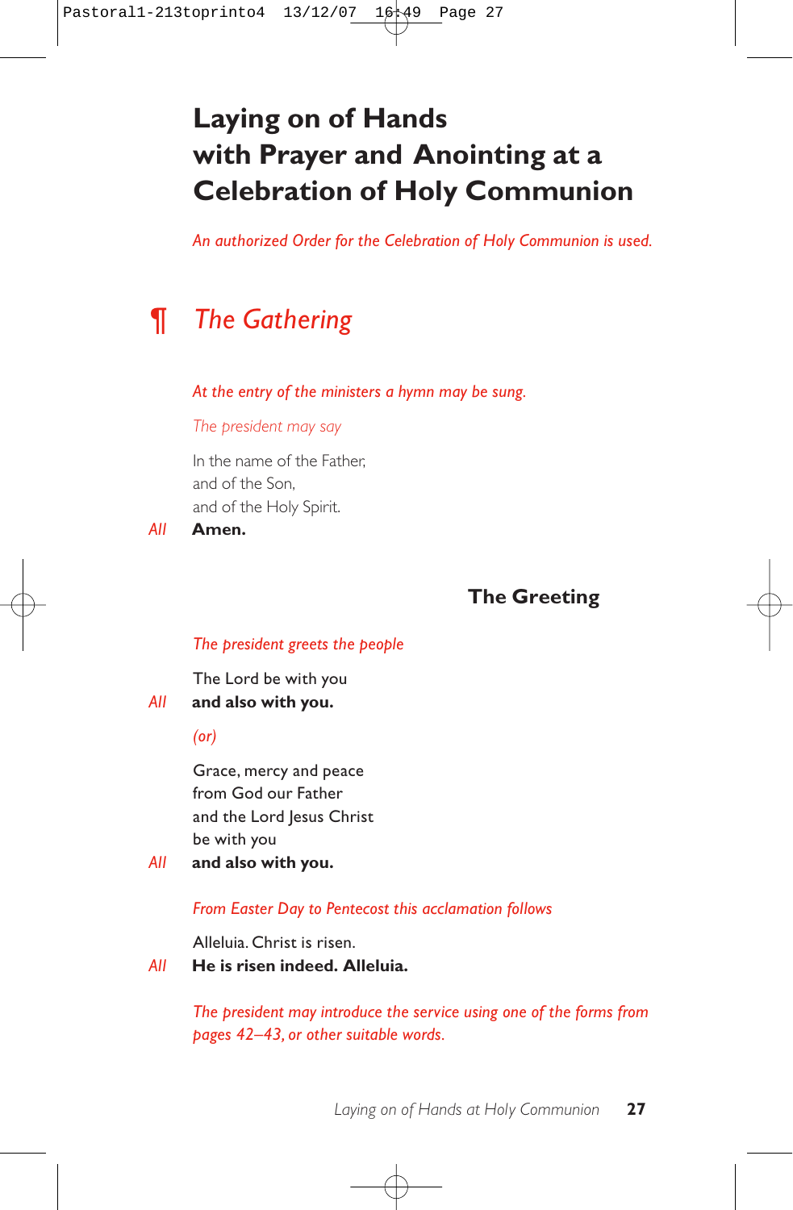# Laying on of Hands with Prayer and Anointing at a Celebration of Holy Communion

*An authorized Order for the Celebration of Holy Communion is used.*

## ¶ *The Gathering*

*At the entry of the ministers a hymn may be sung.*

*The president may say*

In the name of the Father,
and of the Son,
and of the Holy Spirit.

*All* **Amen.**

### The Greeting

*The president greets the people*

The Lord be with you

*All* **and also with you.**

*(or)*

Grace, mercy and peace
from God our Father
and the Lord Jesus Christ
be with you

*All* **and also with you.**

*From Easter Day to Pentecost this acclamation follows*

Alleluia. Christ is risen.

*All* **He is risen indeed. Alleluia.**

*The president may introduce the service using one of the forms from pages 42–43, or other suitable words.*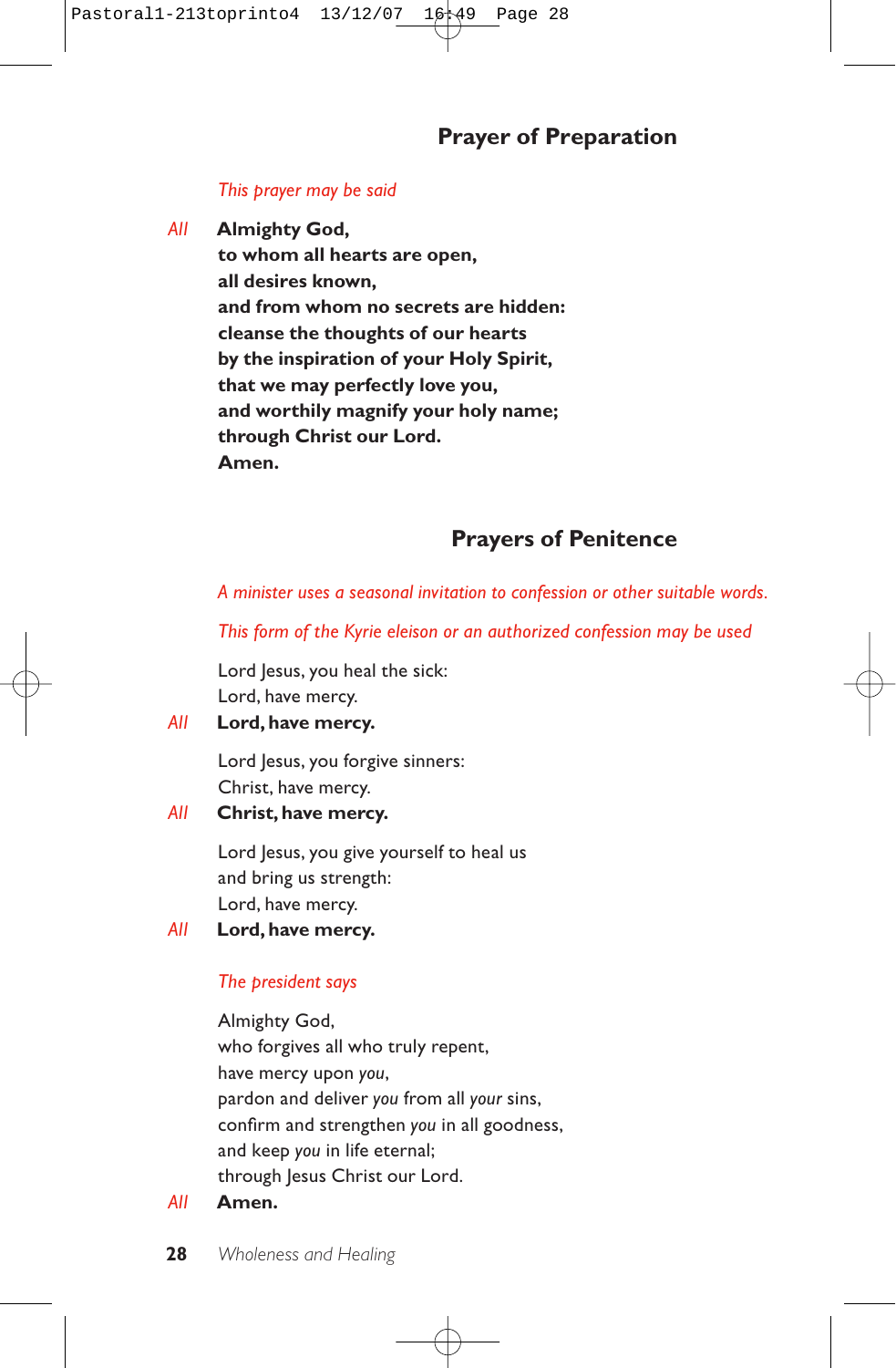## Prayer of Preparation

*This prayer may be said*

*All* **Almighty God,**
**to whom all hearts are open,**
**all desires known,**
**and from whom no secrets are hidden:**
**cleanse the thoughts of our hearts**
**by the inspiration of your Holy Spirit,**
**that we may perfectly love you,**
**and worthily magnify your holy name;**
**through Christ our Lord.**
**Amen.**

## Prayers of Penitence

*A minister uses a seasonal invitation to confession or other suitable words.*

*This form of the Kyrie eleison or an authorized confession may be used*

Lord Jesus, you heal the sick:
Lord, have mercy.

*All* **Lord, have mercy.**

Lord Jesus, you forgive sinners:
Christ, have mercy.

*All* **Christ, have mercy.**

Lord Jesus, you give yourself to heal us
and bring us strength:
Lord, have mercy.

*All* **Lord, have mercy.**

*The president says*

Almighty God,
who forgives all who truly repent,
have mercy upon *you*,
pardon and deliver *you* from all *your* sins,
confirm and strengthen *you* in all goodness,
and keep *you* in life eternal;
through Jesus Christ our Lord.

*All* **Amen.**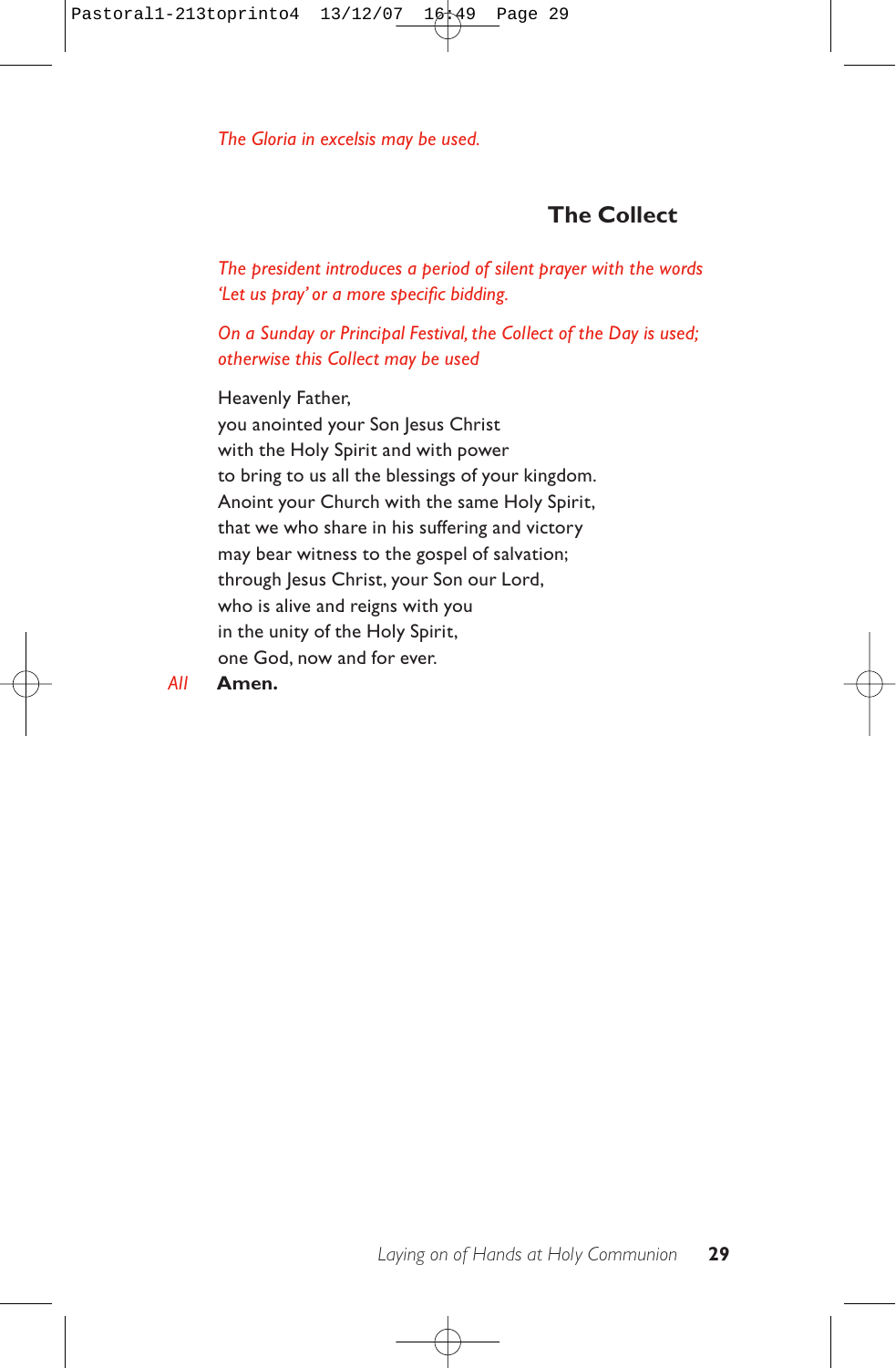*The Gloria in excelsis may be used.*

## The Collect

*The president introduces a period of silent prayer with the words 'Let us pray' or a more specific bidding.*

*On a Sunday or Principal Festival, the Collect of the Day is used; otherwise this Collect may be used*

Heavenly Father,
you anointed your Son Jesus Christ
with the Holy Spirit and with power
to bring to us all the blessings of your kingdom.
Anoint your Church with the same Holy Spirit,
that we who share in his suffering and victory
may bear witness to the gospel of salvation;
through Jesus Christ, your Son our Lord,
who is alive and reigns with you
in the unity of the Holy Spirit,
one God, now and for ever.

*All* **Amen.**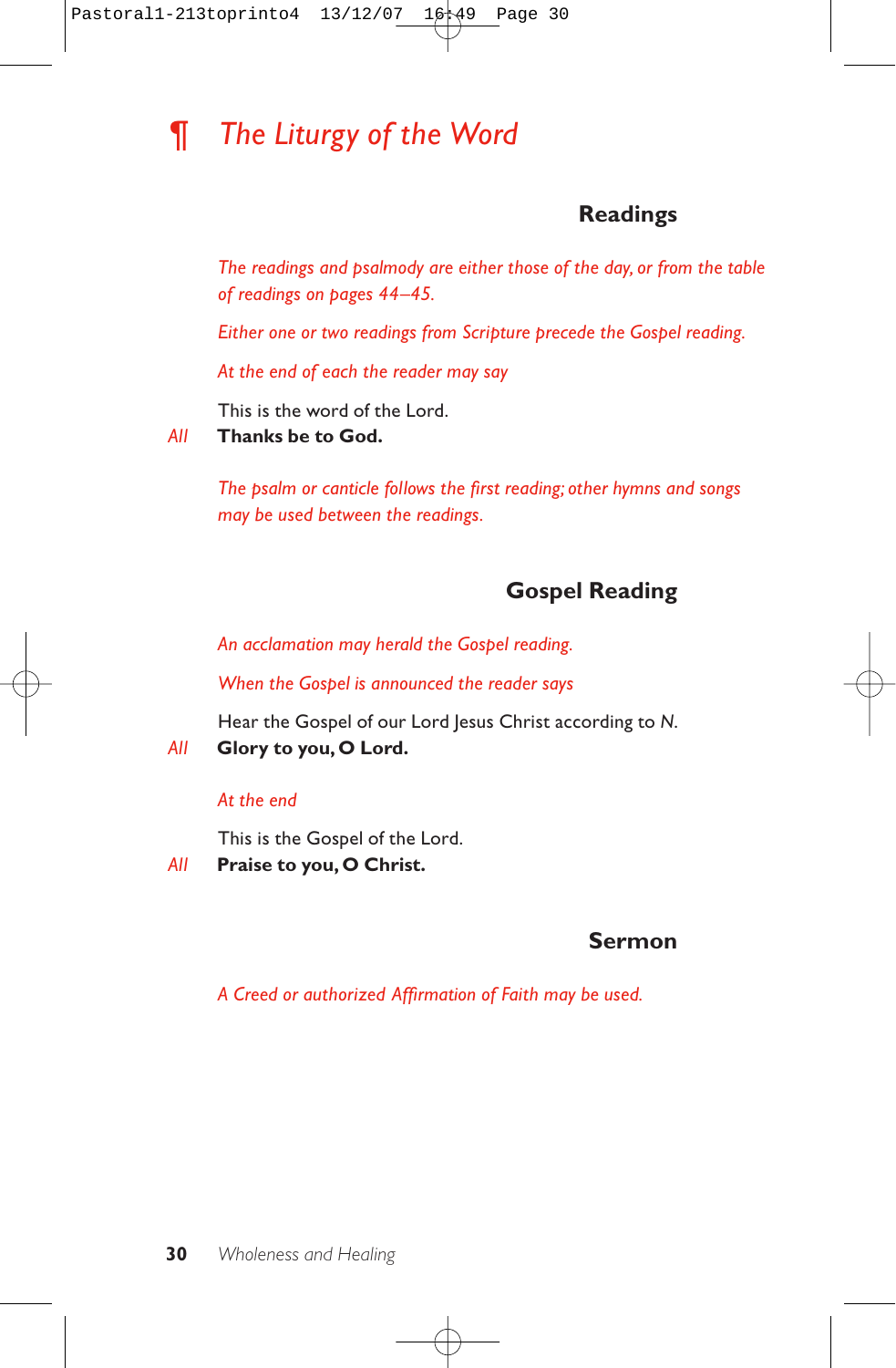# ¶ *The Liturgy of the Word*

## Readings

*The readings and psalmody are either those of the day, or from the table of readings on pages 44–45.*

*Either one or two readings from Scripture precede the Gospel reading.*

*At the end of each the reader may say*

This is the word of the Lord.

*All* **Thanks be to God.**

*The psalm or canticle follows the first reading; other hymns and songs may be used between the readings.*

## Gospel Reading

*An acclamation may herald the Gospel reading.*

*When the Gospel is announced the reader says*

Hear the Gospel of our Lord Jesus Christ according to *N.*

*All* **Glory to you, O Lord.**

*At the end*

This is the Gospel of the Lord.

*All* **Praise to you, O Christ.**

## Sermon

*A Creed or authorized Affirmation of Faith may be used.*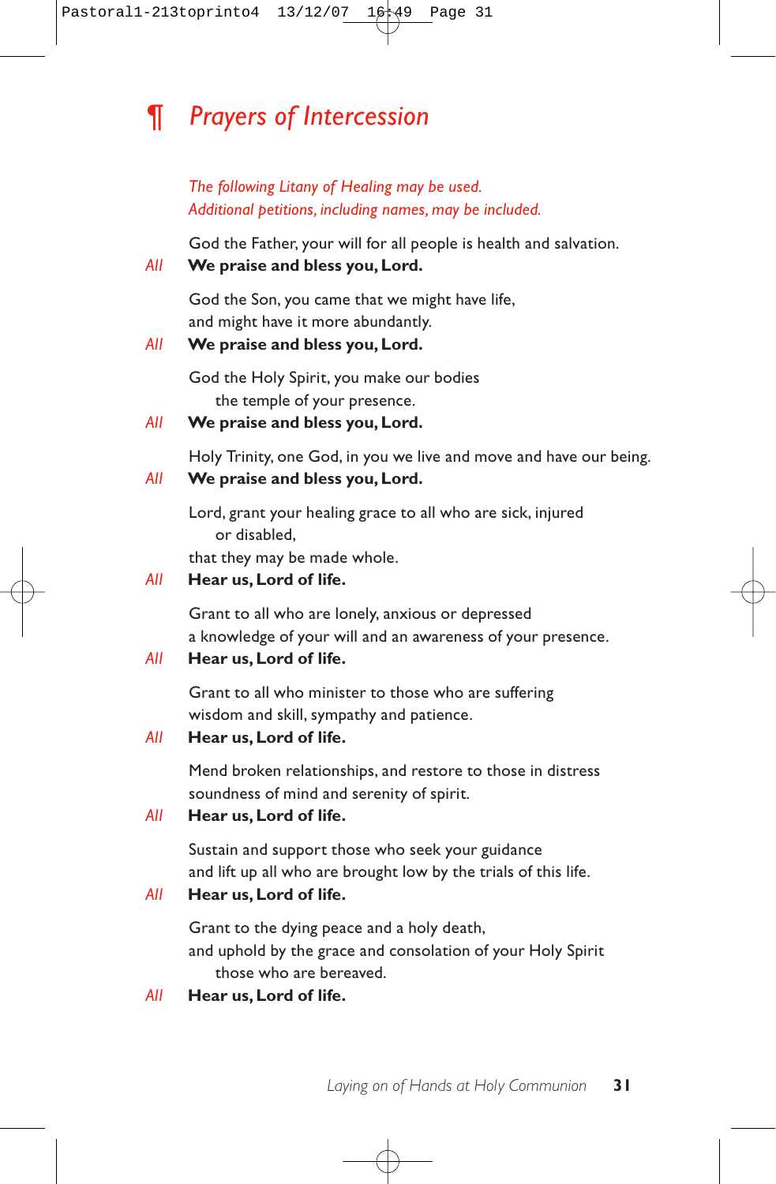## ¶ *Prayers of Intercession*

*The following Litany of Healing may be used.*
*Additional petitions, including names, may be included.*

God the Father, your will for all people is health and salvation.

*All* **We praise and bless you, Lord.**

God the Son, you came that we might have life,
and might have it more abundantly.

*All* **We praise and bless you, Lord.**

God the Holy Spirit, you make our bodies
the temple of your presence.

*All* **We praise and bless you, Lord.**

Holy Trinity, one God, in you we live and move and have our being.

*All* **We praise and bless you, Lord.**

Lord, grant your healing grace to all who are sick, injured
or disabled,
that they may be made whole.

*All* **Hear us, Lord of life.**

Grant to all who are lonely, anxious or depressed
a knowledge of your will and an awareness of your presence.

*All* **Hear us, Lord of life.**

Grant to all who minister to those who are suffering
wisdom and skill, sympathy and patience.

*All* **Hear us, Lord of life.**

Mend broken relationships, and restore to those in distress
soundness of mind and serenity of spirit.

*All* **Hear us, Lord of life.**

Sustain and support those who seek your guidance
and lift up all who are brought low by the trials of this life.

*All* **Hear us, Lord of life.**

Grant to the dying peace and a holy death,
and uphold by the grace and consolation of your Holy Spirit
those who are bereaved.

*All* **Hear us, Lord of life.**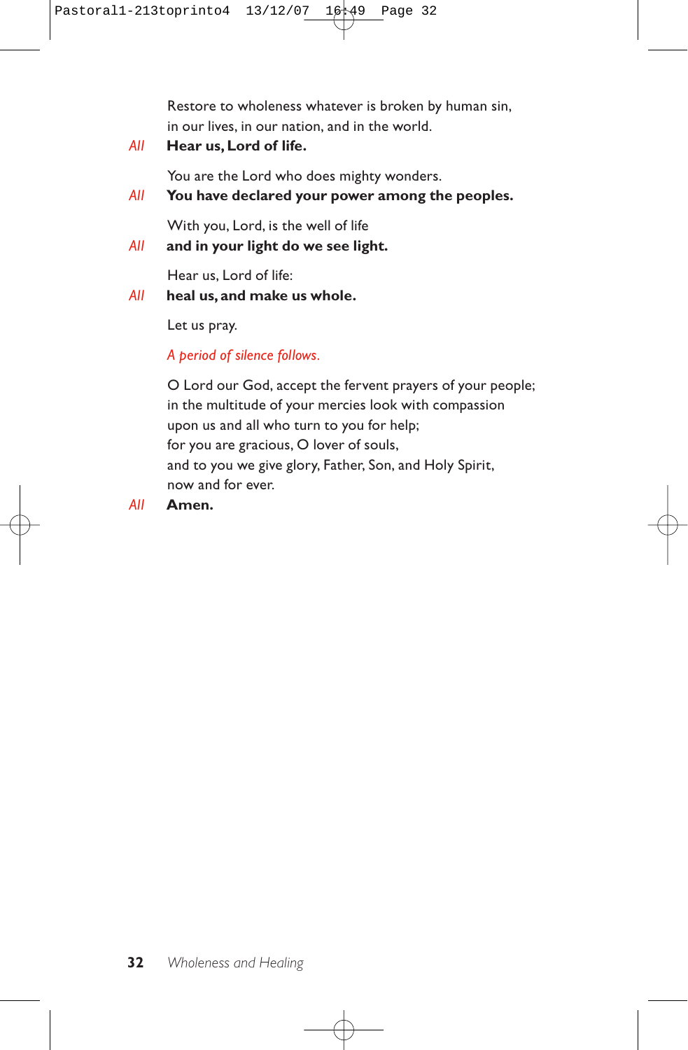Restore to wholeness whatever is broken by human sin,
in our lives, in our nation, and in the world.

*All* **Hear us, Lord of life.**

You are the Lord who does mighty wonders.

*All* **You have declared your power among the peoples.**

With you, Lord, is the well of life

*All* **and in your light do we see light.**

Hear us, Lord of life:

*All* **heal us, and make us whole.**

Let us pray.

*A period of silence follows.*

O Lord our God, accept the fervent prayers of your people;
in the multitude of your mercies look with compassion
upon us and all who turn to you for help;
for you are gracious, O lover of souls,
and to you we give glory, Father, Son, and Holy Spirit,
now and for ever.

*All* **Amen.**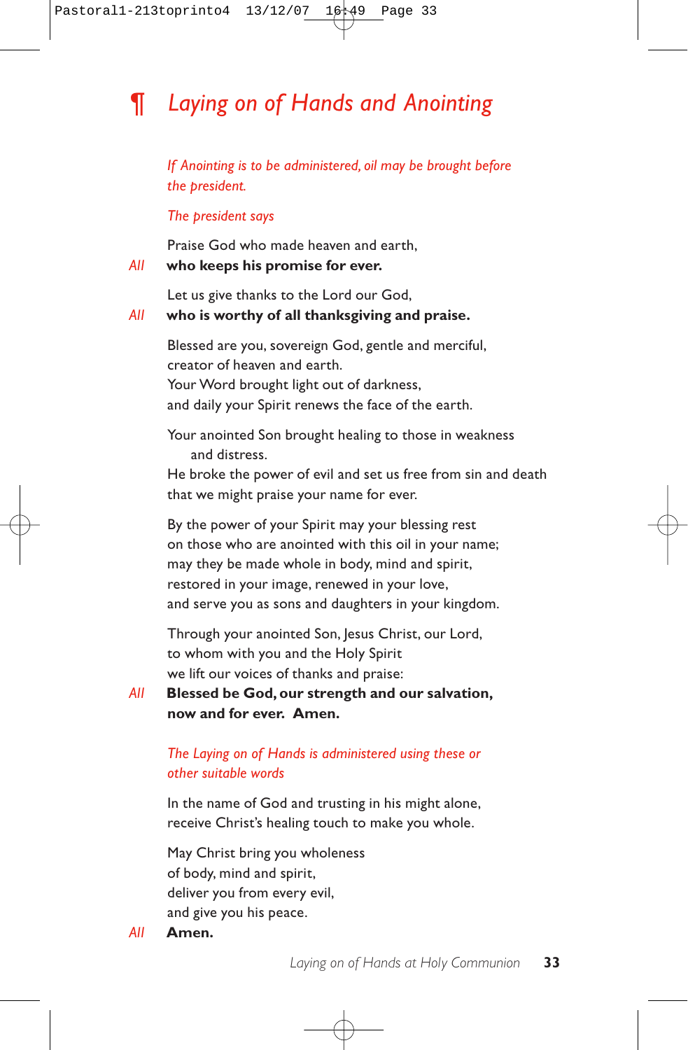## ¶ *Laying on of Hands and Anointing*

*If Anointing is to be administered, oil may be brought before the president.*

*The president says*

Praise God who made heaven and earth,

*All* **who keeps his promise for ever.**

Let us give thanks to the Lord our God,

*All* **who is worthy of all thanksgiving and praise.**

Blessed are you, sovereign God, gentle and merciful,
creator of heaven and earth.
Your Word brought light out of darkness,
and daily your Spirit renews the face of the earth.

Your anointed Son brought healing to those in weakness
 and distress.
He broke the power of evil and set us free from sin and death
that we might praise your name for ever.

By the power of your Spirit may your blessing rest
on those who are anointed with this oil in your name;
may they be made whole in body, mind and spirit,
restored in your image, renewed in your love,
and serve you as sons and daughters in your kingdom.

Through your anointed Son, Jesus Christ, our Lord,
to whom with you and the Holy Spirit
we lift our voices of thanks and praise:

*All* **Blessed be God, our strength and our salvation,
now and for ever. Amen.**

*The Laying on of Hands is administered using these or other suitable words*

In the name of God and trusting in his might alone,
receive Christ's healing touch to make you whole.

May Christ bring you wholeness
of body, mind and spirit,
deliver you from every evil,
and give you his peace.

*All* **Amen.**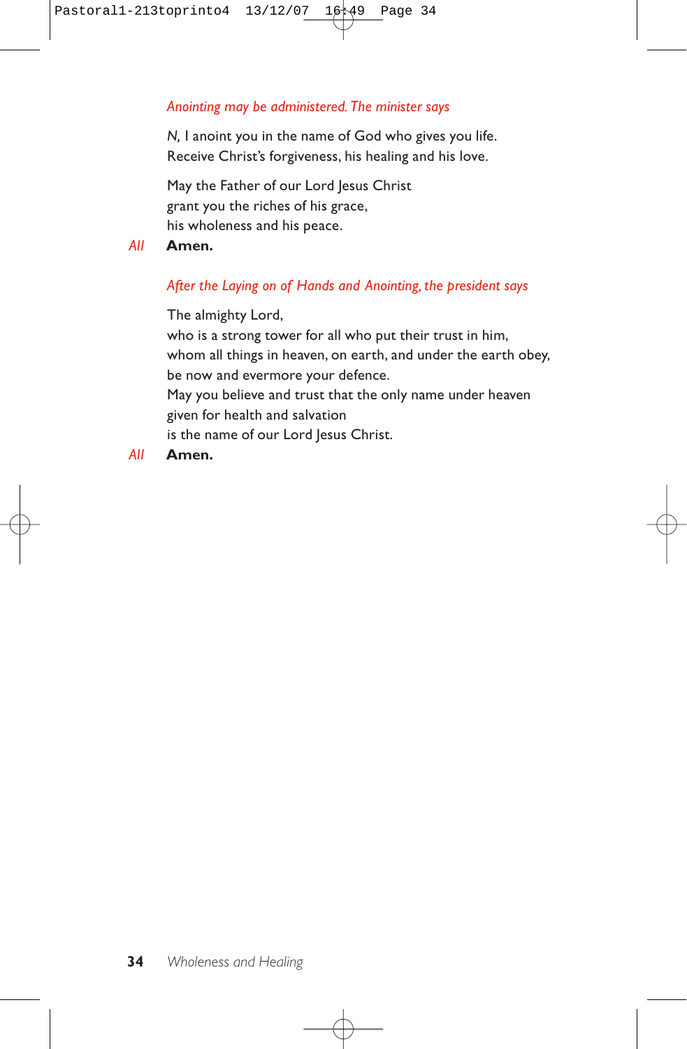*Anointing may be administered. The minister says*

*N,* I anoint you in the name of God who gives you life.
Receive Christ's forgiveness, his healing and his love.

May the Father of our Lord Jesus Christ
grant you the riches of his grace,
his wholeness and his peace.

*All* **Amen.**

*After the Laying on of Hands and Anointing, the president says*

The almighty Lord,
who is a strong tower for all who put their trust in him,
whom all things in heaven, on earth, and under the earth obey,
be now and evermore your defence.
May you believe and trust that the only name under heaven
given for health and salvation
is the name of our Lord Jesus Christ.

*All* **Amen.**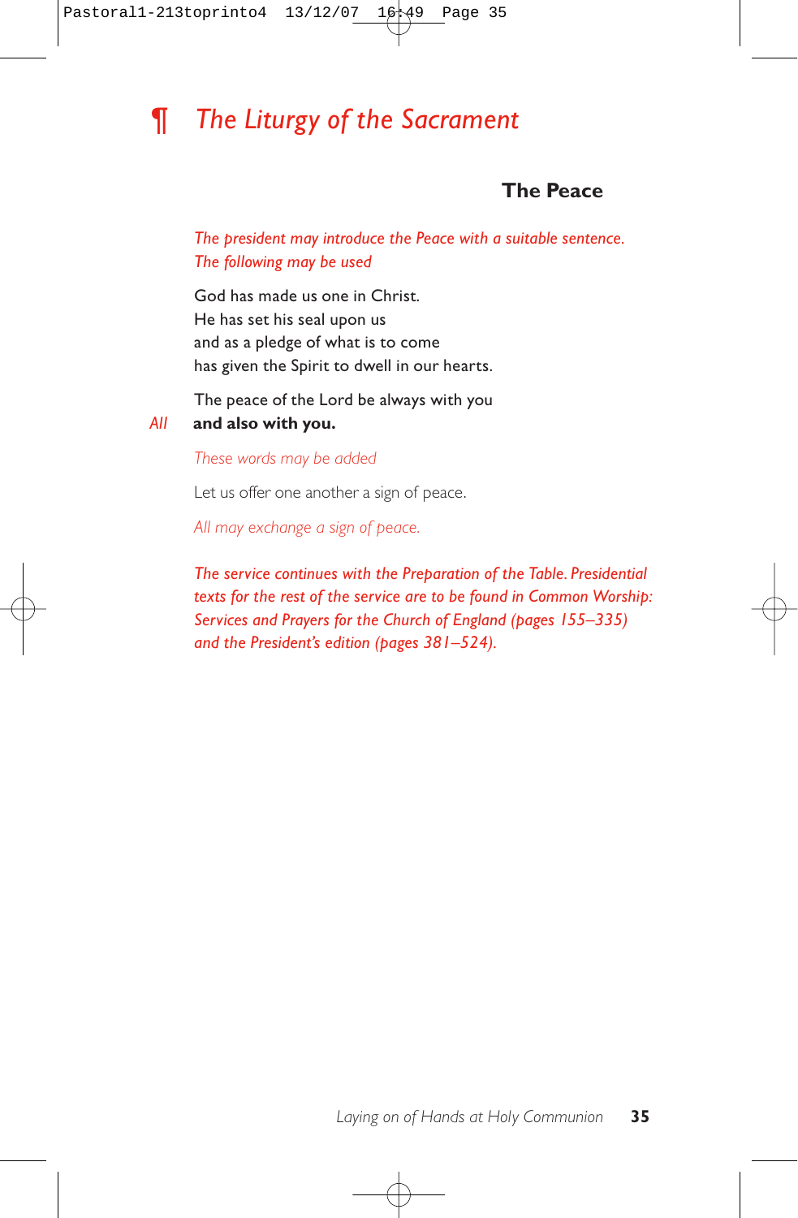# ¶ *The Liturgy of the Sacrament*

## The Peace

*The president may introduce the Peace with a suitable sentence. The following may be used*

God has made us one in Christ.
He has set his seal upon us
and as a pledge of what is to come
has given the Spirit to dwell in our hearts.

The peace of the Lord be always with you

*All* **and also with you.**

*These words may be added*

Let us offer one another a sign of peace.

*All may exchange a sign of peace.*

*The service continues with the Preparation of the Table. Presidential texts for the rest of the service are to be found in Common Worship: Services and Prayers for the Church of England (pages 155–335) and the President's edition (pages 381–524).*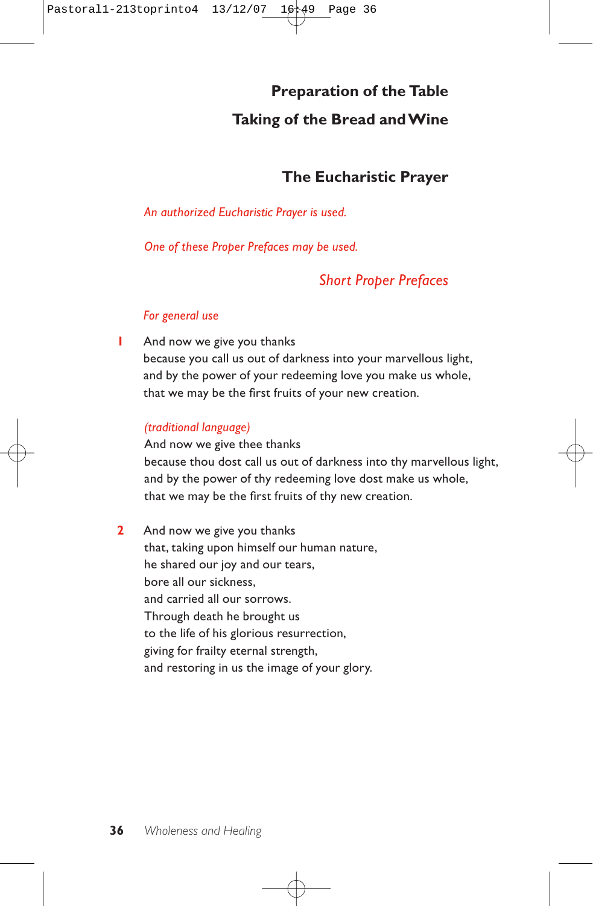## Preparation of the Table

## Taking of the Bread and Wine

## The Eucharistic Prayer

*An authorized Eucharistic Prayer is used.*

*One of these Proper Prefaces may be used.*

### *Short Proper Prefaces*

*For general use*

**1** And now we give you thanks
because you call us out of darkness into your marvellous light,
and by the power of your redeeming love you make us whole,
that we may be the first fruits of your new creation.

*(traditional language)*
And now we give thee thanks
because thou dost call us out of darkness into thy marvellous light,
and by the power of thy redeeming love dost make us whole,
that we may be the first fruits of thy new creation.

**2** And now we give you thanks
that, taking upon himself our human nature,
he shared our joy and our tears,
bore all our sickness,
and carried all our sorrows.
Through death he brought us
to the life of his glorious resurrection,
giving for frailty eternal strength,
and restoring in us the image of your glory.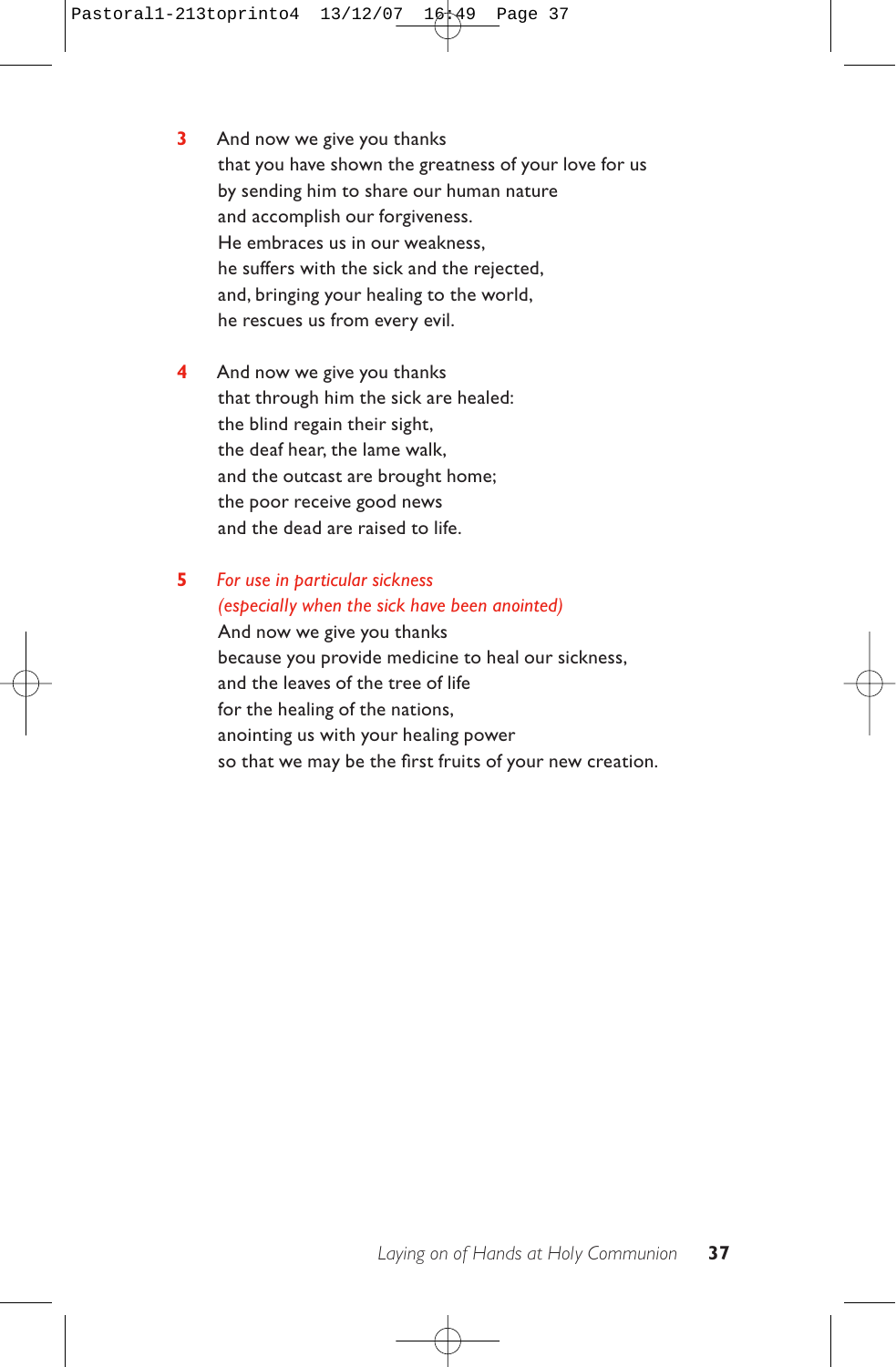**3** And now we give you thanks
that you have shown the greatness of your love for us
by sending him to share our human nature
and accomplish our forgiveness.
He embraces us in our weakness,
he suffers with the sick and the rejected,
and, bringing your healing to the world,
he rescues us from every evil.

**4** And now we give you thanks
that through him the sick are healed:
the blind regain their sight,
the deaf hear, the lame walk,
and the outcast are brought home;
the poor receive good news
and the dead are raised to life.

**5** *For use in particular sickness*
*(especially when the sick have been anointed)*
And now we give you thanks
because you provide medicine to heal our sickness,
and the leaves of the tree of life
for the healing of the nations,
anointing us with your healing power
so that we may be the first fruits of your new creation.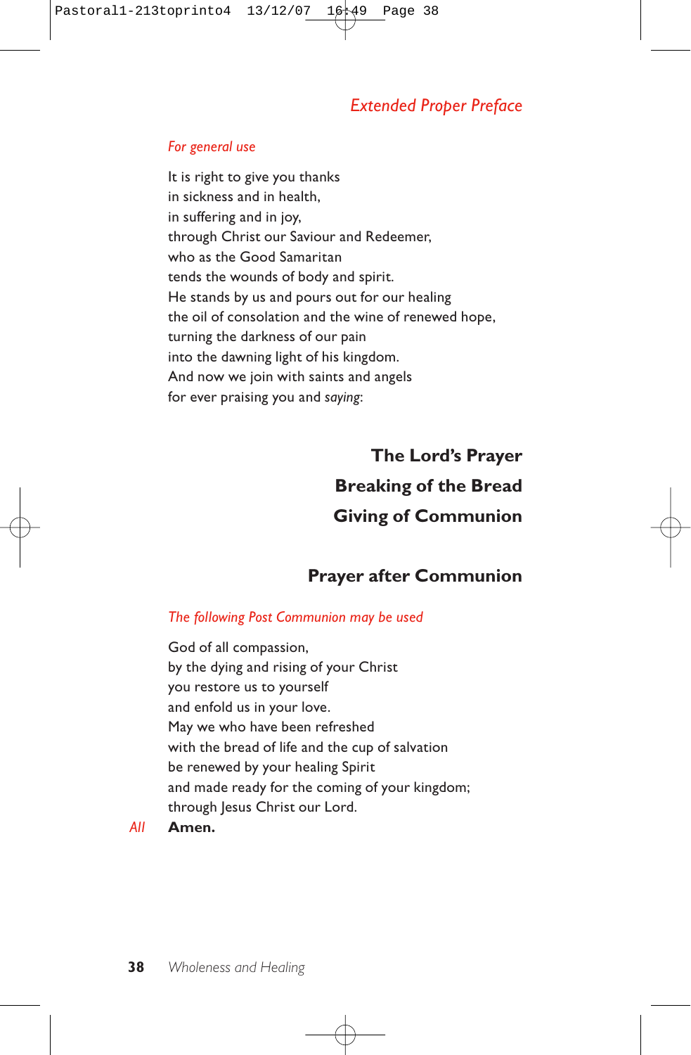## *Extended Proper Preface*

*For general use*

It is right to give you thanks
in sickness and in health,
in suffering and in joy,
through Christ our Saviour and Redeemer,
who as the Good Samaritan
tends the wounds of body and spirit.
He stands by us and pours out for our healing
the oil of consolation and the wine of renewed hope,
turning the darkness of our pain
into the dawning light of his kingdom.
And now we join with saints and angels
for ever praising you and *saying*:

## The Lord's Prayer

## Breaking of the Bread

## Giving of Communion

## Prayer after Communion

*The following Post Communion may be used*

God of all compassion,
by the dying and rising of your Christ
you restore us to yourself
and enfold us in your love.
May we who have been refreshed
with the bread of life and the cup of salvation
be renewed by your healing Spirit
and made ready for the coming of your kingdom;
through Jesus Christ our Lord.

*All* **Amen.**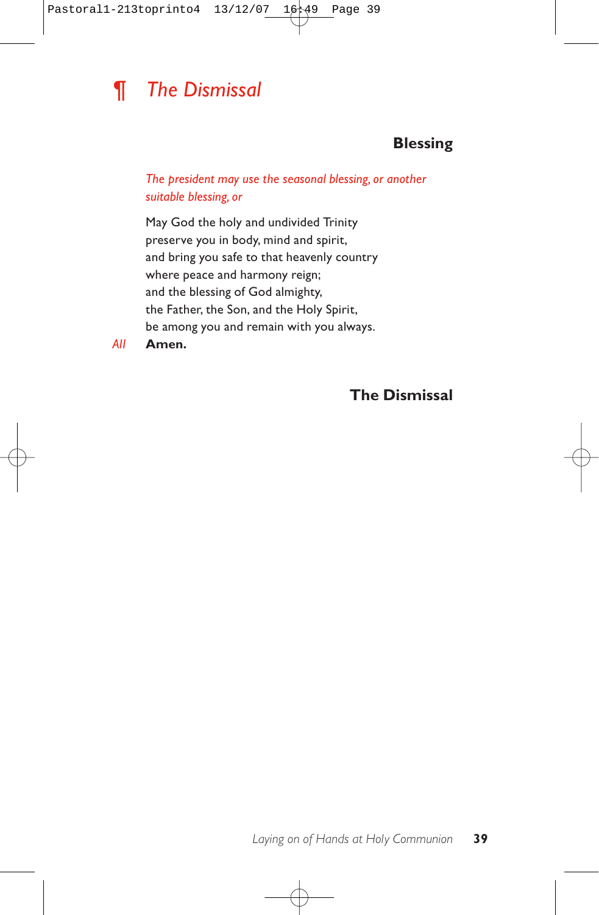# ¶ *The Dismissal*

### Blessing

*The president may use the seasonal blessing, or another suitable blessing, or*

May God the holy and undivided Trinity
preserve you in body, mind and spirit,
and bring you safe to that heavenly country
where peace and harmony reign;
and the blessing of God almighty,
the Father, the Son, and the Holy Spirit,
be among you and remain with you always.

*All* **Amen.**

### The Dismissal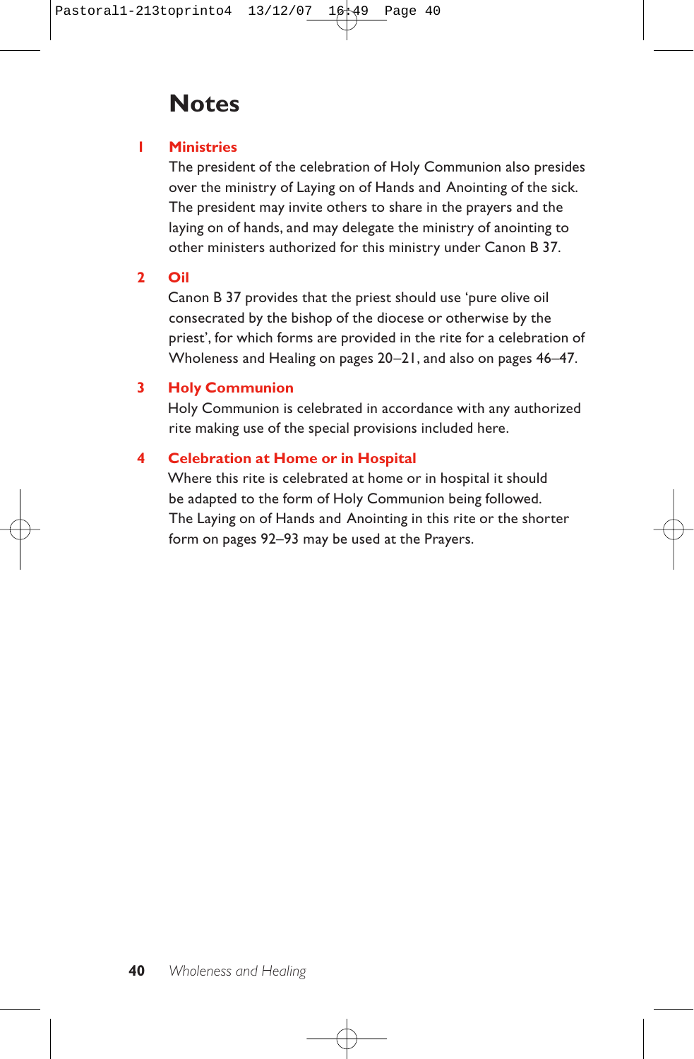# Notes

## 1 Ministries

The president of the celebration of Holy Communion also presides over the ministry of Laying on of Hands and Anointing of the sick. The president may invite others to share in the prayers and the laying on of hands, and may delegate the ministry of anointing to other ministers authorized for this ministry under Canon B 37.

## 2 Oil

Canon B 37 provides that the priest should use 'pure olive oil consecrated by the bishop of the diocese or otherwise by the priest', for which forms are provided in the rite for a celebration of Wholeness and Healing on pages 20–21, and also on pages 46–47.

## 3 Holy Communion

Holy Communion is celebrated in accordance with any authorized rite making use of the special provisions included here.

## 4 Celebration at Home or in Hospital

Where this rite is celebrated at home or in hospital it should be adapted to the form of Holy Communion being followed. The Laying on of Hands and Anointing in this rite or the shorter form on pages 92–93 may be used at the Prayers.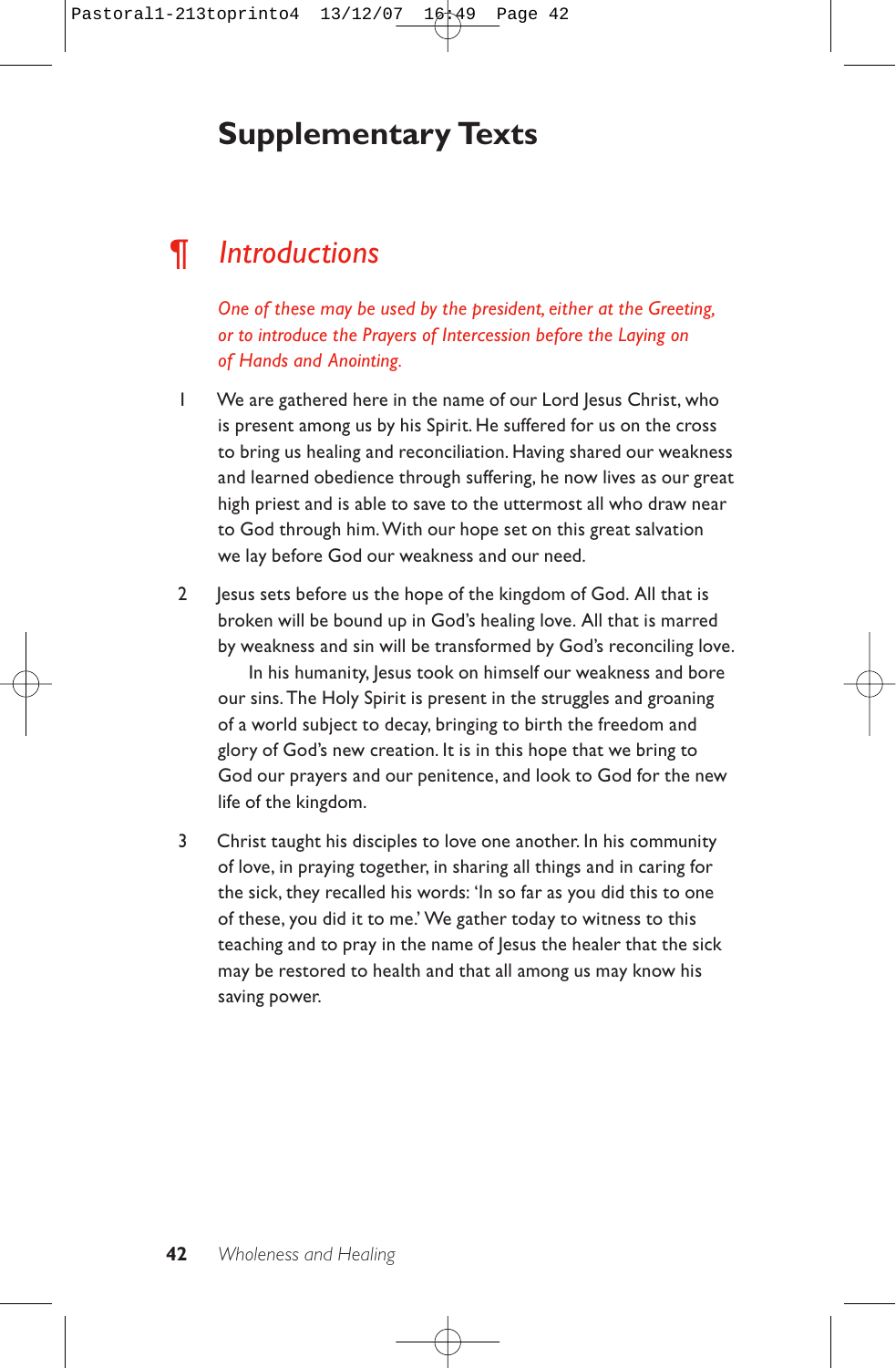# Supplementary Texts

## ¶ *Introductions*

*One of these may be used by the president, either at the Greeting, or to introduce the Prayers of Intercession before the Laying on of Hands and Anointing.*

1. We are gathered here in the name of our Lord Jesus Christ, who is present among us by his Spirit. He suffered for us on the cross to bring us healing and reconciliation. Having shared our weakness and learned obedience through suffering, he now lives as our great high priest and is able to save to the uttermost all who draw near to God through him. With our hope set on this great salvation we lay before God our weakness and our need.

2. Jesus sets before us the hope of the kingdom of God. All that is broken will be bound up in God's healing love. All that is marred by weakness and sin will be transformed by God's reconciling love.

   In his humanity, Jesus took on himself our weakness and bore our sins. The Holy Spirit is present in the struggles and groaning of a world subject to decay, bringing to birth the freedom and glory of God's new creation. It is in this hope that we bring to God our prayers and our penitence, and look to God for the new life of the kingdom.

3. Christ taught his disciples to love one another. In his community of love, in praying together, in sharing all things and in caring for the sick, they recalled his words: 'In so far as you did this to one of these, you did it to me.' We gather today to witness to this teaching and to pray in the name of Jesus the healer that the sick may be restored to health and that all among us may know his saving power.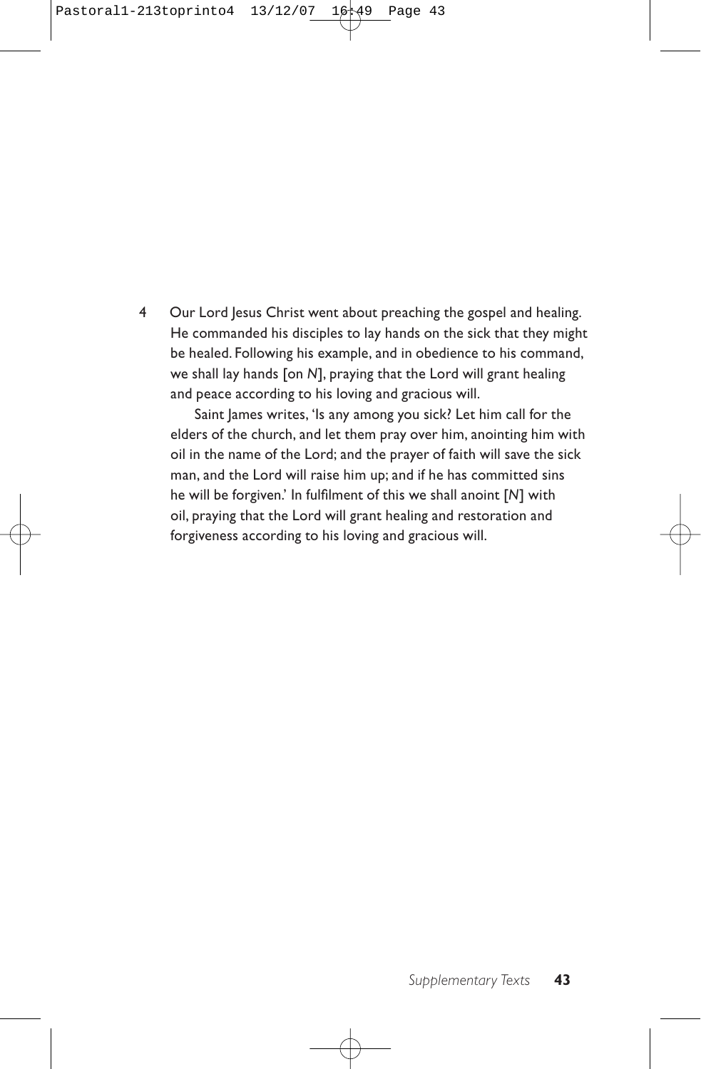4 Our Lord Jesus Christ went about preaching the gospel and healing. He commanded his disciples to lay hands on the sick that they might be healed. Following his example, and in obedience to his command, we shall lay hands [on *N*], praying that the Lord will grant healing and peace according to his loving and gracious will.

Saint James writes, 'Is any among you sick? Let him call for the elders of the church, and let them pray over him, anointing him with oil in the name of the Lord; and the prayer of faith will save the sick man, and the Lord will raise him up; and if he has committed sins he will be forgiven.' In fulfilment of this we shall anoint [*N*] with oil, praying that the Lord will grant healing and restoration and forgiveness according to his loving and gracious will.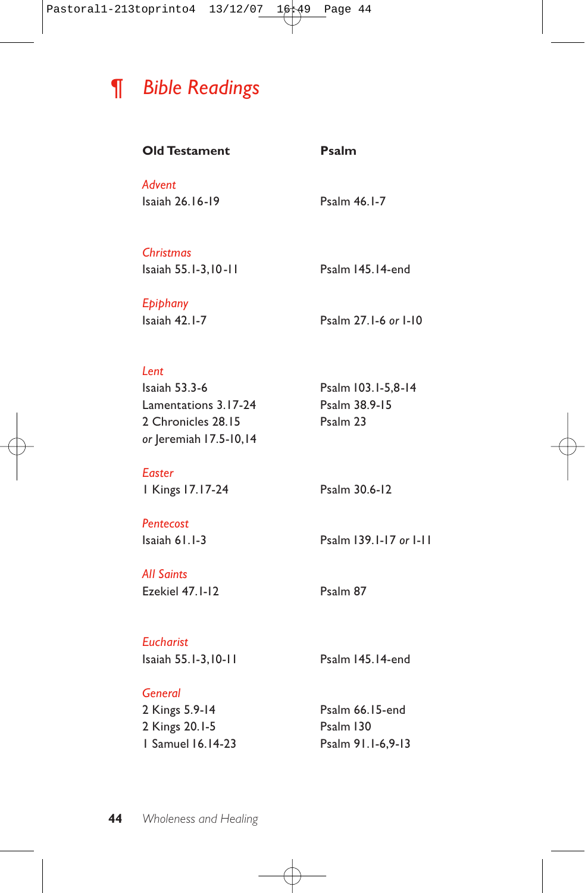# ¶ Bible Readings

| Old Testament | Psalm |
|---|---|
| *Advent* | |
| Isaiah 26.16-19 | Psalm 46.1-7 |
| *Christmas* | |
| Isaiah 55.1-3,10-11 | Psalm 145.14-end |
| *Epiphany* | |
| Isaiah 42.1-7 | Psalm 27.1-6 *or* 1-10 |
| *Lent* | |
| Isaiah 53.3-6 | Psalm 103.1-5,8-14 |
| Lamentations 3.17-24 | Psalm 38.9-15 |
| 2 Chronicles 28.15 | Psalm 23 |
| *or* Jeremiah 17.5-10,14 | |
| *Easter* | |
| 1 Kings 17.17-24 | Psalm 30.6-12 |
| *Pentecost* | |
| Isaiah 61.1-3 | Psalm 139.1-17 *or* 1-11 |
| *All Saints* | |
| Ezekiel 47.1-12 | Psalm 87 |
| *Eucharist* | |
| Isaiah 55.1-3,10-11 | Psalm 145.14-end |
| *General* | |
| 2 Kings 5.9-14 | Psalm 66.15-end |
| 2 Kings 20.1-5 | Psalm 130 |
| 1 Samuel 16.14-23 | Psalm 91.1-6,9-13 |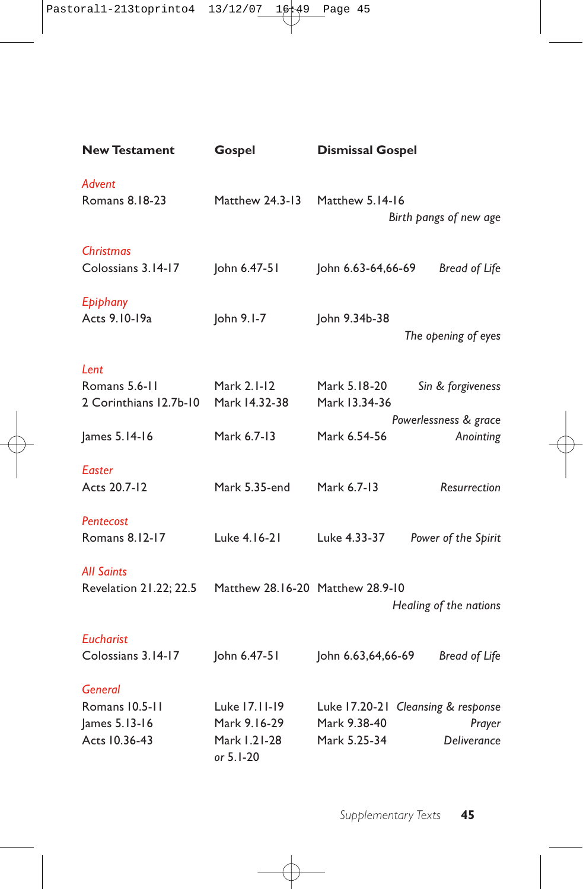| New Testament | Gospel | Dismissal Gospel | |
|---|---|---|---|
| *Advent* | | | |
| Romans 8.18-23 | Matthew 24.3-13 | Matthew 5.14-16 | *Birth pangs of new age* |
| *Christmas* | | | |
| Colossians 3.14-17 | John 6.47-51 | John 6.63-64,66-69 | *Bread of Life* |
| *Epiphany* | | | |
| Acts 9.10-19a | John 9.1-7 | John 9.34b-38 | *The opening of eyes* |
| *Lent* | | | |
| Romans 5.6-11 | Mark 2.1-12 | Mark 5.18-20 | *Sin & forgiveness* |
| 2 Corinthians 12.7b-10 | Mark 14.32-38 | Mark 13.34-36 | *Powerlessness & grace* |
| James 5.14-16 | Mark 6.7-13 | Mark 6.54-56 | *Anointing* |
| *Easter* | | | |
| Acts 20.7-12 | Mark 5.35-end | Mark 6.7-13 | *Resurrection* |
| *Pentecost* | | | |
| Romans 8.12-17 | Luke 4.16-21 | Luke 4.33-37 | *Power of the Spirit* |
| *All Saints* | | | |
| Revelation 21.22; 22.5 | Matthew 28.16-20 | Matthew 28.9-10 | *Healing of the nations* |
| *Eucharist* | | | |
| Colossians 3.14-17 | John 6.47-51 | John 6.63,64,66-69 | *Bread of Life* |
| *General* | | | |
| Romans 10.5-11 | Luke 17.11-19 | Luke 17.20-21 | *Cleansing & response* |
| James 5.13-16 | Mark 9.16-29 | Mark 9.38-40 | *Prayer* |
| Acts 10.36-43 | Mark 1.21-28 *or* 5.1-20 | Mark 5.25-34 | *Deliverance* |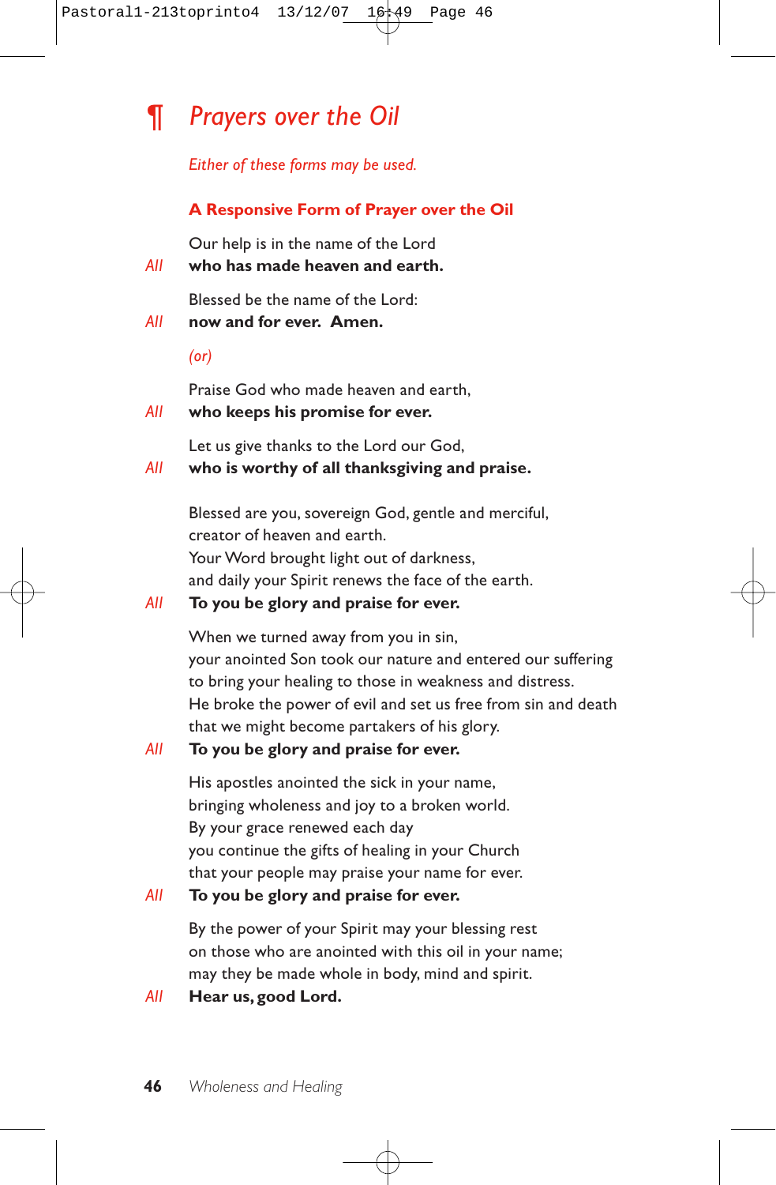## ¶ *Prayers over the Oil*

*Either of these forms may be used.*

### A Responsive Form of Prayer over the Oil

Our help is in the name of the Lord
*All* **who has made heaven and earth.**

Blessed be the name of the Lord:
*All* **now and for ever. Amen.**

*(or)*

Praise God who made heaven and earth,
*All* **who keeps his promise for ever.**

Let us give thanks to the Lord our God,
*All* **who is worthy of all thanksgiving and praise.**

Blessed are you, sovereign God, gentle and merciful,
creator of heaven and earth.
Your Word brought light out of darkness,
and daily your Spirit renews the face of the earth.
*All* **To you be glory and praise for ever.**

When we turned away from you in sin,
your anointed Son took our nature and entered our suffering
to bring your healing to those in weakness and distress.
He broke the power of evil and set us free from sin and death
that we might become partakers of his glory.
*All* **To you be glory and praise for ever.**

His apostles anointed the sick in your name,
bringing wholeness and joy to a broken world.
By your grace renewed each day
you continue the gifts of healing in your Church
that your people may praise your name for ever.
*All* **To you be glory and praise for ever.**

By the power of your Spirit may your blessing rest
on those who are anointed with this oil in your name;
may they be made whole in body, mind and spirit.
*All* **Hear us, good Lord.**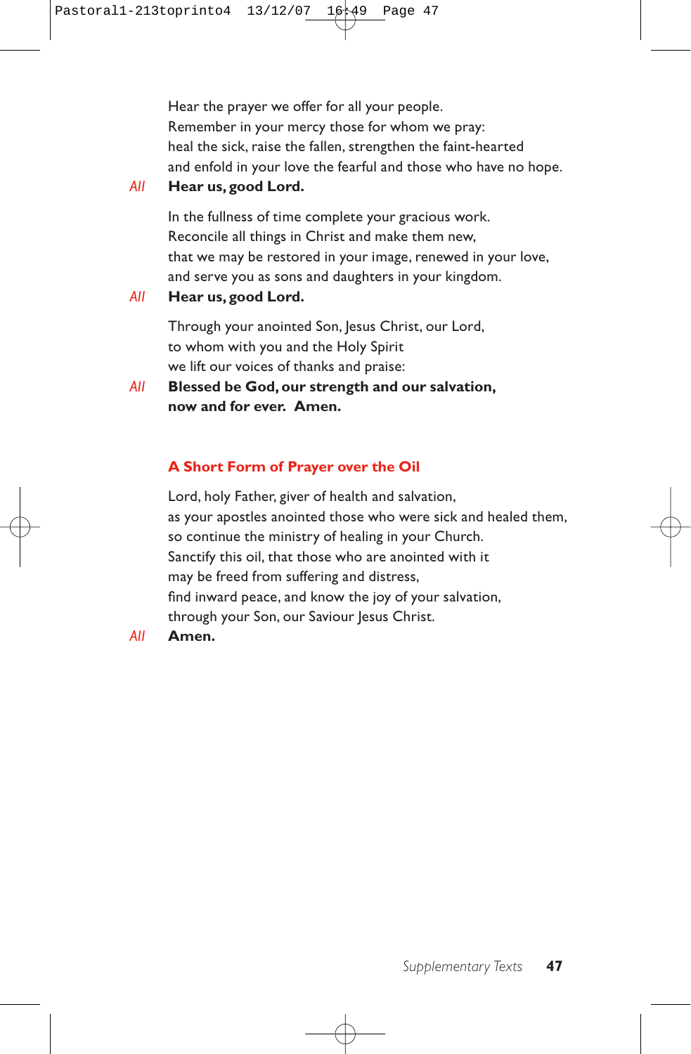Hear the prayer we offer for all your people.
Remember in your mercy those for whom we pray:
heal the sick, raise the fallen, strengthen the faint-hearted
and enfold in your love the fearful and those who have no hope.

*All* **Hear us, good Lord.**

In the fullness of time complete your gracious work.
Reconcile all things in Christ and make them new,
that we may be restored in your image, renewed in your love,
and serve you as sons and daughters in your kingdom.

*All* **Hear us, good Lord.**

Through your anointed Son, Jesus Christ, our Lord,
to whom with you and the Holy Spirit
we lift our voices of thanks and praise:

*All* **Blessed be God, our strength and our salvation,**
**now and for ever. Amen.**

## A Short Form of Prayer over the Oil

Lord, holy Father, giver of health and salvation,
as your apostles anointed those who were sick and healed them,
so continue the ministry of healing in your Church.
Sanctify this oil, that those who are anointed with it
may be freed from suffering and distress,
find inward peace, and know the joy of your salvation,
through your Son, our Saviour Jesus Christ.

*All* **Amen.**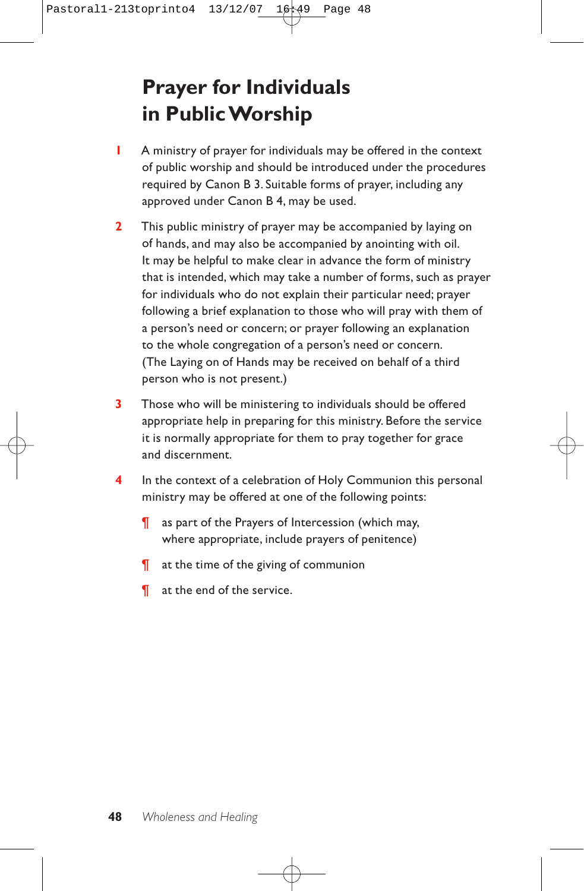# Prayer for Individuals in Public Worship

1. A ministry of prayer for individuals may be offered in the context of public worship and should be introduced under the procedures required by Canon B 3. Suitable forms of prayer, including any approved under Canon B 4, may be used.

2. This public ministry of prayer may be accompanied by laying on of hands, and may also be accompanied by anointing with oil. It may be helpful to make clear in advance the form of ministry that is intended, which may take a number of forms, such as prayer for individuals who do not explain their particular need; prayer following a brief explanation to those who will pray with them of a person's need or concern; or prayer following an explanation to the whole congregation of a person's need or concern. (The Laying on of Hands may be received on behalf of a third person who is not present.)

3. Those who will be ministering to individuals should be offered appropriate help in preparing for this ministry. Before the service it is normally appropriate for them to pray together for grace and discernment.

4. In the context of a celebration of Holy Communion this personal ministry may be offered at one of the following points:

   ¶ as part of the Prayers of Intercession (which may, where appropriate, include prayers of penitence)

   ¶ at the time of the giving of communion

   ¶ at the end of the service.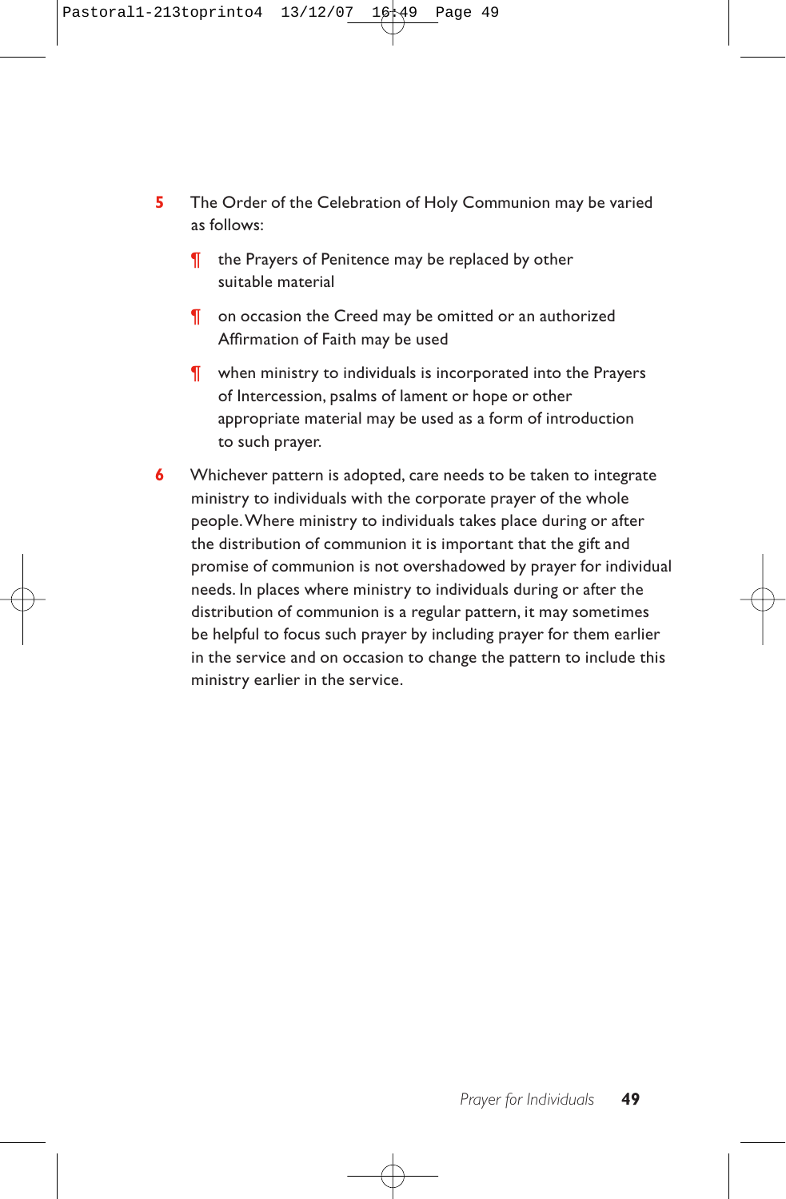**5** The Order of the Celebration of Holy Communion may be varied as follows:

¶ the Prayers of Penitence may be replaced by other suitable material

¶ on occasion the Creed may be omitted or an authorized Affirmation of Faith may be used

¶ when ministry to individuals is incorporated into the Prayers of Intercession, psalms of lament or hope or other appropriate material may be used as a form of introduction to such prayer.

**6** Whichever pattern is adopted, care needs to be taken to integrate ministry to individuals with the corporate prayer of the whole people. Where ministry to individuals takes place during or after the distribution of communion it is important that the gift and promise of communion is not overshadowed by prayer for individual needs. In places where ministry to individuals during or after the distribution of communion is a regular pattern, it may sometimes be helpful to focus such prayer by including prayer for them earlier in the service and on occasion to change the pattern to include this ministry earlier in the service.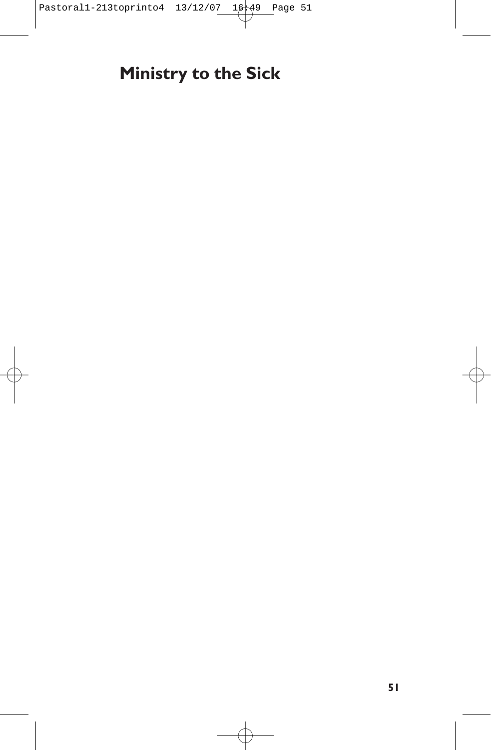# Ministry to the Sick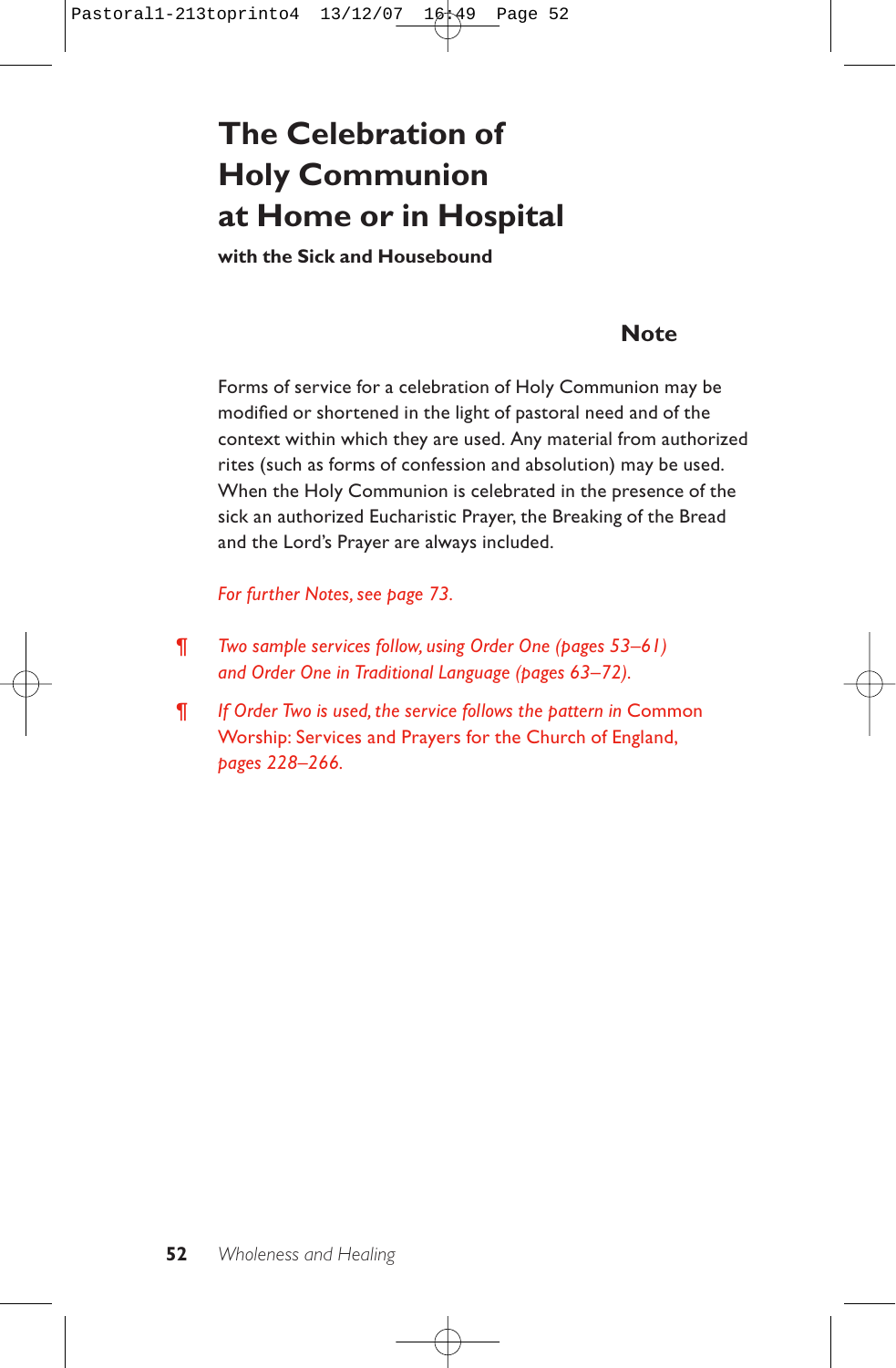# The Celebration of Holy Communion at Home or in Hospital

**with the Sick and Housebound**

## Note

Forms of service for a celebration of Holy Communion may be modified or shortened in the light of pastoral need and of the context within which they are used. Any material from authorized rites (such as forms of confession and absolution) may be used. When the Holy Communion is celebrated in the presence of the sick an authorized Eucharistic Prayer, the Breaking of the Bread and the Lord's Prayer are always included.

*For further Notes, see page 73.*

¶ *Two sample services follow, using Order One (pages 53–61) and Order One in Traditional Language (pages 63–72).*

¶ *If Order Two is used, the service follows the pattern in* Common Worship: Services and Prayers for the Church of England, *pages 228–266.*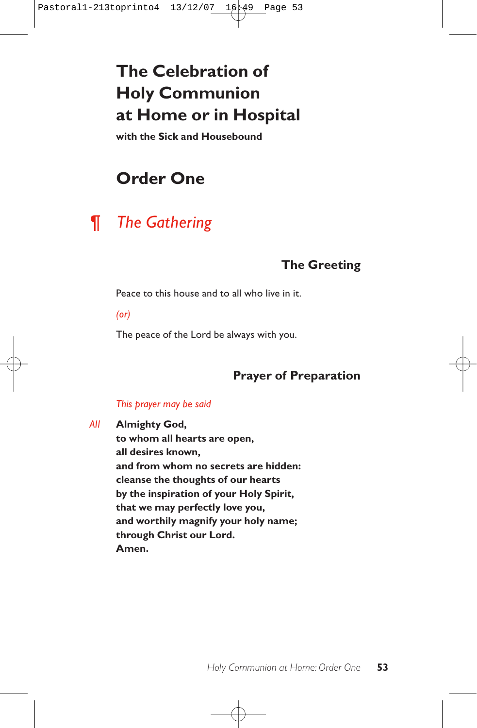# The Celebration of Holy Communion at Home or in Hospital

**with the Sick and Housebound**

## Order One

## ¶ *The Gathering*

### The Greeting

Peace to this house and to all who live in it.

*(or)*

The peace of the Lord be always with you.

### Prayer of Preparation

*This prayer may be said*

*All* **Almighty God,**
**to whom all hearts are open,**
**all desires known,**
**and from whom no secrets are hidden:**
**cleanse the thoughts of our hearts**
**by the inspiration of your Holy Spirit,**
**that we may perfectly love you,**
**and worthily magnify your holy name;**
**through Christ our Lord.**
**Amen.**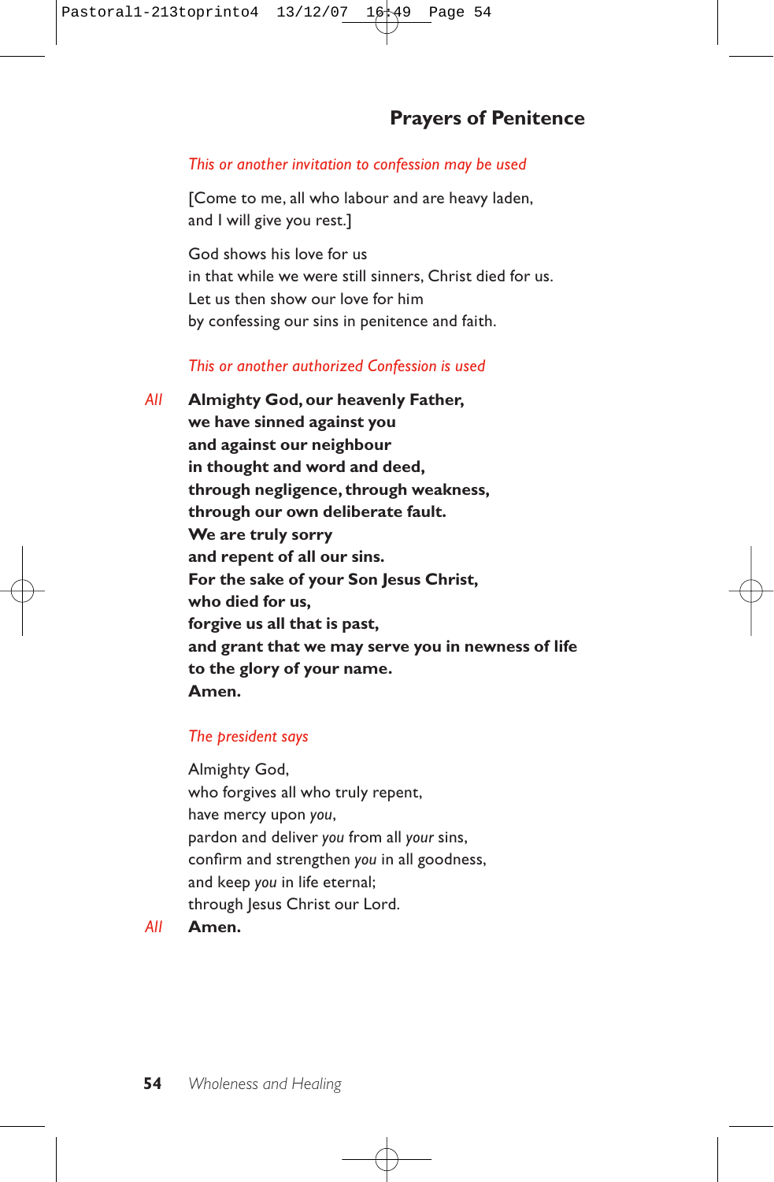## Prayers of Penitence

*This or another invitation to confession may be used*

[Come to me, all who labour and are heavy laden,  
and I will give you rest.]

God shows his love for us  
in that while we were still sinners, Christ died for us.  
Let us then show our love for him  
by confessing our sins in penitence and faith.

*This or another authorized Confession is used*

*All* **Almighty God, our heavenly Father,**  
**we have sinned against you**  
**and against our neighbour**  
**in thought and word and deed,**  
**through negligence, through weakness,**  
**through our own deliberate fault.**  
**We are truly sorry**  
**and repent of all our sins.**  
**For the sake of your Son Jesus Christ,**  
**who died for us,**  
**forgive us all that is past,**  
**and grant that we may serve you in newness of life**  
**to the glory of your name.**  
**Amen.**

*The president says*

Almighty God,  
who forgives all who truly repent,  
have mercy upon *you*,  
pardon and deliver *you* from all *your* sins,  
confirm and strengthen *you* in all goodness,  
and keep *you* in life eternal;  
through Jesus Christ our Lord.

*All* **Amen.**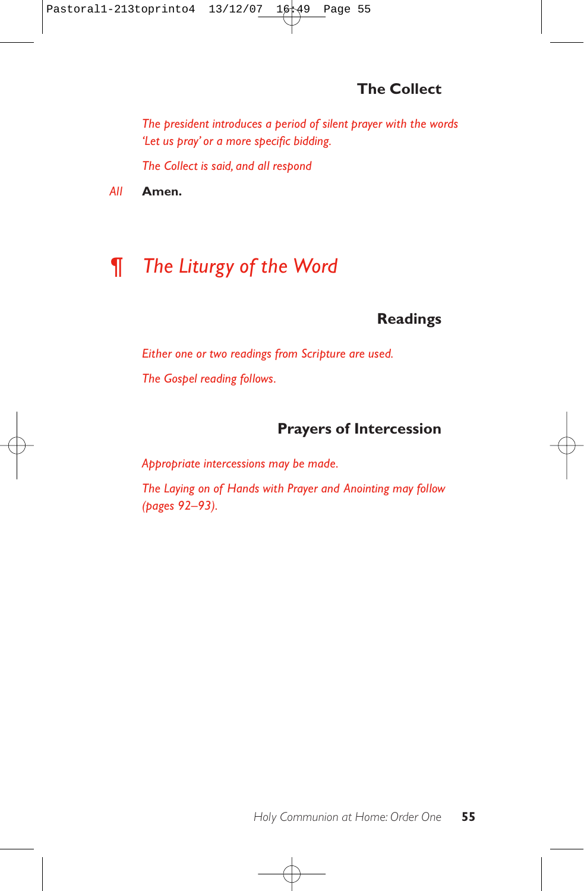### The Collect

*The president introduces a period of silent prayer with the words 'Let us pray' or a more specific bidding.*

*The Collect is said, and all respond*

*All* **Amen.**

## ¶ *The Liturgy of the Word*

### Readings

*Either one or two readings from Scripture are used.*

*The Gospel reading follows.*

### Prayers of Intercession

*Appropriate intercessions may be made.*

*The Laying on of Hands with Prayer and Anointing may follow (pages 92–93).*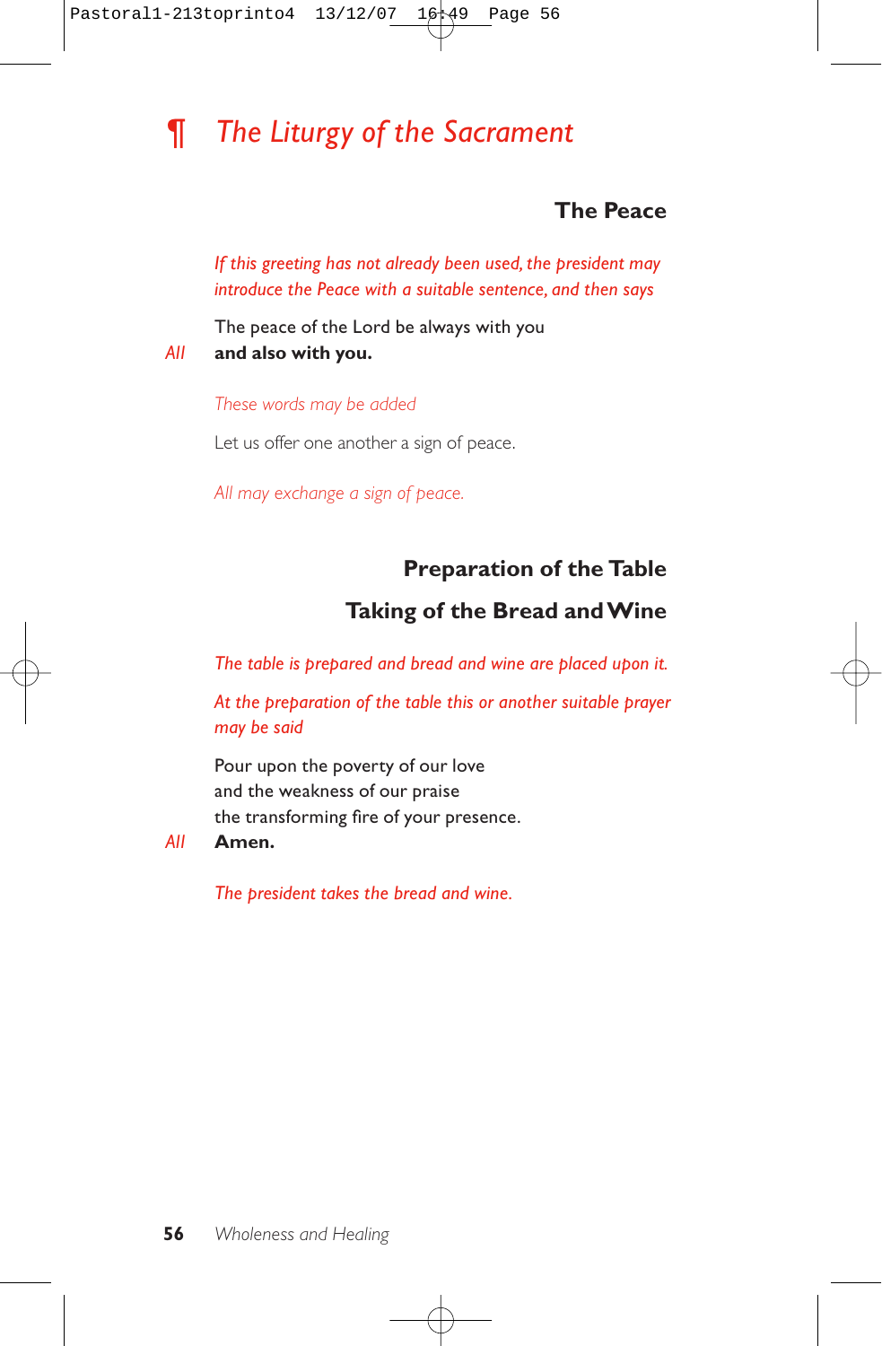# ¶ *The Liturgy of the Sacrament*

### The Peace

*If this greeting has not already been used, the president may introduce the Peace with a suitable sentence, and then says*

The peace of the Lord be always with you

*All* **and also with you.**

*These words may be added*

Let us offer one another a sign of peace.

*All may exchange a sign of peace.*

### Preparation of the Table

### Taking of the Bread and Wine

*The table is prepared and bread and wine are placed upon it.*

*At the preparation of the table this or another suitable prayer may be said*

Pour upon the poverty of our love
and the weakness of our praise
the transforming fire of your presence.

*All* **Amen.**

*The president takes the bread and wine.*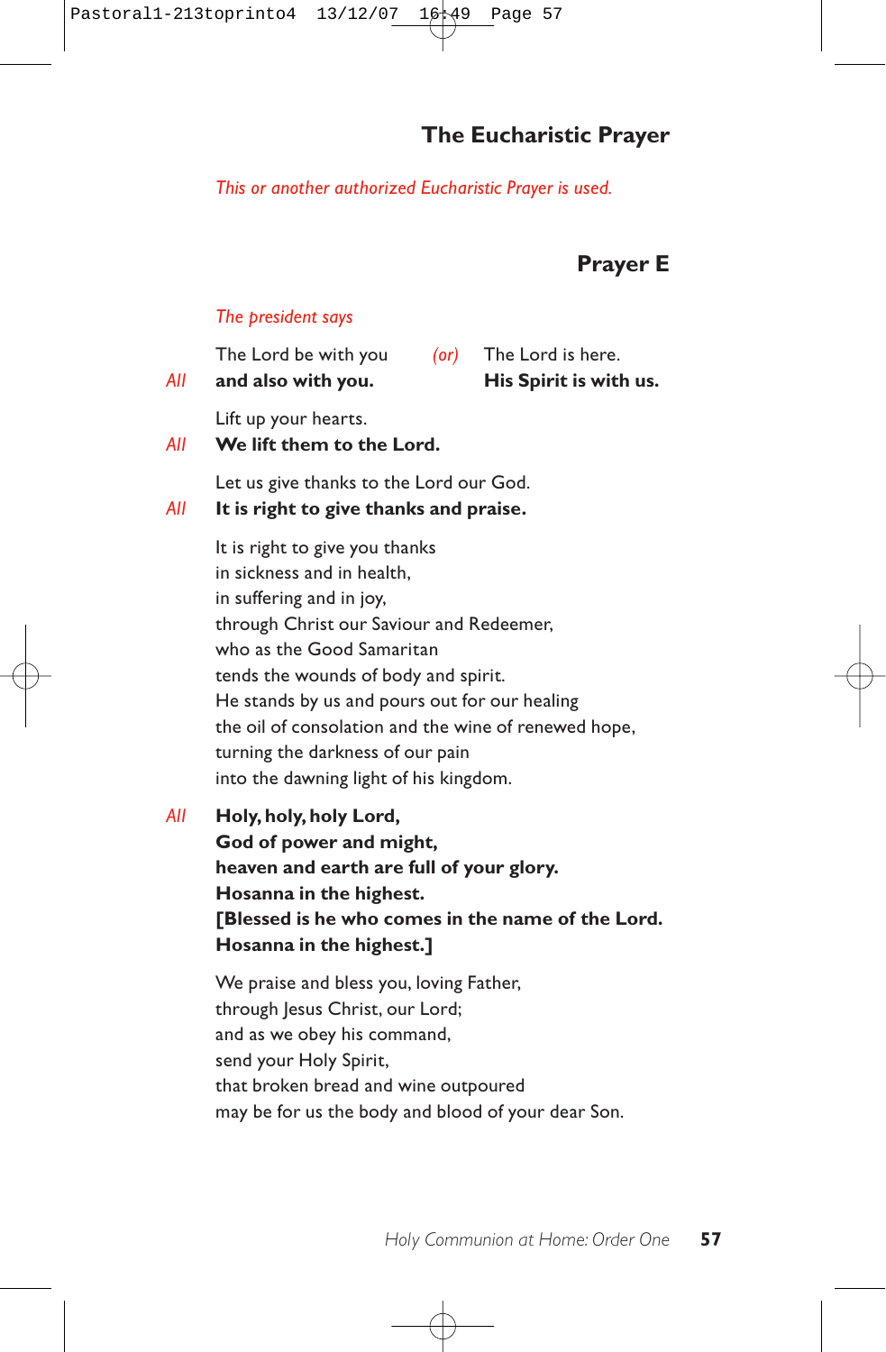## The Eucharistic Prayer

*This or another authorized Eucharistic Prayer is used.*

### Prayer E

*The president says*

The Lord be with you *(or)* The Lord is here.
*All* **and also with you.** **His Spirit is with us.**

Lift up your hearts.
*All* **We lift them to the Lord.**

Let us give thanks to the Lord our God.
*All* **It is right to give thanks and praise.**

It is right to give you thanks
in sickness and in health,
in suffering and in joy,
through Christ our Saviour and Redeemer,
who as the Good Samaritan
tends the wounds of body and spirit.
He stands by us and pours out for our healing
the oil of consolation and the wine of renewed hope,
turning the darkness of our pain
into the dawning light of his kingdom.

*All* **Holy, holy, holy Lord,**
**God of power and might,**
**heaven and earth are full of your glory.**
**Hosanna in the highest.**
**[Blessed is he who comes in the name of the Lord.**
**Hosanna in the highest.]**

We praise and bless you, loving Father,
through Jesus Christ, our Lord;
and as we obey his command,
send your Holy Spirit,
that broken bread and wine outpoured
may be for us the body and blood of your dear Son.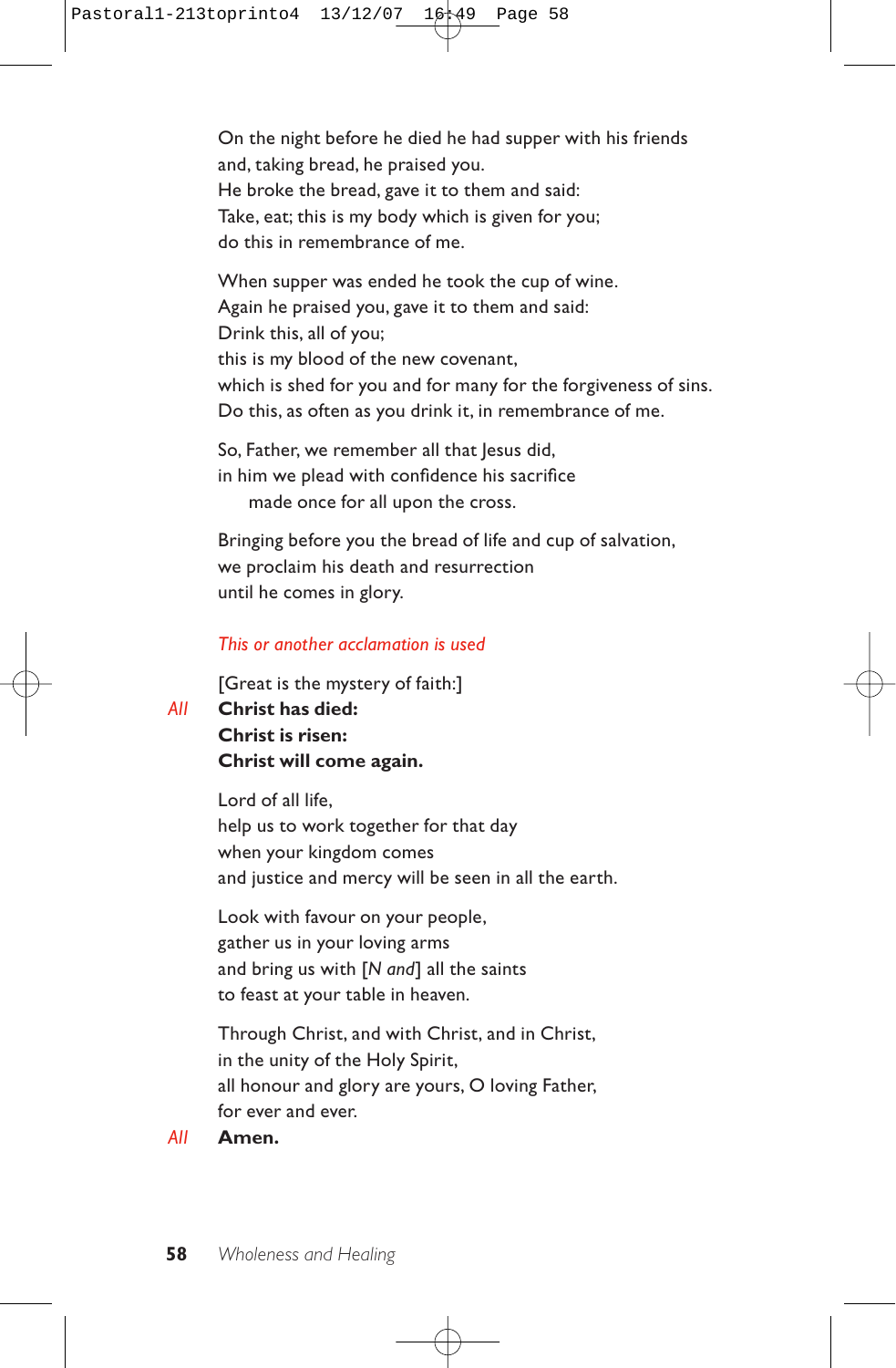On the night before he died he had supper with his friends
and, taking bread, he praised you.
He broke the bread, gave it to them and said:
Take, eat; this is my body which is given for you;
do this in remembrance of me.

When supper was ended he took the cup of wine.
Again he praised you, gave it to them and said:
Drink this, all of you;
this is my blood of the new covenant,
which is shed for you and for many for the forgiveness of sins.
Do this, as often as you drink it, in remembrance of me.

So, Father, we remember all that Jesus did,
in him we plead with confidence his sacrifice
made once for all upon the cross.

Bringing before you the bread of life and cup of salvation,
we proclaim his death and resurrection
until he comes in glory.

*This or another acclamation is used*

[Great is the mystery of faith:]

*All* **Christ has died:**
**Christ is risen:**
**Christ will come again.**

Lord of all life,
help us to work together for that day
when your kingdom comes
and justice and mercy will be seen in all the earth.

Look with favour on your people,
gather us in your loving arms
and bring us with [*N and*] all the saints
to feast at your table in heaven.

Through Christ, and with Christ, and in Christ,
in the unity of the Holy Spirit,
all honour and glory are yours, O loving Father,
for ever and ever.

*All* **Amen.**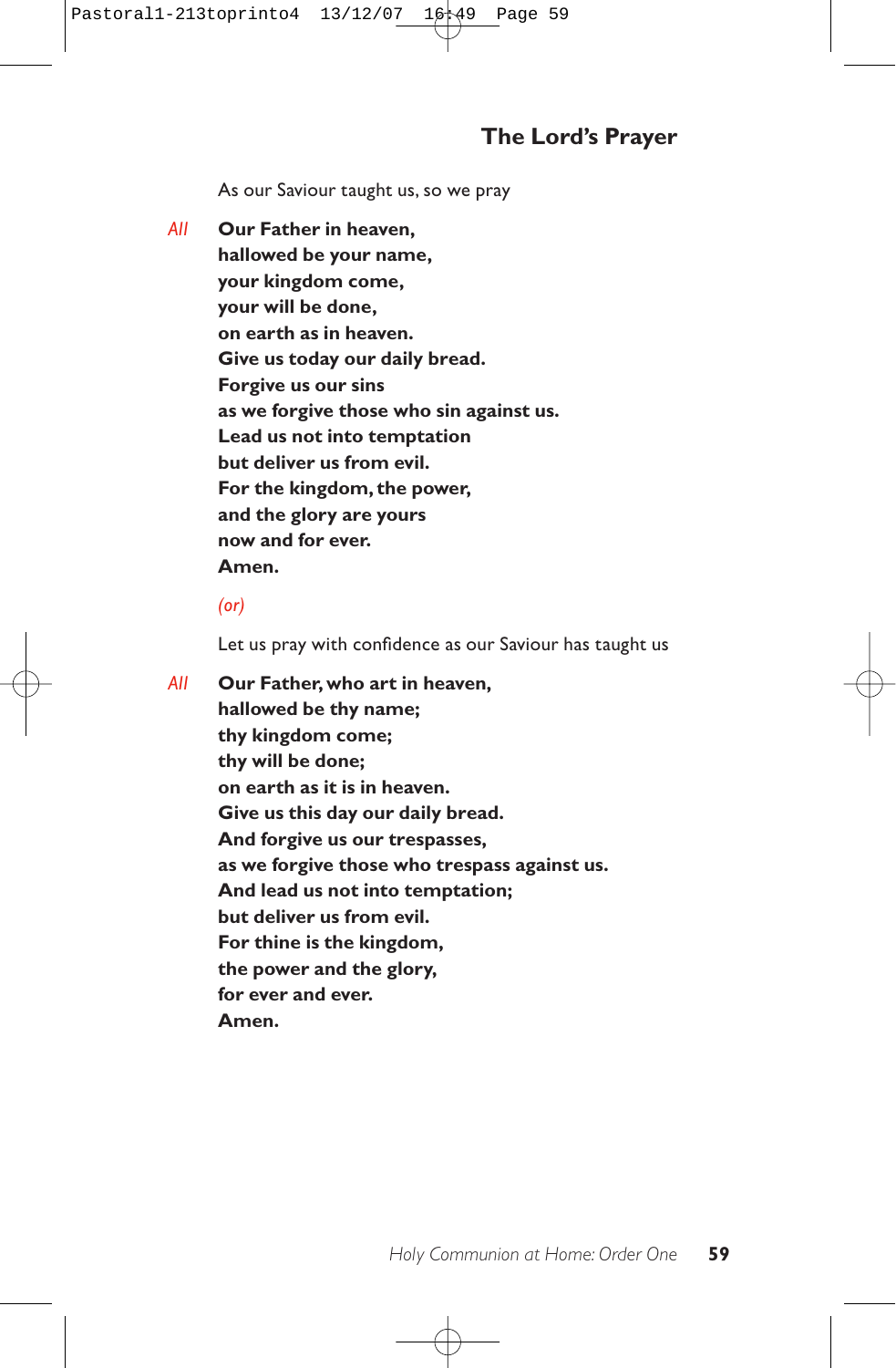## The Lord's Prayer

As our Saviour taught us, so we pray

*All* **Our Father in heaven,**
**hallowed be your name,**
**your kingdom come,**
**your will be done,**
**on earth as in heaven.**
**Give us today our daily bread.**
**Forgive us our sins**
**as we forgive those who sin against us.**
**Lead us not into temptation**
**but deliver us from evil.**
**For the kingdom, the power,**
**and the glory are yours**
**now and for ever.**
**Amen.**

*(or)*

Let us pray with confidence as our Saviour has taught us

*All* **Our Father, who art in heaven,**
**hallowed be thy name;**
**thy kingdom come;**
**thy will be done;**
**on earth as it is in heaven.**
**Give us this day our daily bread.**
**And forgive us our trespasses,**
**as we forgive those who trespass against us.**
**And lead us not into temptation;**
**but deliver us from evil.**
**For thine is the kingdom,**
**the power and the glory,**
**for ever and ever.**
**Amen.**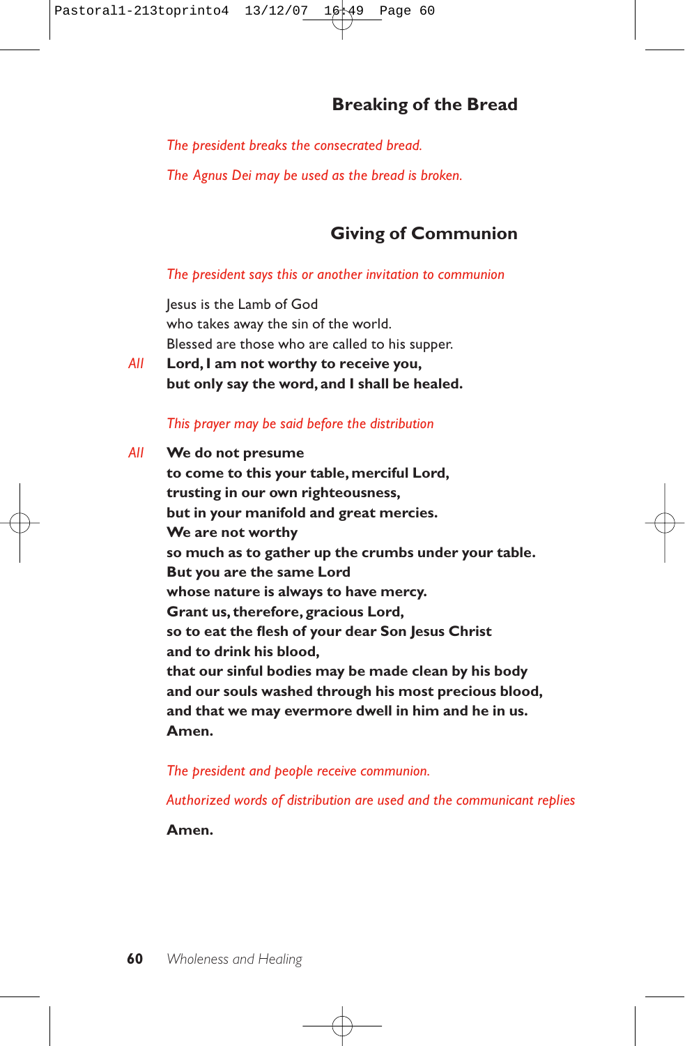## Breaking of the Bread

*The president breaks the consecrated bread.*

*The Agnus Dei may be used as the bread is broken.*

## Giving of Communion

*The president says this or another invitation to communion*

Jesus is the Lamb of God
who takes away the sin of the world.
Blessed are those who are called to his supper.

*All* **Lord, I am not worthy to receive you,
but only say the word, and I shall be healed.**

*This prayer may be said before the distribution*

*All* **We do not presume
to come to this your table, merciful Lord,
trusting in our own righteousness,
but in your manifold and great mercies.
We are not worthy
so much as to gather up the crumbs under your table.
But you are the same Lord
whose nature is always to have mercy.
Grant us, therefore, gracious Lord,
so to eat the flesh of your dear Son Jesus Christ
and to drink his blood,
that our sinful bodies may be made clean by his body
and our souls washed through his most precious blood,
and that we may evermore dwell in him and he in us.
Amen.**

*The president and people receive communion.*

*Authorized words of distribution are used and the communicant replies*

**Amen.**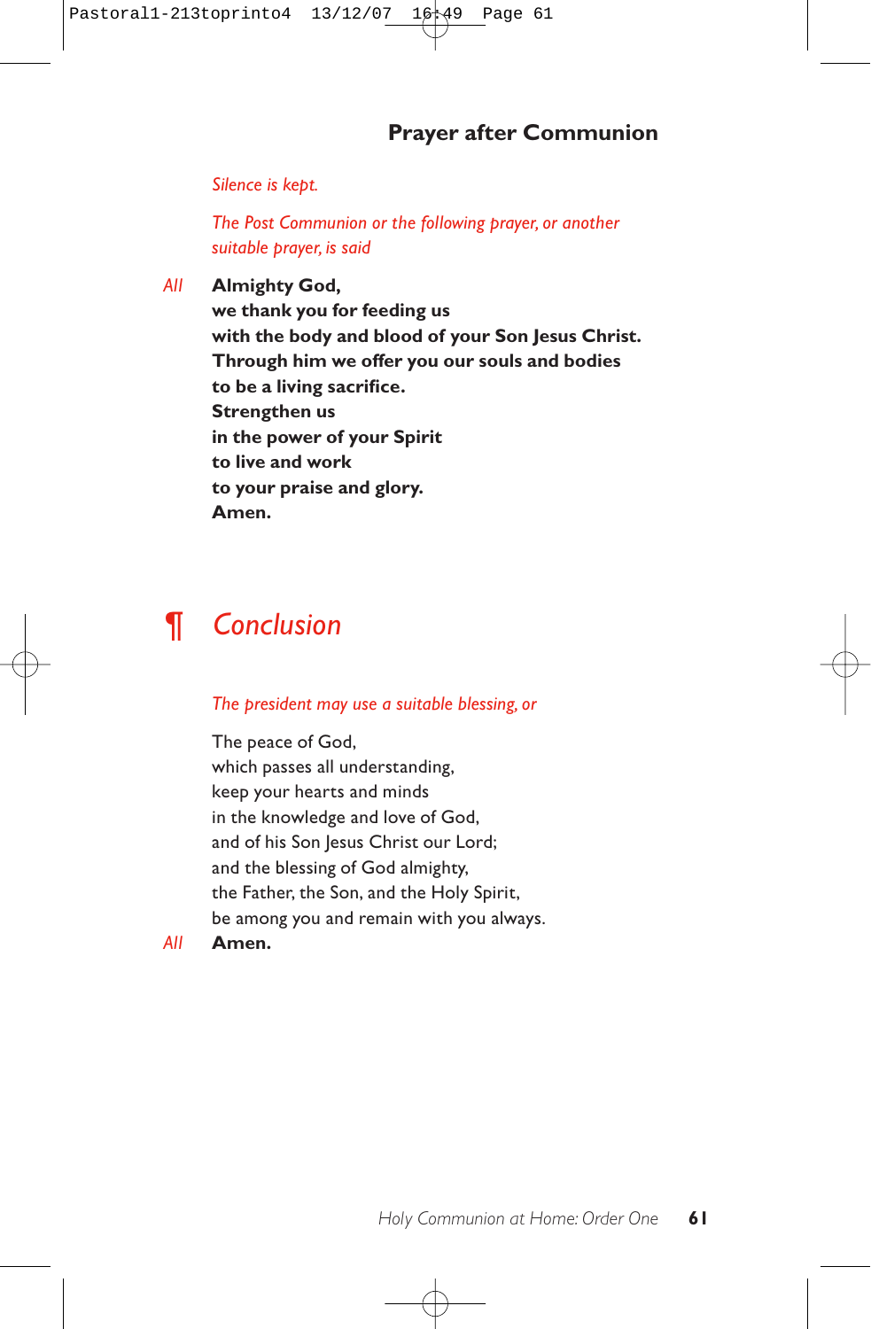## Prayer after Communion

*Silence is kept.*

*The Post Communion or the following prayer, or another suitable prayer, is said*

*All* **Almighty God,**
**we thank you for feeding us**
**with the body and blood of your Son Jesus Christ.**
**Through him we offer you our souls and bodies**
**to be a living sacrifice.**
**Strengthen us**
**in the power of your Spirit**
**to live and work**
**to your praise and glory.**
**Amen.**

## ¶ *Conclusion*

*The president may use a suitable blessing, or*

The peace of God,
which passes all understanding,
keep your hearts and minds
in the knowledge and love of God,
and of his Son Jesus Christ our Lord;
and the blessing of God almighty,
the Father, the Son, and the Holy Spirit,
be among you and remain with you always.

*All* **Amen.**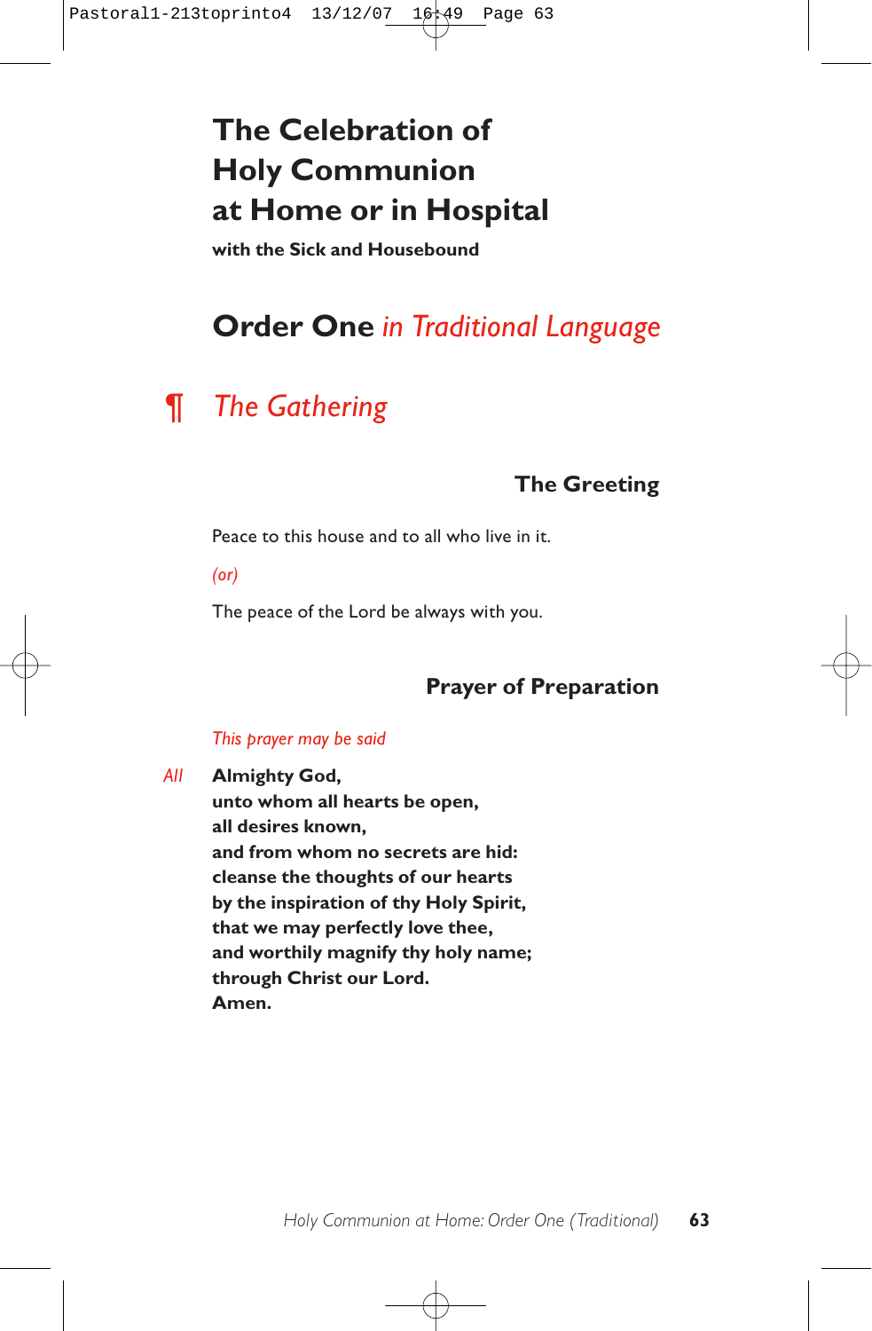# The Celebration of Holy Communion at Home or in Hospital

**with the Sick and Housebound**

## Order One *in Traditional Language*

## ¶ *The Gathering*

### The Greeting

Peace to this house and to all who live in it.

*(or)*

The peace of the Lord be always with you.

### Prayer of Preparation

*This prayer may be said*

*All* **Almighty God,**
**unto whom all hearts be open,**
**all desires known,**
**and from whom no secrets are hid:**
**cleanse the thoughts of our hearts**
**by the inspiration of thy Holy Spirit,**
**that we may perfectly love thee,**
**and worthily magnify thy holy name;**
**through Christ our Lord.**
**Amen.**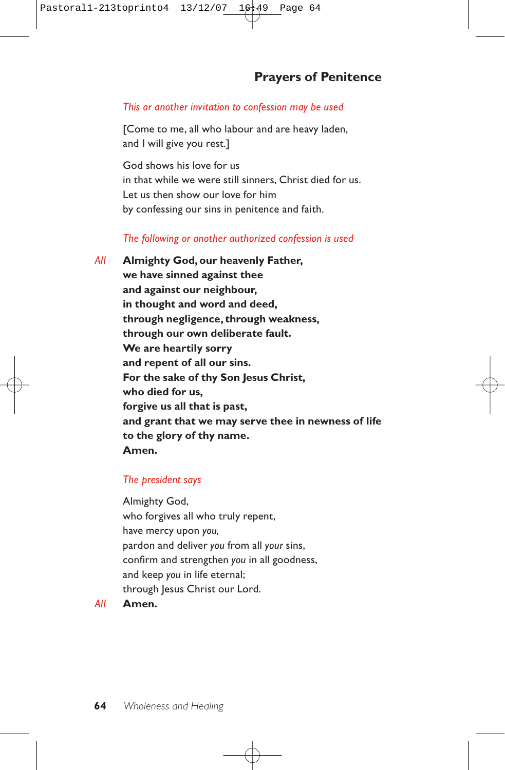## Prayers of Penitence

*This or another invitation to confession may be used*

[Come to me, all who labour and are heavy laden,
and I will give you rest.]

God shows his love for us
in that while we were still sinners, Christ died for us.
Let us then show our love for him
by confessing our sins in penitence and faith.

*The following or another authorized confession is used*

*All* **Almighty God, our heavenly Father,
we have sinned against thee
and against our neighbour,
in thought and word and deed,
through negligence, through weakness,
through our own deliberate fault.
We are heartily sorry
and repent of all our sins.
For the sake of thy Son Jesus Christ,
who died for us,
forgive us all that is past,
and grant that we may serve thee in newness of life
to the glory of thy name.
Amen.**

*The president says*

Almighty God,
who forgives all who truly repent,
have mercy upon *you,*
pardon and deliver *you* from all *your* sins,
confirm and strengthen *you* in all goodness,
and keep *you* in life eternal;
through Jesus Christ our Lord.

*All* **Amen.**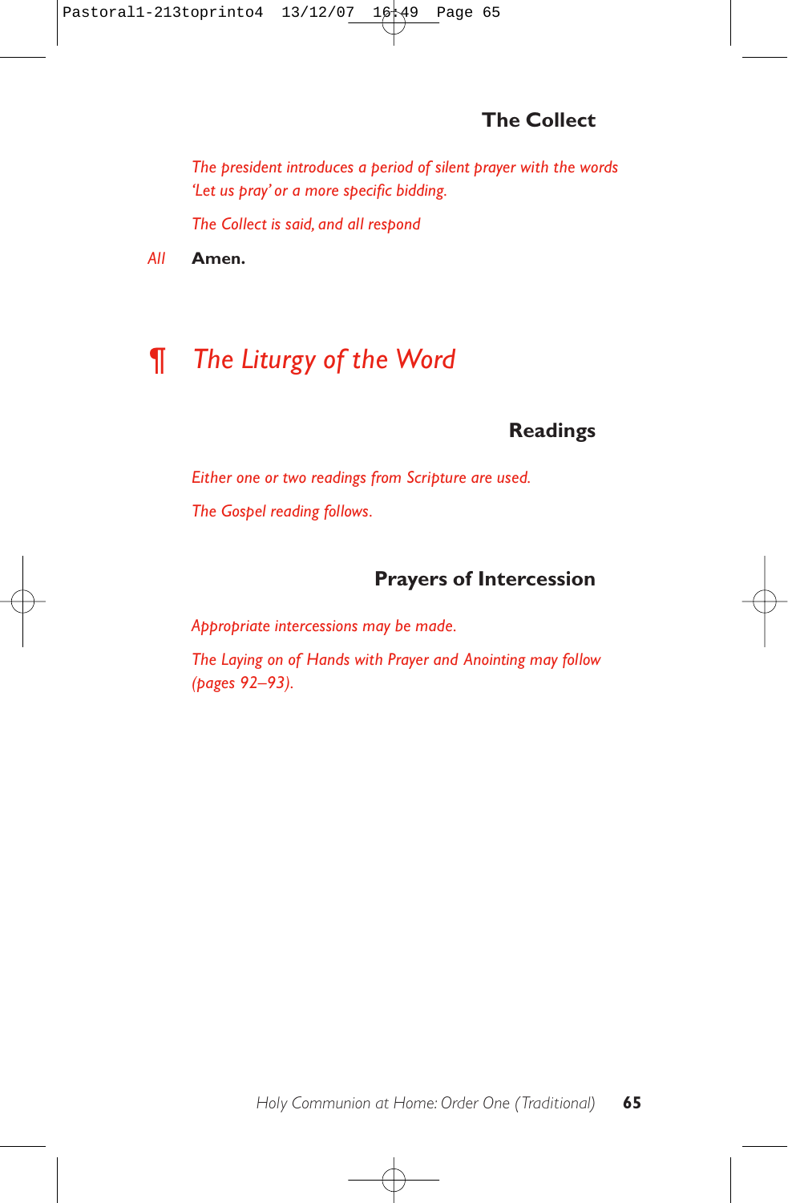### The Collect

*The president introduces a period of silent prayer with the words 'Let us pray' or a more specific bidding.*

*The Collect is said, and all respond*

*All* **Amen.**

## ¶ *The Liturgy of the Word*

### Readings

*Either one or two readings from Scripture are used.*

*The Gospel reading follows.*

### Prayers of Intercession

*Appropriate intercessions may be made.*

*The Laying on of Hands with Prayer and Anointing may follow (pages 92–93).*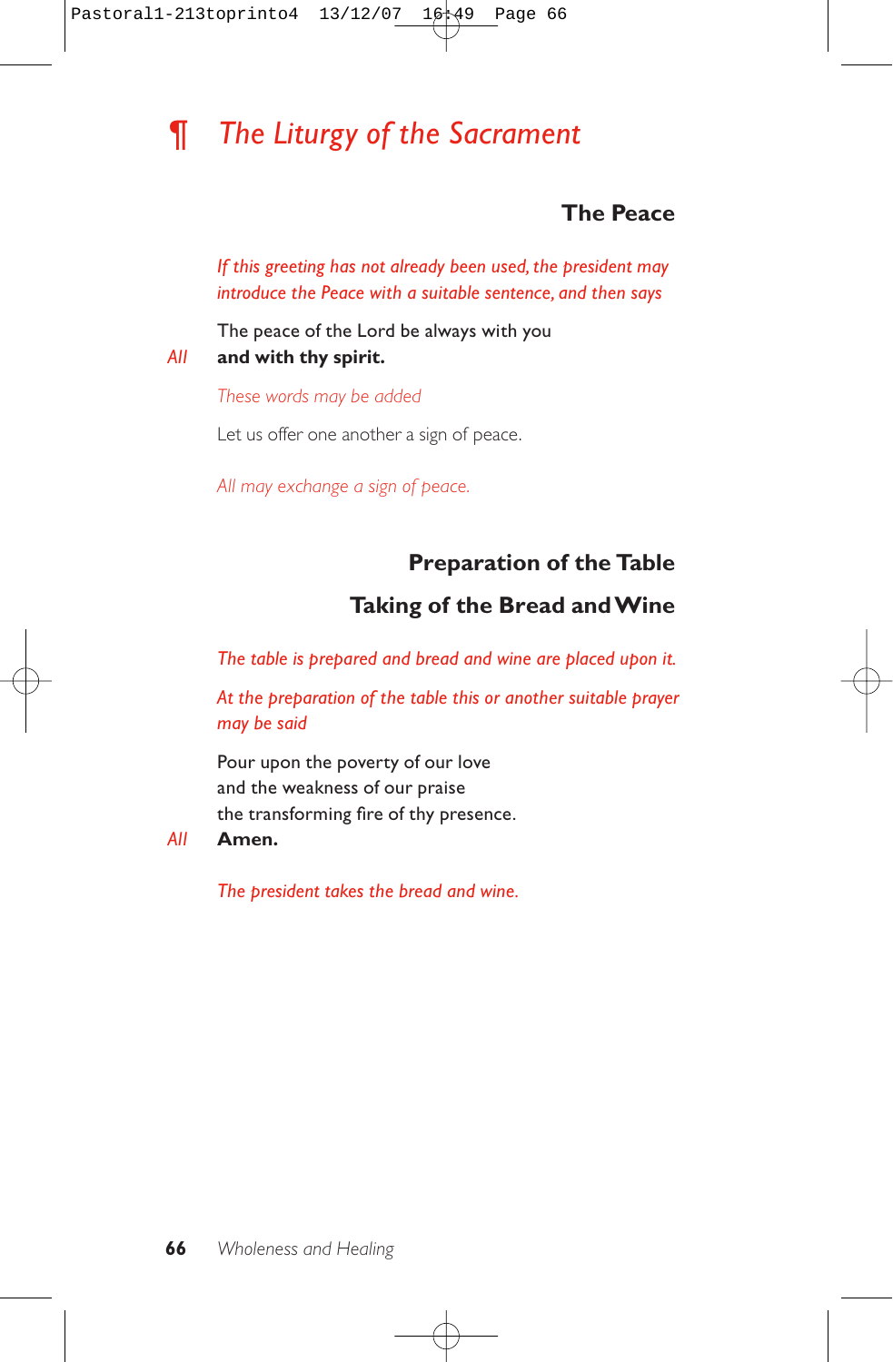# ¶ *The Liturgy of the Sacrament*

### The Peace

*If this greeting has not already been used, the president may introduce the Peace with a suitable sentence, and then says*

The peace of the Lord be always with you

*All* **and with thy spirit.**

*These words may be added*

Let us offer one another a sign of peace.

*All may exchange a sign of peace.*

### Preparation of the Table

### Taking of the Bread and Wine

*The table is prepared and bread and wine are placed upon it.*

*At the preparation of the table this or another suitable prayer may be said*

Pour upon the poverty of our love
and the weakness of our praise
the transforming fire of thy presence.

*All* **Amen.**

*The president takes the bread and wine.*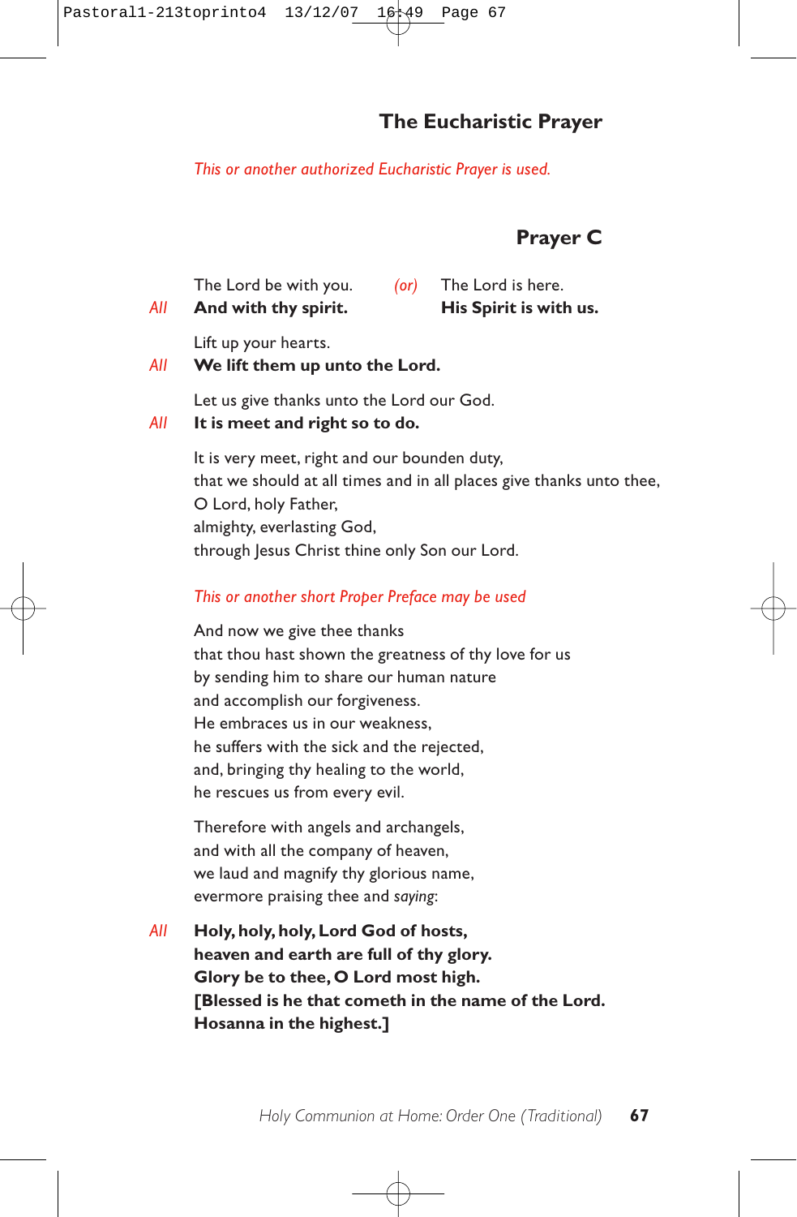## The Eucharistic Prayer

*This or another authorized Eucharistic Prayer is used.*

### Prayer C

The Lord be with you. *(or)* The Lord is here.
*All* **And with thy spirit.** **His Spirit is with us.**

Lift up your hearts.
*All* **We lift them up unto the Lord.**

Let us give thanks unto the Lord our God.
*All* **It is meet and right so to do.**

It is very meet, right and our bounden duty,
that we should at all times and in all places give thanks unto thee,
O Lord, holy Father,
almighty, everlasting God,
through Jesus Christ thine only Son our Lord.

*This or another short Proper Preface may be used*

And now we give thee thanks
that thou hast shown the greatness of thy love for us
by sending him to share our human nature
and accomplish our forgiveness.
He embraces us in our weakness,
he suffers with the sick and the rejected,
and, bringing thy healing to the world,
he rescues us from every evil.

Therefore with angels and archangels,
and with all the company of heaven,
we laud and magnify thy glorious name,
evermore praising thee and *saying*:

*All* **Holy, holy, holy, Lord God of hosts,**
**heaven and earth are full of thy glory.**
**Glory be to thee, O Lord most high.**
**[Blessed is he that cometh in the name of the Lord.**
**Hosanna in the highest.]**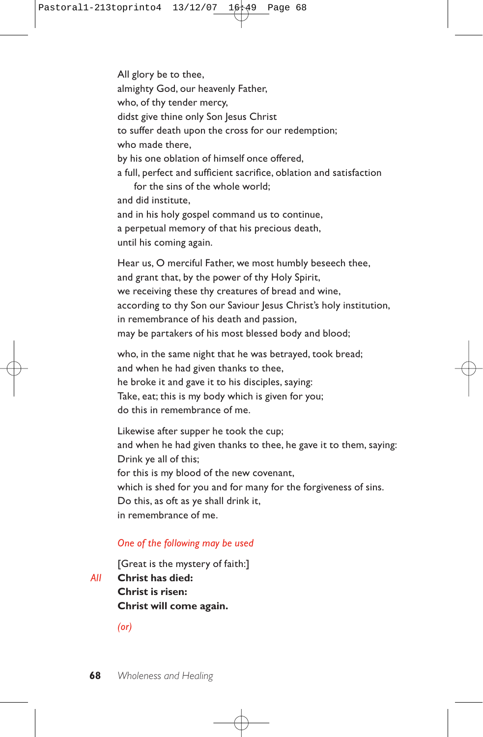All glory be to thee,
almighty God, our heavenly Father,
who, of thy tender mercy,
didst give thine only Son Jesus Christ
to suffer death upon the cross for our redemption;
who made there,
by his one oblation of himself once offered,
a full, perfect and sufficient sacrifice, oblation and satisfaction
    for the sins of the whole world;
and did institute,
and in his holy gospel command us to continue,
a perpetual memory of that his precious death,
until his coming again.

Hear us, O merciful Father, we most humbly beseech thee,
and grant that, by the power of thy Holy Spirit,
we receiving these thy creatures of bread and wine,
according to thy Son our Saviour Jesus Christ's holy institution,
in remembrance of his death and passion,
may be partakers of his most blessed body and blood;

who, in the same night that he was betrayed, took bread;
and when he had given thanks to thee,
he broke it and gave it to his disciples, saying:
Take, eat; this is my body which is given for you;
do this in remembrance of me.

Likewise after supper he took the cup;
and when he had given thanks to thee, he gave it to them, saying:
Drink ye all of this;
for this is my blood of the new covenant,
which is shed for you and for many for the forgiveness of sins.
Do this, as oft as ye shall drink it,
in remembrance of me.

*One of the following may be used*

[Great is the mystery of faith:]

*All* **Christ has died:**
**Christ is risen:**
**Christ will come again.**

*(or)*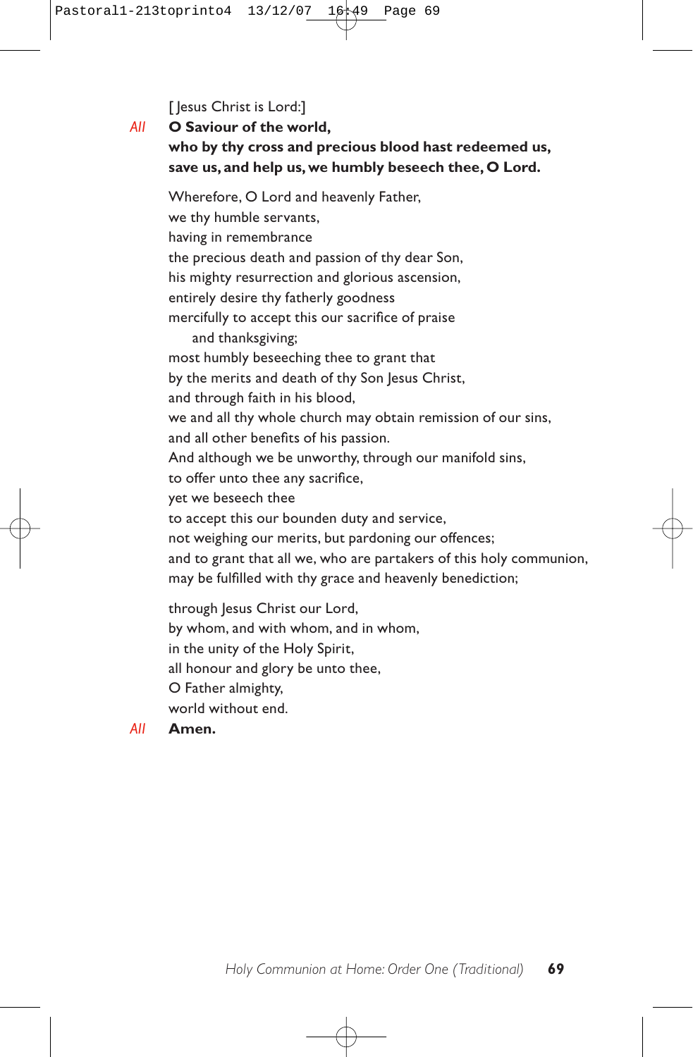[ Jesus Christ is Lord:]

*All* **O Saviour of the world,**
**who by thy cross and precious blood hast redeemed us,**
**save us, and help us, we humbly beseech thee, O Lord.**

Wherefore, O Lord and heavenly Father,
we thy humble servants,
having in remembrance
the precious death and passion of thy dear Son,
his mighty resurrection and glorious ascension,
entirely desire thy fatherly goodness
mercifully to accept this our sacrifice of praise
and thanksgiving;
most humbly beseeching thee to grant that
by the merits and death of thy Son Jesus Christ,
and through faith in his blood,
we and all thy whole church may obtain remission of our sins,
and all other benefits of his passion.
And although we be unworthy, through our manifold sins,
to offer unto thee any sacrifice,
yet we beseech thee
to accept this our bounden duty and service,
not weighing our merits, but pardoning our offences;
and to grant that all we, who are partakers of this holy communion,
may be fulfilled with thy grace and heavenly benediction;

through Jesus Christ our Lord,
by whom, and with whom, and in whom,
in the unity of the Holy Spirit,
all honour and glory be unto thee,
O Father almighty,
world without end.

*All* **Amen.**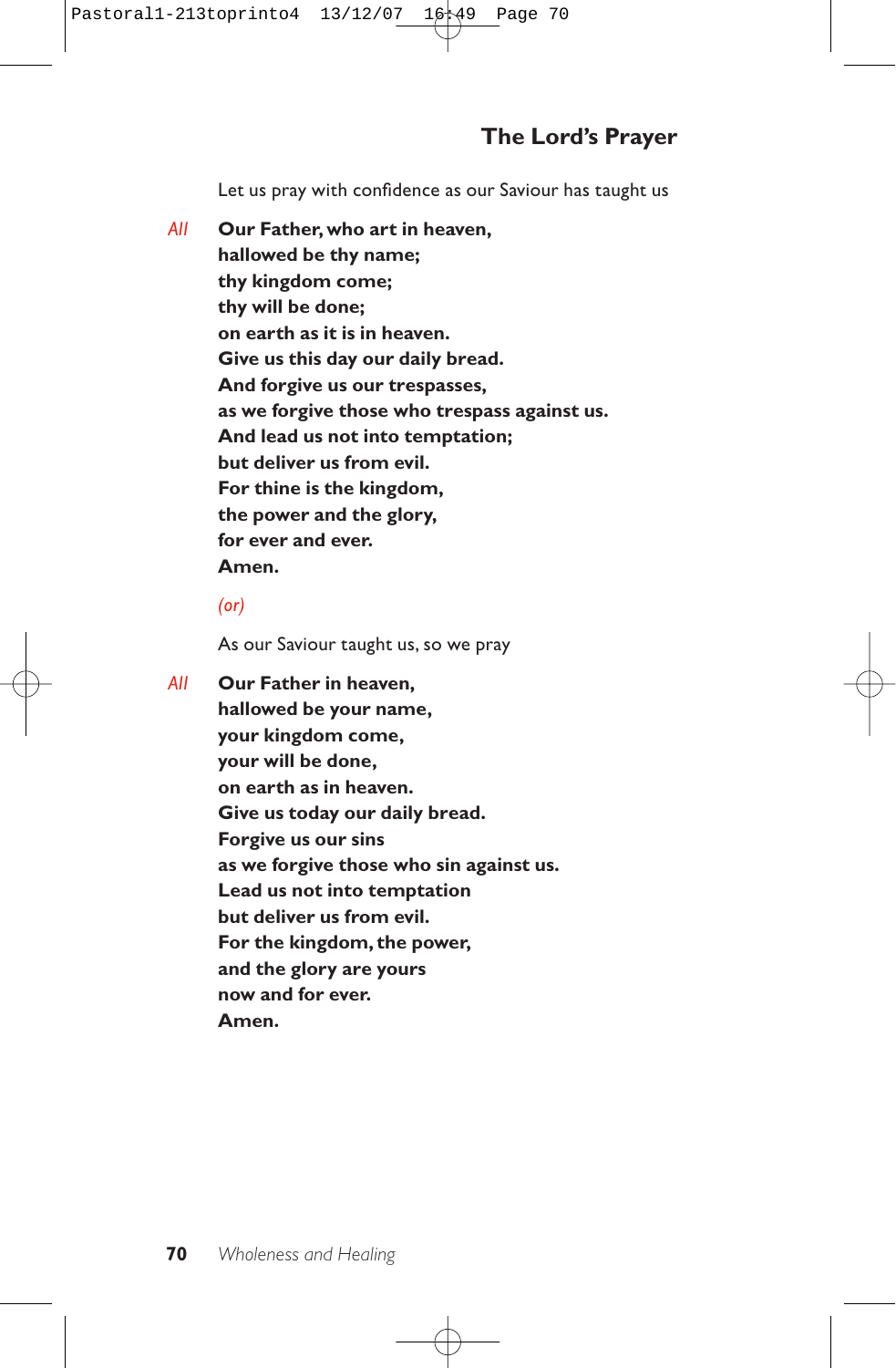## The Lord's Prayer

Let us pray with confidence as our Saviour has taught us

*All* **Our Father, who art in heaven,**
**hallowed be thy name;**
**thy kingdom come;**
**thy will be done;**
**on earth as it is in heaven.**
**Give us this day our daily bread.**
**And forgive us our trespasses,**
**as we forgive those who trespass against us.**
**And lead us not into temptation;**
**but deliver us from evil.**
**For thine is the kingdom,**
**the power and the glory,**
**for ever and ever.**
**Amen.**

*(or)*

As our Saviour taught us, so we pray

*All* **Our Father in heaven,**
**hallowed be your name,**
**your kingdom come,**
**your will be done,**
**on earth as in heaven.**
**Give us today our daily bread.**
**Forgive us our sins**
**as we forgive those who sin against us.**
**Lead us not into temptation**
**but deliver us from evil.**
**For the kingdom, the power,**
**and the glory are yours**
**now and for ever.**
**Amen.**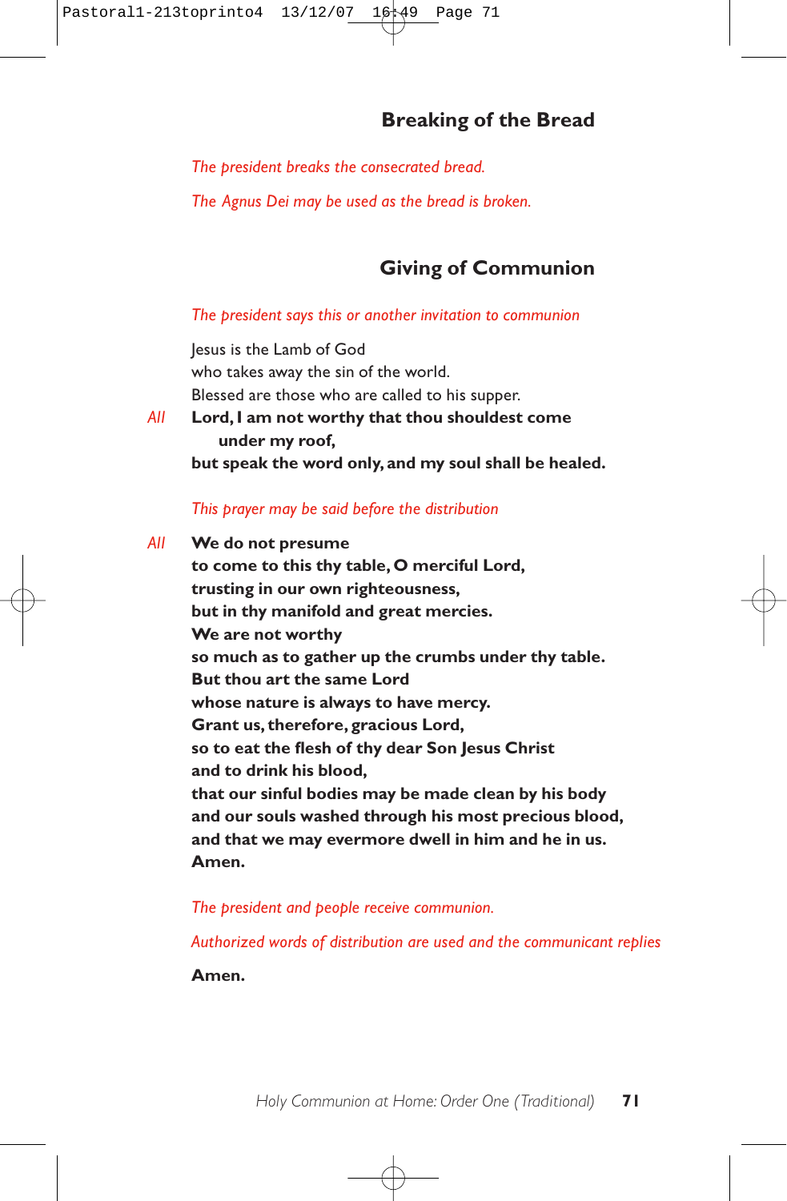## Breaking of the Bread

*The president breaks the consecrated bread.*

*The Agnus Dei may be used as the bread is broken.*

## Giving of Communion

*The president says this or another invitation to communion*

Jesus is the Lamb of God
who takes away the sin of the world.
Blessed are those who are called to his supper.

*All* **Lord, I am not worthy that thou shouldest come under my roof,**
**but speak the word only, and my soul shall be healed.**

*This prayer may be said before the distribution*

*All* **We do not presume**
**to come to this thy table, O merciful Lord,**
**trusting in our own righteousness,**
**but in thy manifold and great mercies.**
**We are not worthy**
**so much as to gather up the crumbs under thy table.**
**But thou art the same Lord**
**whose nature is always to have mercy.**
**Grant us, therefore, gracious Lord,**
**so to eat the flesh of thy dear Son Jesus Christ**
**and to drink his blood,**
**that our sinful bodies may be made clean by his body**
**and our souls washed through his most precious blood,**
**and that we may evermore dwell in him and he in us.**
**Amen.**

*The president and people receive communion.*

*Authorized words of distribution are used and the communicant replies*

**Amen.**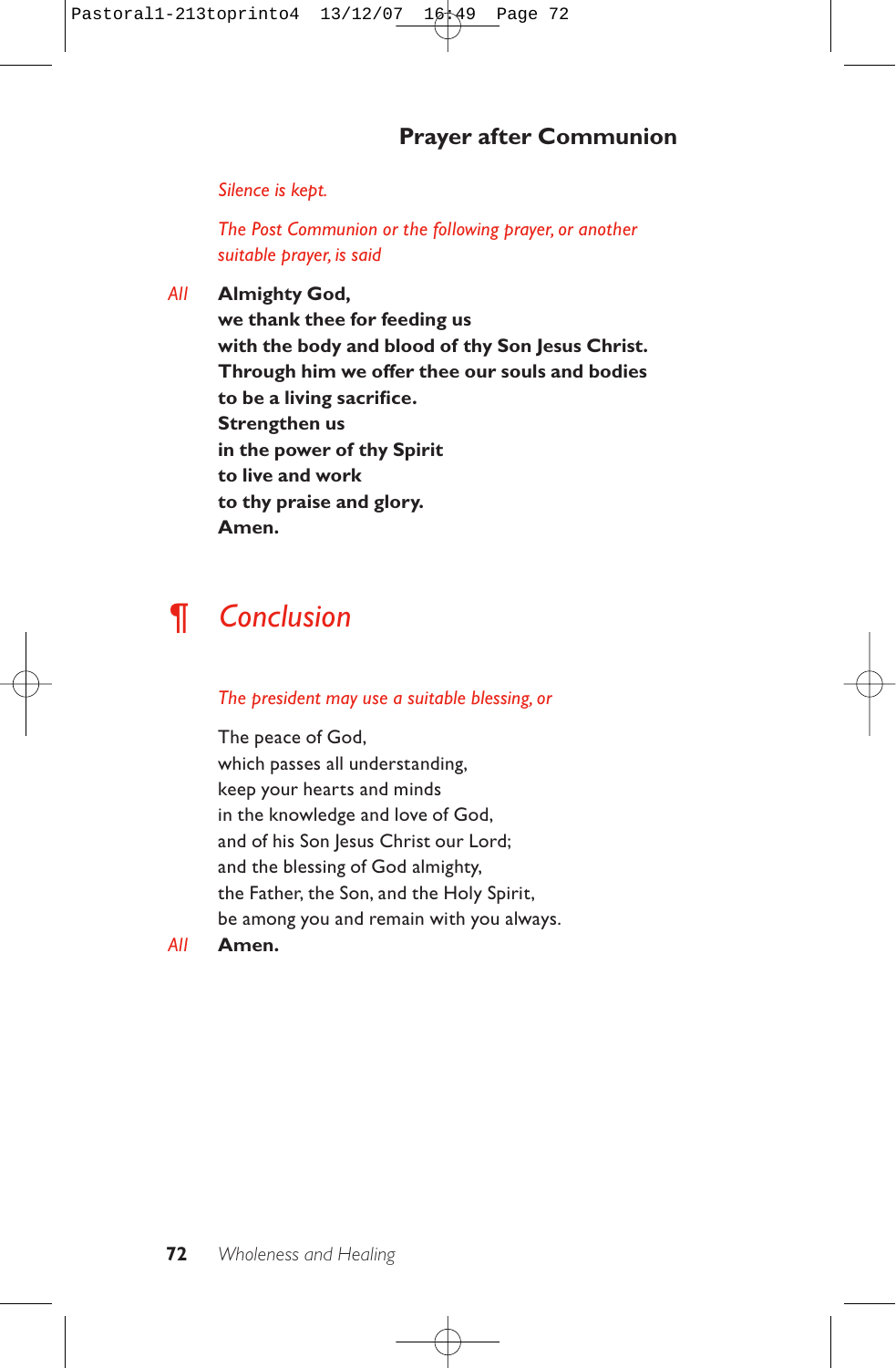### Prayer after Communion

*Silence is kept.*

*The Post Communion or the following prayer, or another suitable prayer, is said*

*All* **Almighty God,**
**we thank thee for feeding us**
**with the body and blood of thy Son Jesus Christ.**
**Through him we offer thee our souls and bodies**
**to be a living sacrifice.**
**Strengthen us**
**in the power of thy Spirit**
**to live and work**
**to thy praise and glory.**
**Amen.**

## ¶ *Conclusion*

*The president may use a suitable blessing, or*

The peace of God,
which passes all understanding,
keep your hearts and minds
in the knowledge and love of God,
and of his Son Jesus Christ our Lord;
and the blessing of God almighty,
the Father, the Son, and the Holy Spirit,
be among you and remain with you always.

*All* **Amen.**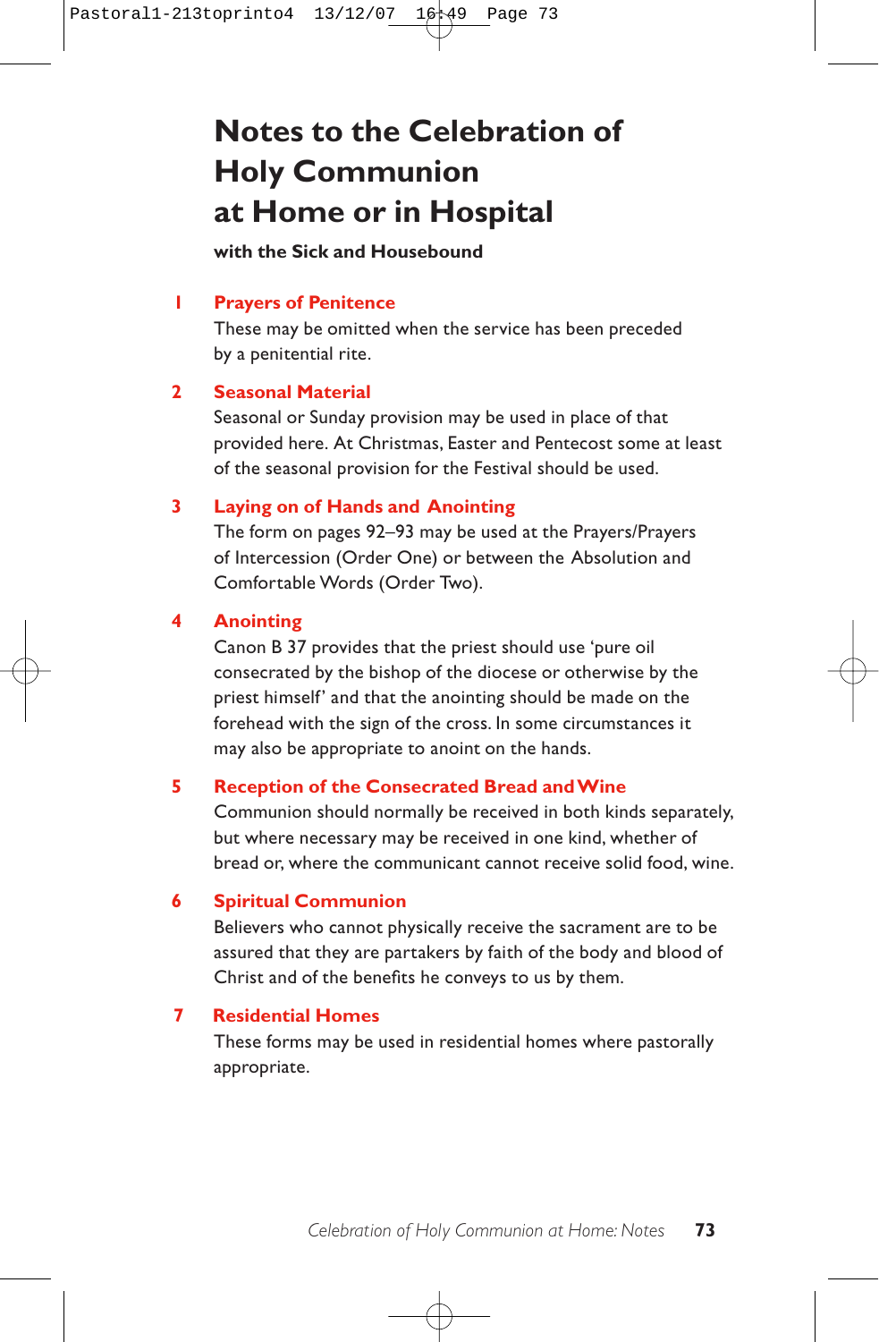# Notes to the Celebration of Holy Communion at Home or in Hospital

**with the Sick and Housebound**

## 1 Prayers of Penitence

These may be omitted when the service has been preceded by a penitential rite.

## 2 Seasonal Material

Seasonal or Sunday provision may be used in place of that provided here. At Christmas, Easter and Pentecost some at least of the seasonal provision for the Festival should be used.

## 3 Laying on of Hands and Anointing

The form on pages 92–93 may be used at the Prayers/Prayers of Intercession (Order One) or between the Absolution and Comfortable Words (Order Two).

## 4 Anointing

Canon B 37 provides that the priest should use 'pure oil consecrated by the bishop of the diocese or otherwise by the priest himself' and that the anointing should be made on the forehead with the sign of the cross. In some circumstances it may also be appropriate to anoint on the hands.

## 5 Reception of the Consecrated Bread and Wine

Communion should normally be received in both kinds separately, but where necessary may be received in one kind, whether of bread or, where the communicant cannot receive solid food, wine.

## 6 Spiritual Communion

Believers who cannot physically receive the sacrament are to be assured that they are partakers by faith of the body and blood of Christ and of the benefits he conveys to us by them.

## 7 Residential Homes

These forms may be used in residential homes where pastorally appropriate.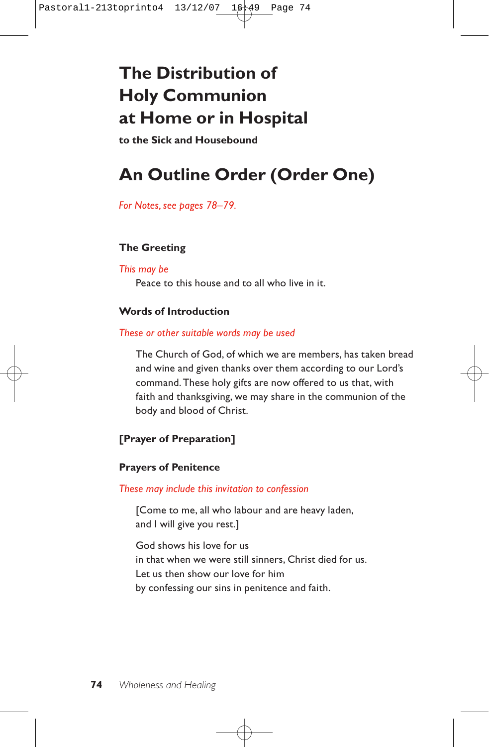# The Distribution of Holy Communion at Home or in Hospital

**to the Sick and Housebound**

# An Outline Order (Order One)

*For Notes, see pages 78–79.*

### The Greeting

*This may be*

Peace to this house and to all who live in it.

### Words of Introduction

*These or other suitable words may be used*

The Church of God, of which we are members, has taken bread and wine and given thanks over them according to our Lord's command. These holy gifts are now offered to us that, with faith and thanksgiving, we may share in the communion of the body and blood of Christ.

### [Prayer of Preparation]

### Prayers of Penitence

*These may include this invitation to confession*

[Come to me, all who labour and are heavy laden,
and I will give you rest.]

God shows his love for us
in that when we were still sinners, Christ died for us.
Let us then show our love for him
by confessing our sins in penitence and faith.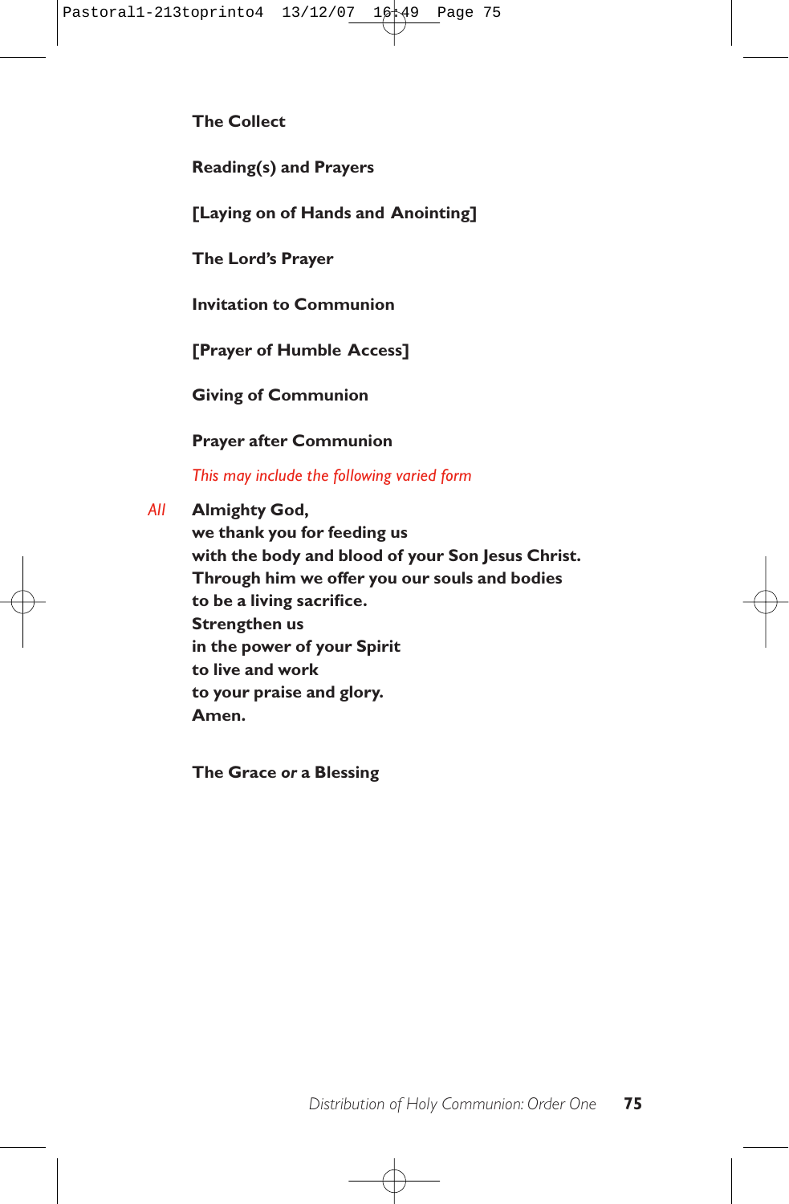**The Collect**

**Reading(s) and Prayers**

**[Laying on of Hands and Anointing]**

**The Lord's Prayer**

**Invitation to Communion**

**[Prayer of Humble Access]**

**Giving of Communion**

**Prayer after Communion**

*This may include the following varied form*

*All* **Almighty God,**
**we thank you for feeding us**
**with the body and blood of your Son Jesus Christ.**
**Through him we offer you our souls and bodies**
**to be a living sacrifice.**
**Strengthen us**
**in the power of your Spirit**
**to live and work**
**to your praise and glory.**
**Amen.**

**The Grace** ***or*** **a Blessing**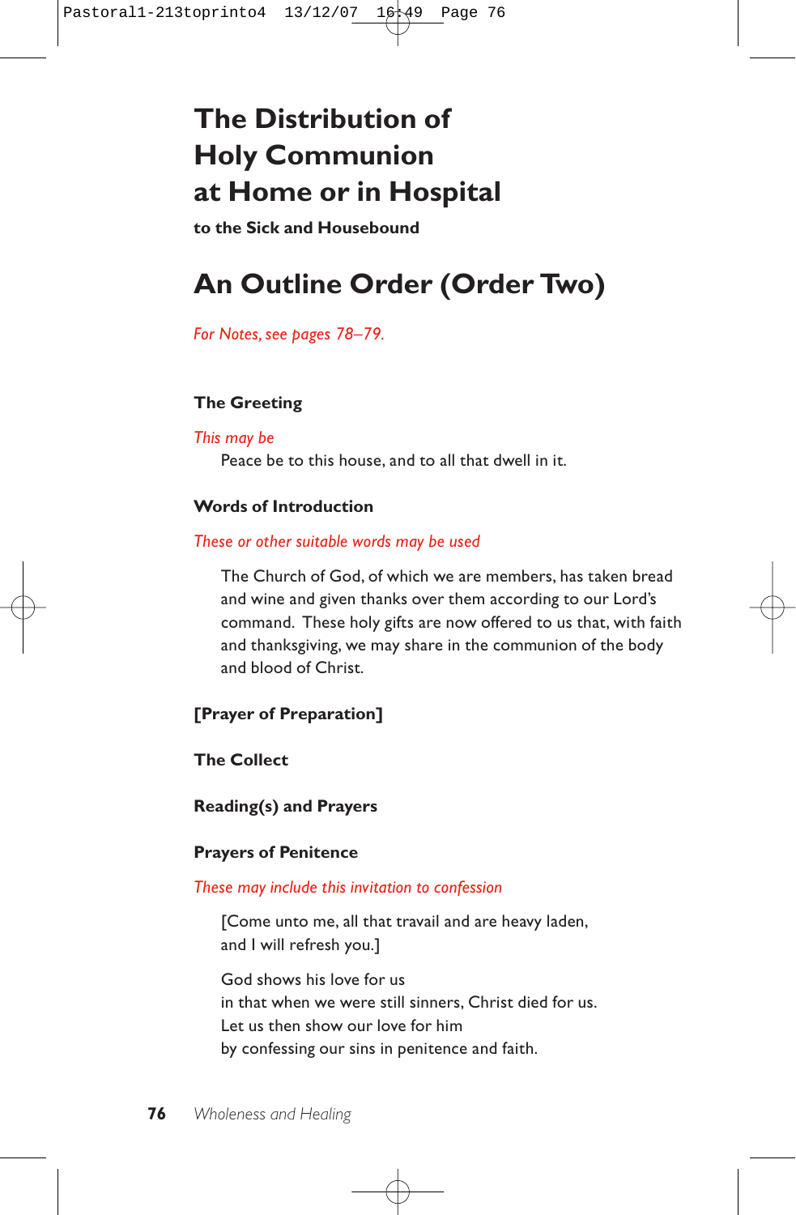# The Distribution of Holy Communion at Home or in Hospital

**to the Sick and Housebound**

# An Outline Order (Order Two)

*For Notes, see pages 78–79.*

### The Greeting

*This may be*

Peace be to this house, and to all that dwell in it.

### Words of Introduction

*These or other suitable words may be used*

The Church of God, of which we are members, has taken bread and wine and given thanks over them according to our Lord's command. These holy gifts are now offered to us that, with faith and thanksgiving, we may share in the communion of the body and blood of Christ.

### [Prayer of Preparation]

### The Collect

### Reading(s) and Prayers

### Prayers of Penitence

*These may include this invitation to confession*

[Come unto me, all that travail and are heavy laden,
and I will refresh you.]

God shows his love for us
in that when we were still sinners, Christ died for us.
Let us then show our love for him
by confessing our sins in penitence and faith.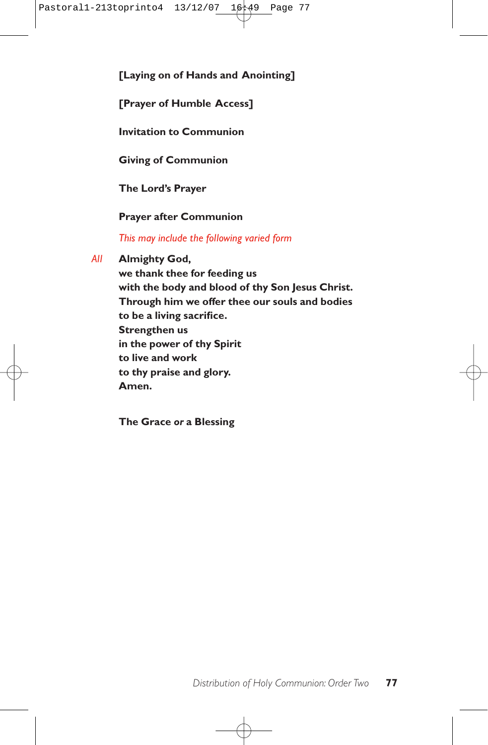**[Laying on of Hands and Anointing]**

**[Prayer of Humble Access]**

**Invitation to Communion**

**Giving of Communion**

**The Lord's Prayer**

**Prayer after Communion**

*This may include the following varied form*

*All* **Almighty God,**
**we thank thee for feeding us**
**with the body and blood of thy Son Jesus Christ.**
**Through him we offer thee our souls and bodies**
**to be a living sacrifice.**
**Strengthen us**
**in the power of thy Spirit**
**to live and work**
**to thy praise and glory.**
**Amen.**

**The Grace** ***or*** **a Blessing**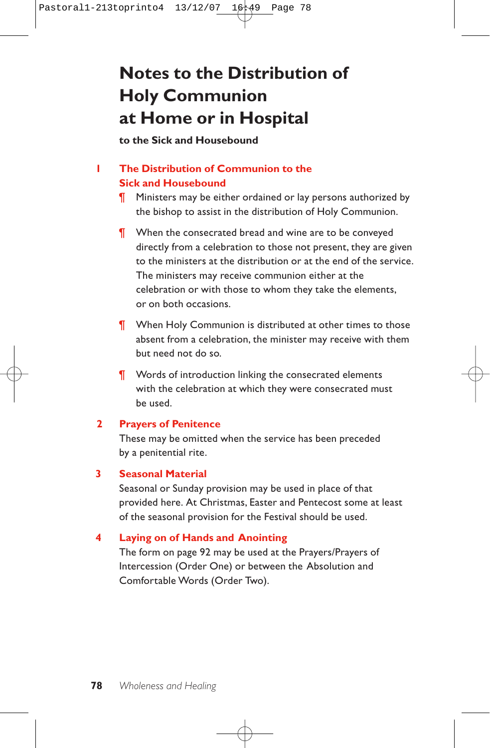# Notes to the Distribution of Holy Communion at Home or in Hospital

**to the Sick and Housebound**

## 1 The Distribution of Communion to the Sick and Housebound

¶ Ministers may be either ordained or lay persons authorized by the bishop to assist in the distribution of Holy Communion.

¶ When the consecrated bread and wine are to be conveyed directly from a celebration to those not present, they are given to the ministers at the distribution or at the end of the service. The ministers may receive communion either at the celebration or with those to whom they take the elements, or on both occasions.

¶ When Holy Communion is distributed at other times to those absent from a celebration, the minister may receive with them but need not do so.

¶ Words of introduction linking the consecrated elements with the celebration at which they were consecrated must be used.

## 2 Prayers of Penitence

These may be omitted when the service has been preceded by a penitential rite.

## 3 Seasonal Material

Seasonal or Sunday provision may be used in place of that provided here. At Christmas, Easter and Pentecost some at least of the seasonal provision for the Festival should be used.

## 4 Laying on of Hands and Anointing

The form on page 92 may be used at the Prayers/Prayers of Intercession (Order One) or between the Absolution and Comfortable Words (Order Two).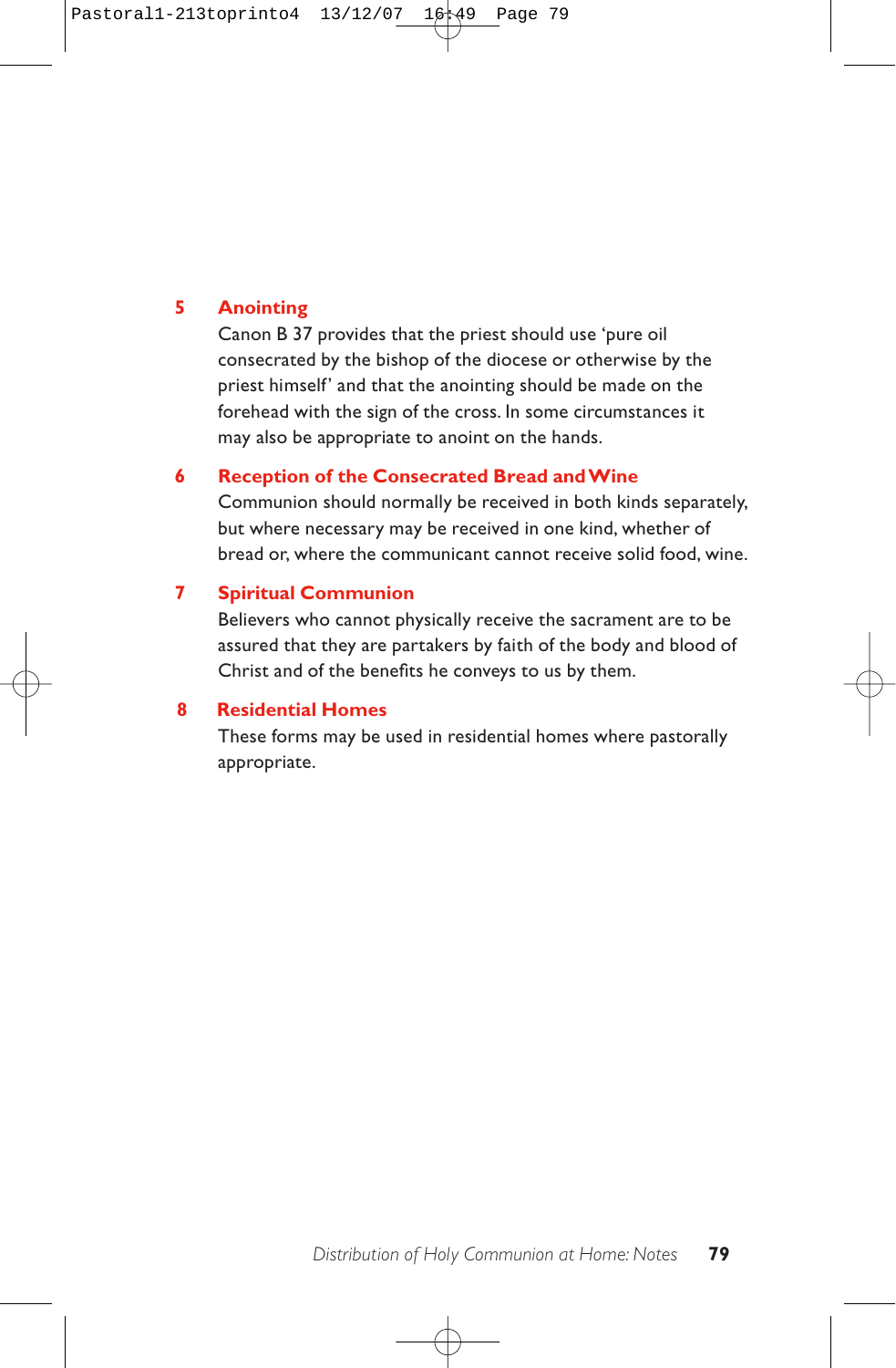### 5 Anointing

Canon B 37 provides that the priest should use 'pure oil consecrated by the bishop of the diocese or otherwise by the priest himself' and that the anointing should be made on the forehead with the sign of the cross. In some circumstances it may also be appropriate to anoint on the hands.

### 6 Reception of the Consecrated Bread and Wine

Communion should normally be received in both kinds separately, but where necessary may be received in one kind, whether of bread or, where the communicant cannot receive solid food, wine.

### 7 Spiritual Communion

Believers who cannot physically receive the sacrament are to be assured that they are partakers by faith of the body and blood of Christ and of the benefits he conveys to us by them.

### 8 Residential Homes

These forms may be used in residential homes where pastorally appropriate.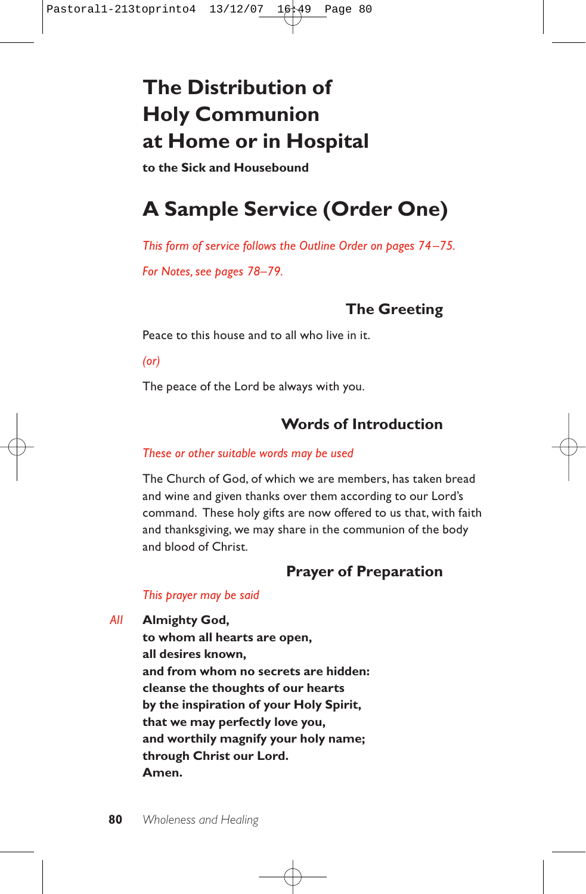# The Distribution of Holy Communion at Home or in Hospital

**to the Sick and Housebound**

# A Sample Service (Order One)

*This form of service follows the Outline Order on pages 74–75.*

*For Notes, see pages 78–79.*

### The Greeting

Peace to this house and to all who live in it.

*(or)*

The peace of the Lord be always with you.

### Words of Introduction

*These or other suitable words may be used*

The Church of God, of which we are members, has taken bread and wine and given thanks over them according to our Lord's command. These holy gifts are now offered to us that, with faith and thanksgiving, we may share in the communion of the body and blood of Christ.

### Prayer of Preparation

*This prayer may be said*

*All* **Almighty God,**
**to whom all hearts are open,**
**all desires known,**
**and from whom no secrets are hidden:**
**cleanse the thoughts of our hearts**
**by the inspiration of your Holy Spirit,**
**that we may perfectly love you,**
**and worthily magnify your holy name;**
**through Christ our Lord.**
**Amen.**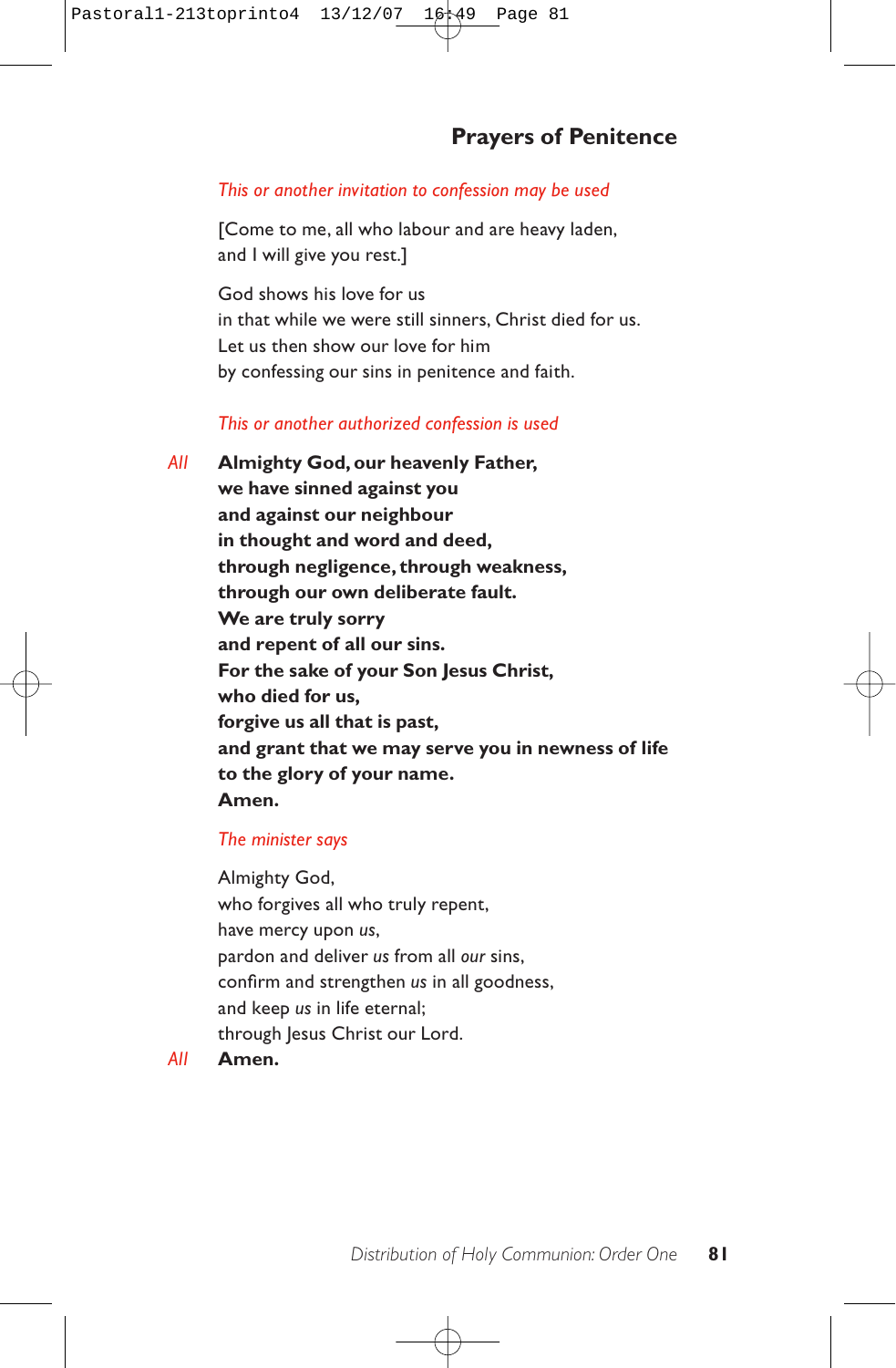## Prayers of Penitence

*This or another invitation to confession may be used*

[Come to me, all who labour and are heavy laden,
and I will give you rest.]

God shows his love for us
in that while we were still sinners, Christ died for us.
Let us then show our love for him
by confessing our sins in penitence and faith.

*This or another authorized confession is used*

*All* **Almighty God, our heavenly Father,
we have sinned against you
and against our neighbour
in thought and word and deed,
through negligence, through weakness,
through our own deliberate fault.
We are truly sorry
and repent of all our sins.
For the sake of your Son Jesus Christ,
who died for us,
forgive us all that is past,
and grant that we may serve you in newness of life
to the glory of your name.
Amen.**

*The minister says*

Almighty God,
who forgives all who truly repent,
have mercy upon *us*,
pardon and deliver *us* from all *our* sins,
confirm and strengthen *us* in all goodness,
and keep *us* in life eternal;
through Jesus Christ our Lord.

*All* **Amen.**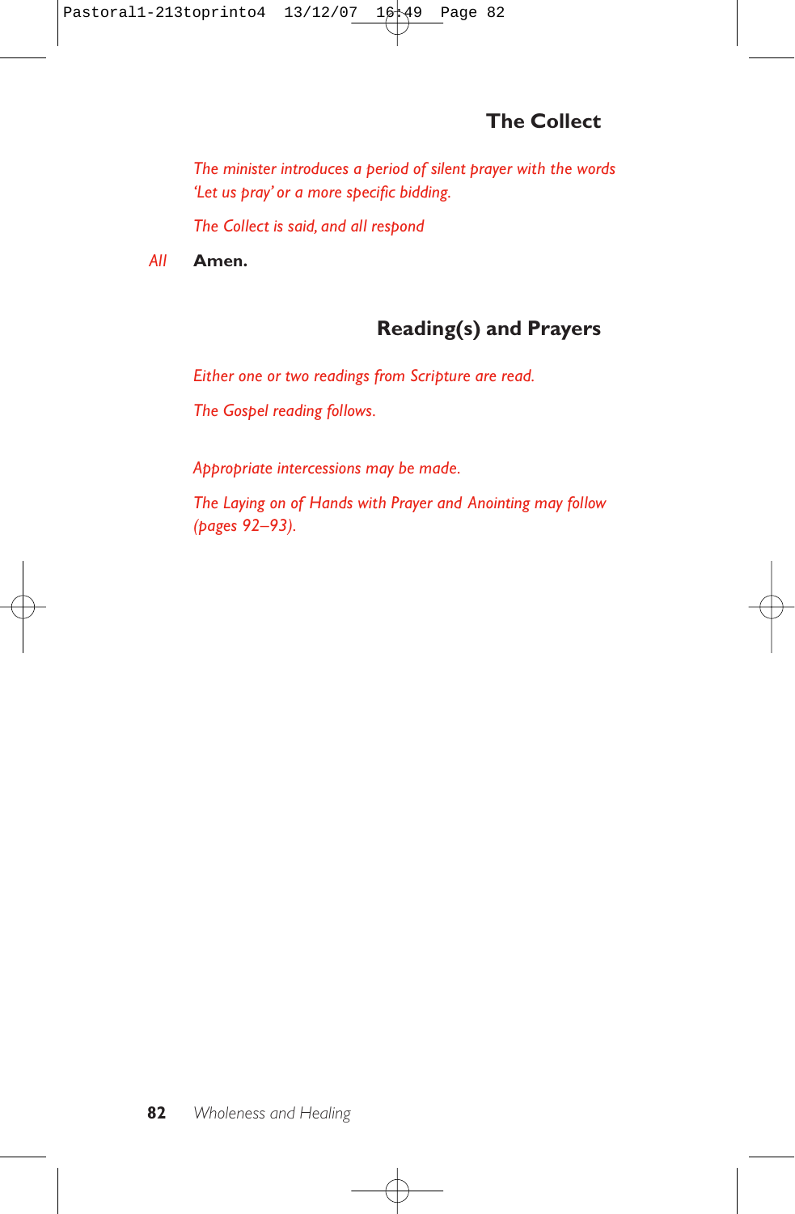## The Collect

*The minister introduces a period of silent prayer with the words 'Let us pray' or a more specific bidding.*

*The Collect is said, and all respond*

*All* **Amen.**

## Reading(s) and Prayers

*Either one or two readings from Scripture are read.*

*The Gospel reading follows.*

*Appropriate intercessions may be made.*

*The Laying on of Hands with Prayer and Anointing may follow (pages 92–93).*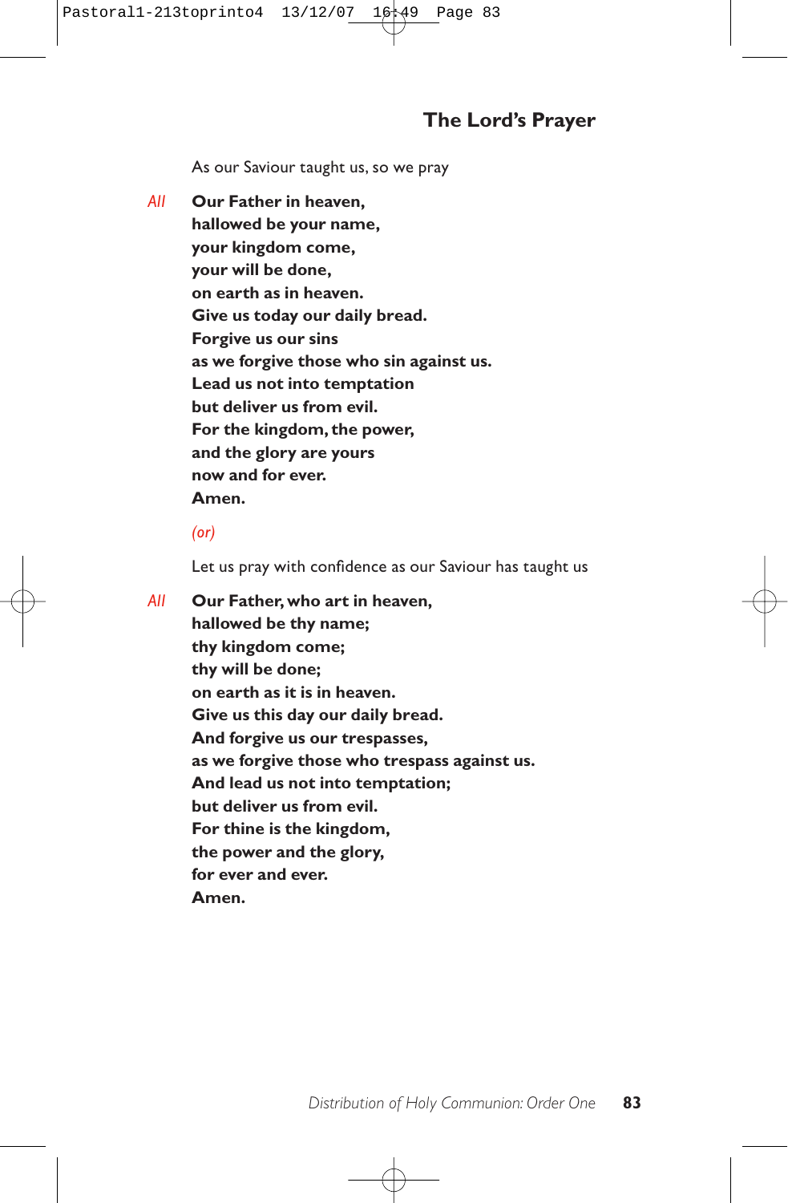## The Lord's Prayer

As our Saviour taught us, so we pray

*All* **Our Father in heaven,**
**hallowed be your name,**
**your kingdom come,**
**your will be done,**
**on earth as in heaven.**
**Give us today our daily bread.**
**Forgive us our sins**
**as we forgive those who sin against us.**
**Lead us not into temptation**
**but deliver us from evil.**
**For the kingdom, the power,**
**and the glory are yours**
**now and for ever.**
**Amen.**

*(or)*

Let us pray with confidence as our Saviour has taught us

*All* **Our Father, who art in heaven,**
**hallowed be thy name;**
**thy kingdom come;**
**thy will be done;**
**on earth as it is in heaven.**
**Give us this day our daily bread.**
**And forgive us our trespasses,**
**as we forgive those who trespass against us.**
**And lead us not into temptation;**
**but deliver us from evil.**
**For thine is the kingdom,**
**the power and the glory,**
**for ever and ever.**
**Amen.**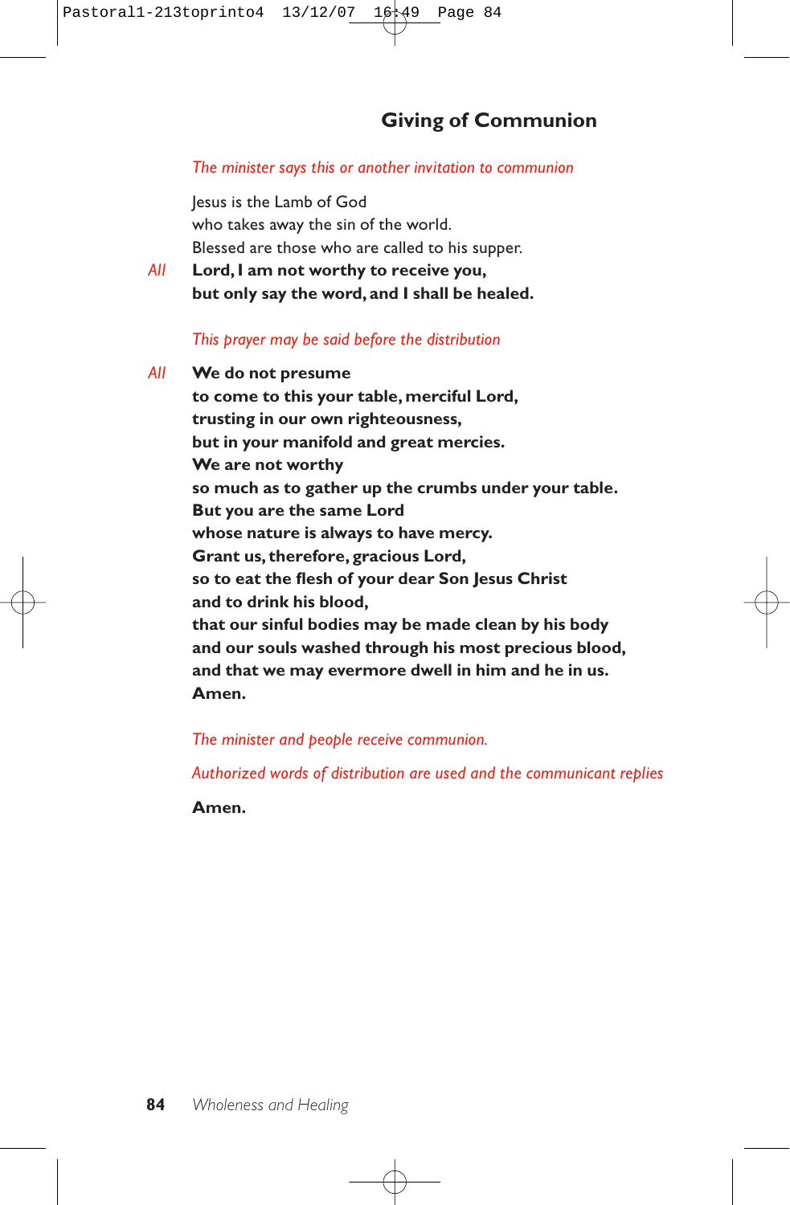## Giving of Communion

*The minister says this or another invitation to communion*

Jesus is the Lamb of God
who takes away the sin of the world.
Blessed are those who are called to his supper.

*All* **Lord, I am not worthy to receive you,**
**but only say the word, and I shall be healed.**

*This prayer may be said before the distribution*

*All* **We do not presume**
**to come to this your table, merciful Lord,**
**trusting in our own righteousness,**
**but in your manifold and great mercies.**
**We are not worthy**
**so much as to gather up the crumbs under your table.**
**But you are the same Lord**
**whose nature is always to have mercy.**
**Grant us, therefore, gracious Lord,**
**so to eat the flesh of your dear Son Jesus Christ**
**and to drink his blood,**
**that our sinful bodies may be made clean by his body**
**and our souls washed through his most precious blood,**
**and that we may evermore dwell in him and he in us.**
**Amen.**

*The minister and people receive communion.*

*Authorized words of distribution are used and the communicant replies*

**Amen.**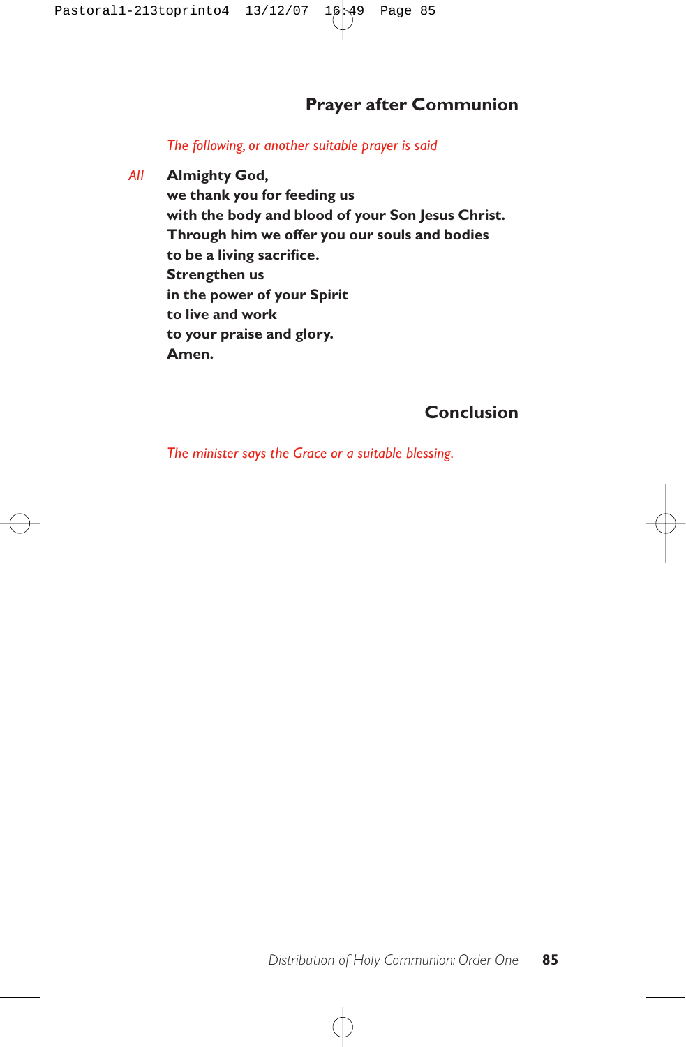## Prayer after Communion

*The following, or another suitable prayer is said*

*All* **Almighty God,**
**we thank you for feeding us**
**with the body and blood of your Son Jesus Christ.**
**Through him we offer you our souls and bodies**
**to be a living sacrifice.**
**Strengthen us**
**in the power of your Spirit**
**to live and work**
**to your praise and glory.**
**Amen.**

## Conclusion

*The minister says the Grace or a suitable blessing.*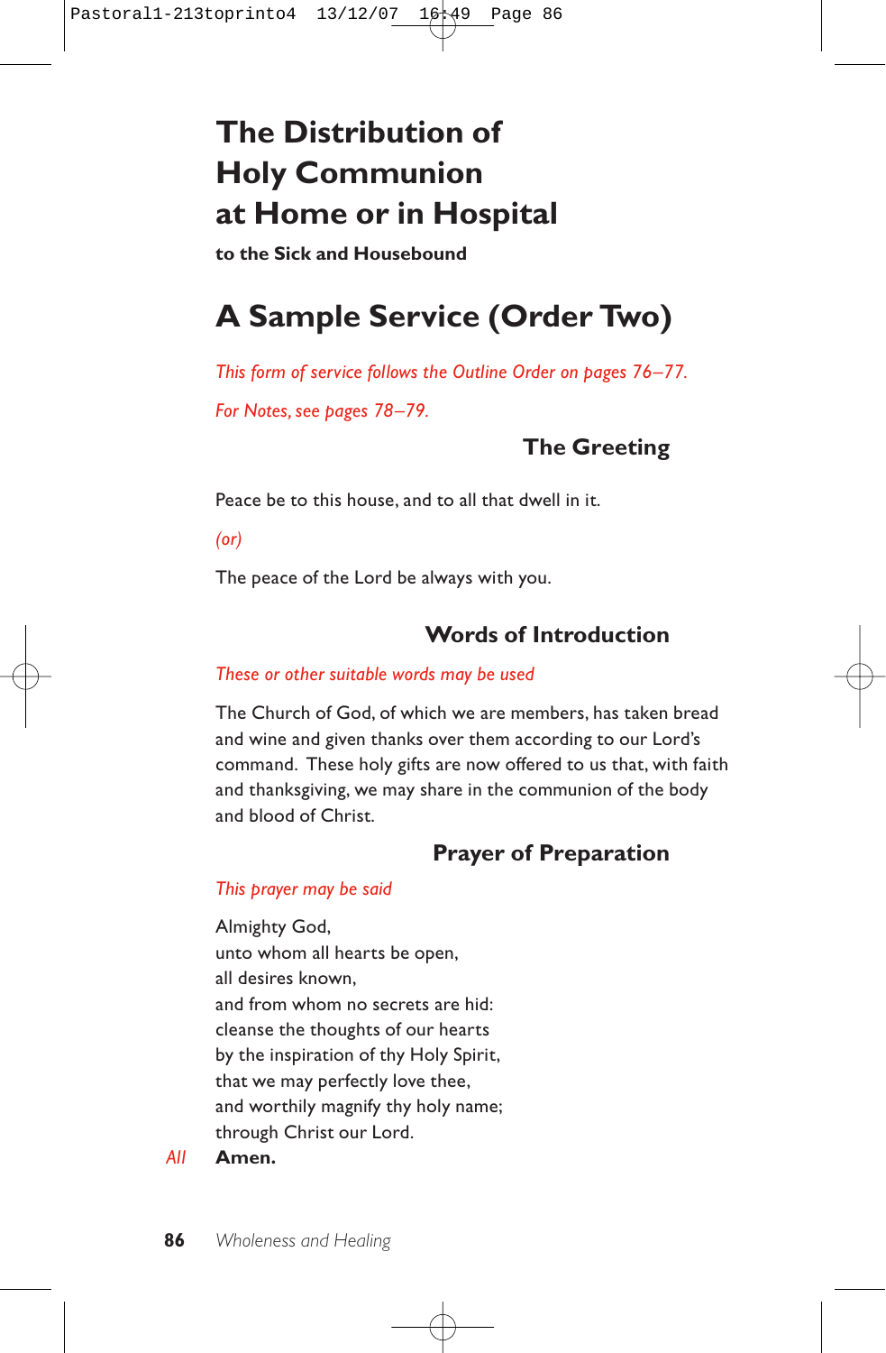# The Distribution of Holy Communion at Home or in Hospital

**to the Sick and Housebound**

# A Sample Service (Order Two)

*This form of service follows the Outline Order on pages 76–77.*

*For Notes, see pages 78–79.*

### The Greeting

Peace be to this house, and to all that dwell in it.

*(or)*

The peace of the Lord be always with you.

### Words of Introduction

*These or other suitable words may be used*

The Church of God, of which we are members, has taken bread and wine and given thanks over them according to our Lord's command. These holy gifts are now offered to us that, with faith and thanksgiving, we may share in the communion of the body and blood of Christ.

### Prayer of Preparation

*This prayer may be said*

Almighty God,
unto whom all hearts be open,
all desires known,
and from whom no secrets are hid:
cleanse the thoughts of our hearts
by the inspiration of thy Holy Spirit,
that we may perfectly love thee,
and worthily magnify thy holy name;
through Christ our Lord.

*All* **Amen.**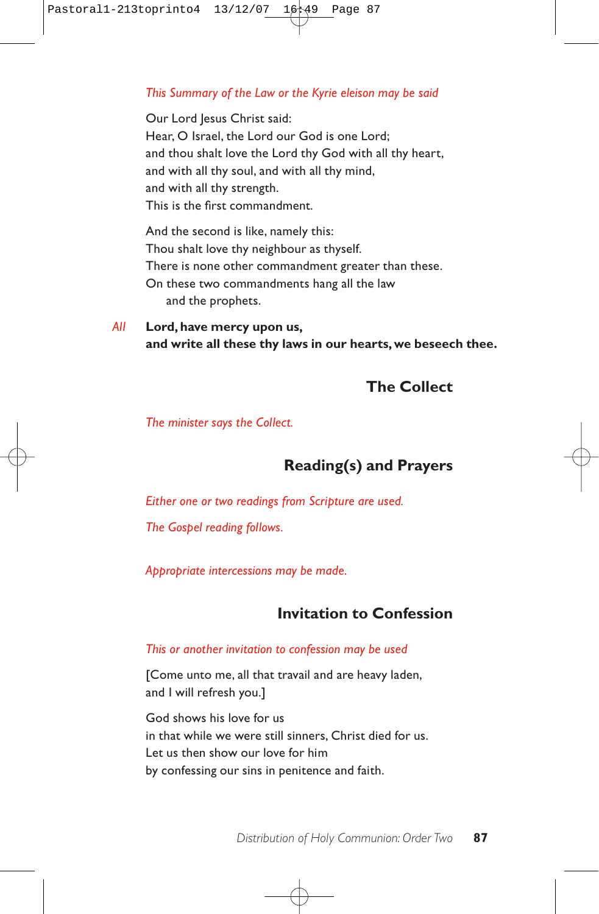*This Summary of the Law or the Kyrie eleison may be said*

Our Lord Jesus Christ said:
Hear, O Israel, the Lord our God is one Lord;
and thou shalt love the Lord thy God with all thy heart,
and with all thy soul, and with all thy mind,
and with all thy strength.
This is the first commandment.

And the second is like, namely this:
Thou shalt love thy neighbour as thyself.
There is none other commandment greater than these.
On these two commandments hang all the law
and the prophets.

*All* **Lord, have mercy upon us,**
**and write all these thy laws in our hearts, we beseech thee.**

## The Collect

*The minister says the Collect.*

## Reading(s) and Prayers

*Either one or two readings from Scripture are used.*

*The Gospel reading follows.*

*Appropriate intercessions may be made.*

## Invitation to Confession

*This or another invitation to confession may be used*

[Come unto me, all that travail and are heavy laden,
and I will refresh you.]

God shows his love for us
in that while we were still sinners, Christ died for us.
Let us then show our love for him
by confessing our sins in penitence and faith.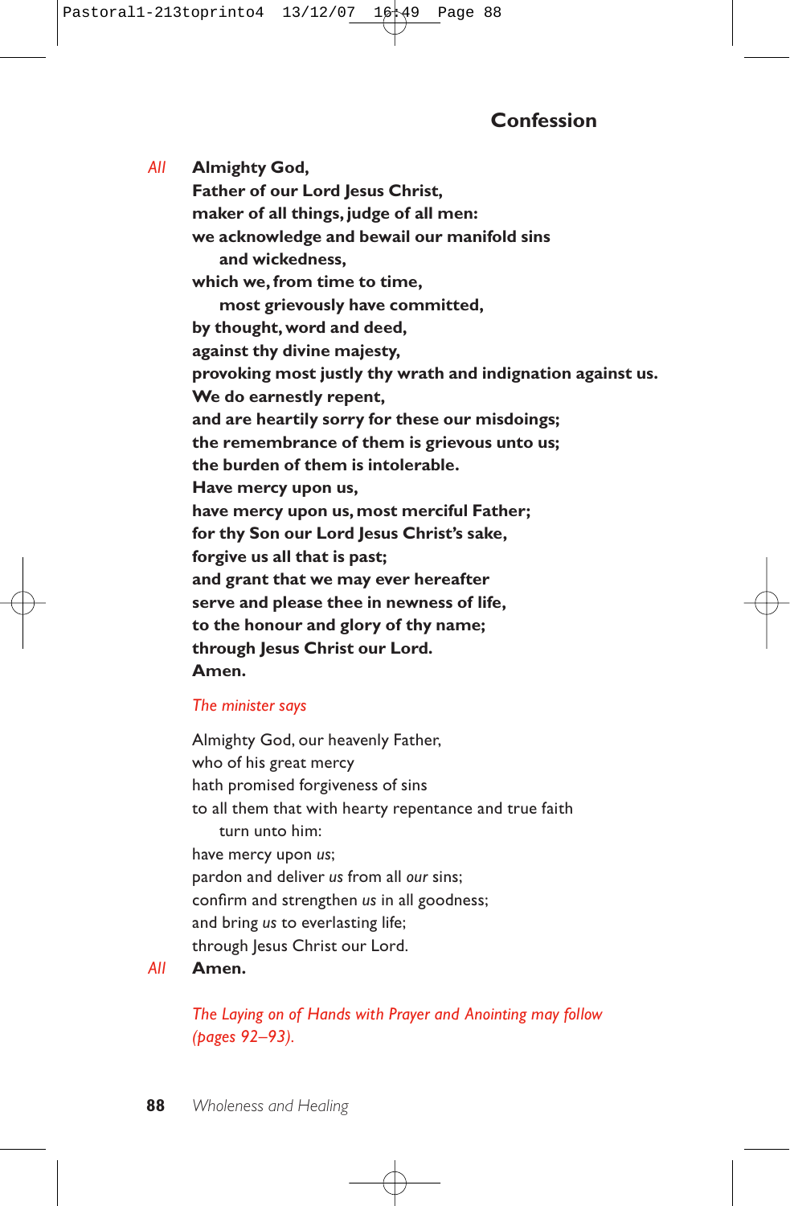## Confession

*All* **Almighty God,**
**Father of our Lord Jesus Christ,**
**maker of all things, judge of all men:**
**we acknowledge and bewail our manifold sins**
**and wickedness,**
**which we, from time to time,**
**most grievously have committed,**
**by thought, word and deed,**
**against thy divine majesty,**
**provoking most justly thy wrath and indignation against us.**
**We do earnestly repent,**
**and are heartily sorry for these our misdoings;**
**the remembrance of them is grievous unto us;**
**the burden of them is intolerable.**
**Have mercy upon us,**
**have mercy upon us, most merciful Father;**
**for thy Son our Lord Jesus Christ's sake,**
**forgive us all that is past;**
**and grant that we may ever hereafter**
**serve and please thee in newness of life,**
**to the honour and glory of thy name;**
**through Jesus Christ our Lord.**
**Amen.**

*The minister says*

Almighty God, our heavenly Father,
who of his great mercy
hath promised forgiveness of sins
to all them that with hearty repentance and true faith
turn unto him:
have mercy upon *us*;
pardon and deliver *us* from all *our* sins;
confirm and strengthen *us* in all goodness;
and bring *us* to everlasting life;
through Jesus Christ our Lord.

*All* **Amen.**

*The Laying on of Hands with Prayer and Anointing may follow (pages 92–93).*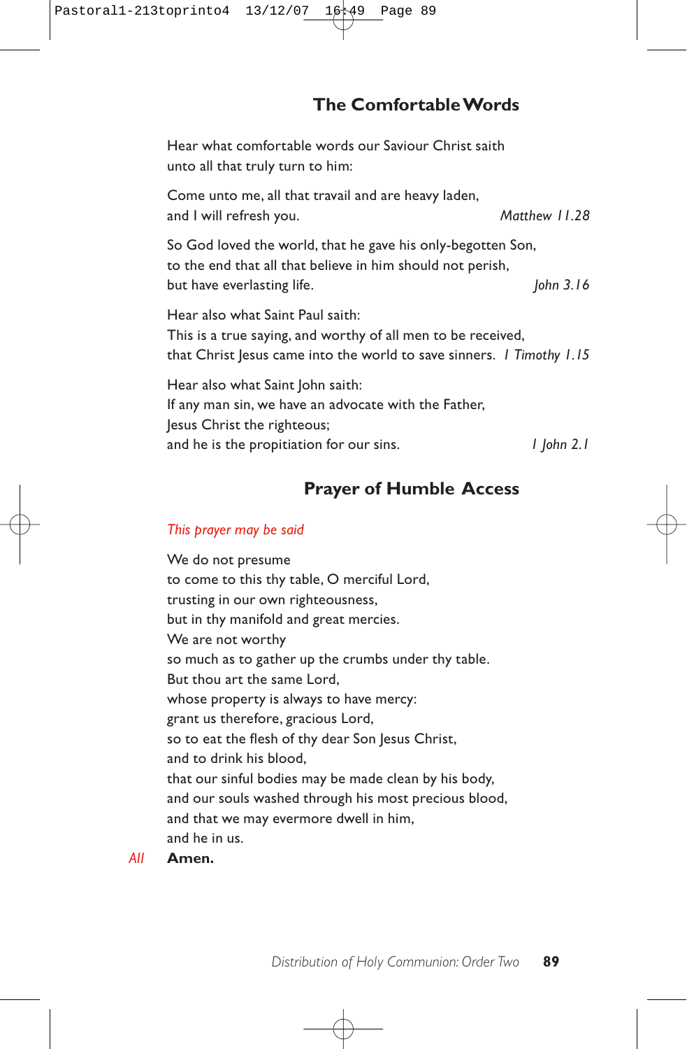## The Comfortable Words

Hear what comfortable words our Saviour Christ saith
unto all that truly turn to him:

Come unto me, all that travail and are heavy laden,
and I will refresh you. *Matthew 11.28*

So God loved the world, that he gave his only-begotten Son,
to the end that all that believe in him should not perish,
but have everlasting life. *John 3.16*

Hear also what Saint Paul saith:
This is a true saying, and worthy of all men to be received,
that Christ Jesus came into the world to save sinners. *1 Timothy 1.15*

Hear also what Saint John saith:
If any man sin, we have an advocate with the Father,
Jesus Christ the righteous;
and he is the propitiation for our sins. *1 John 2.1*

## Prayer of Humble Access

*This prayer may be said*

We do not presume
to come to this thy table, O merciful Lord,
trusting in our own righteousness,
but in thy manifold and great mercies.
We are not worthy
so much as to gather up the crumbs under thy table.
But thou art the same Lord,
whose property is always to have mercy:
grant us therefore, gracious Lord,
so to eat the flesh of thy dear Son Jesus Christ,
and to drink his blood,
that our sinful bodies may be made clean by his body,
and our souls washed through his most precious blood,
and that we may evermore dwell in him,
and he in us.

*All* **Amen.**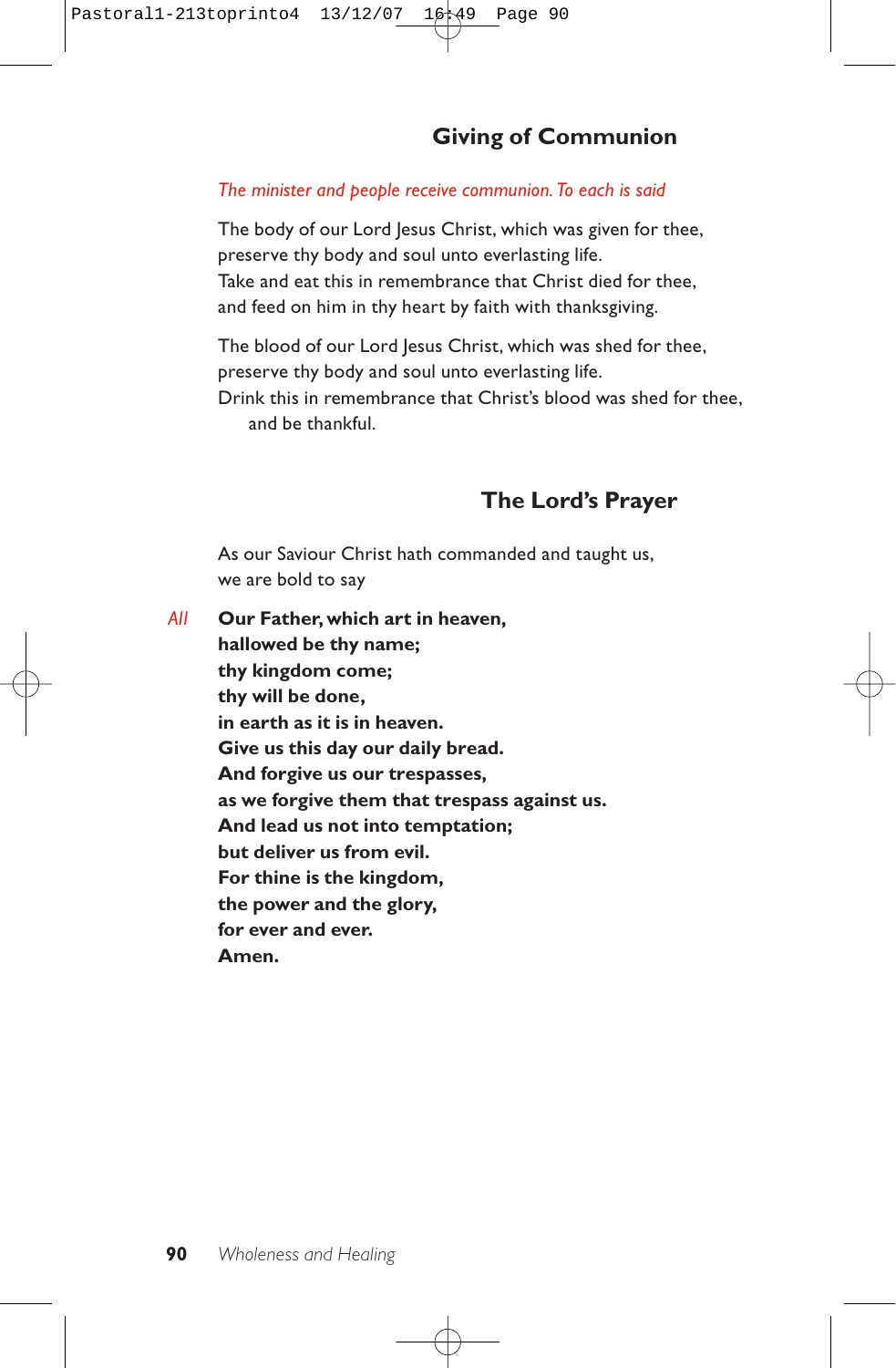## Giving of Communion

*The minister and people receive communion. To each is said*

The body of our Lord Jesus Christ, which was given for thee,
preserve thy body and soul unto everlasting life.
Take and eat this in remembrance that Christ died for thee,
and feed on him in thy heart by faith with thanksgiving.

The blood of our Lord Jesus Christ, which was shed for thee,
preserve thy body and soul unto everlasting life.
Drink this in remembrance that Christ's blood was shed for thee,
and be thankful.

## The Lord's Prayer

As our Saviour Christ hath commanded and taught us,
we are bold to say

*All* **Our Father, which art in heaven,**
**hallowed be thy name;**
**thy kingdom come;**
**thy will be done,**
**in earth as it is in heaven.**
**Give us this day our daily bread.**
**And forgive us our trespasses,**
**as we forgive them that trespass against us.**
**And lead us not into temptation;**
**but deliver us from evil.**
**For thine is the kingdom,**
**the power and the glory,**
**for ever and ever.**
**Amen.**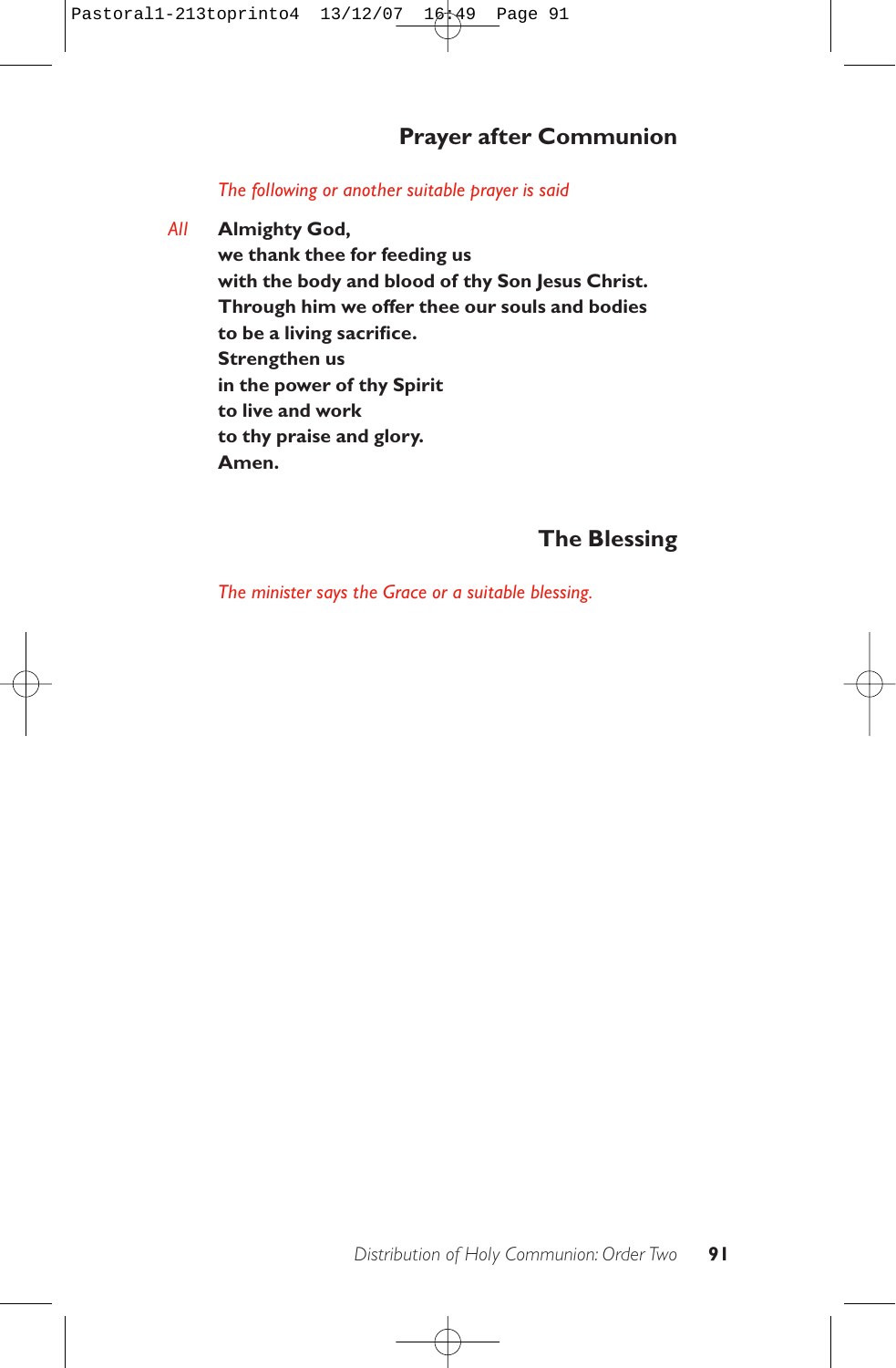## Prayer after Communion

*The following or another suitable prayer is said*

*All* **Almighty God,**
**we thank thee for feeding us**
**with the body and blood of thy Son Jesus Christ.**
**Through him we offer thee our souls and bodies**
**to be a living sacrifice.**
**Strengthen us**
**in the power of thy Spirit**
**to live and work**
**to thy praise and glory.**
**Amen.**

## The Blessing

*The minister says the Grace or a suitable blessing.*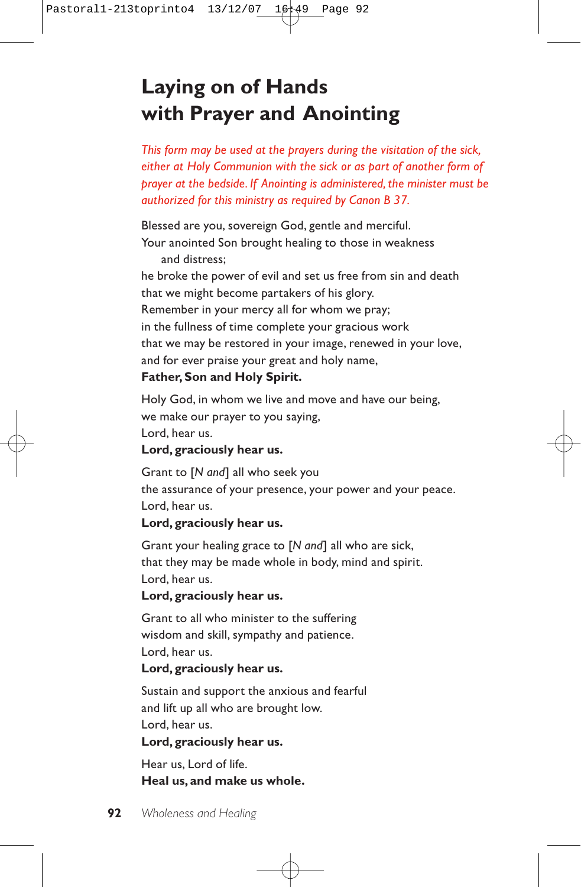# Laying on of Hands with Prayer and Anointing

*This form may be used at the prayers during the visitation of the sick, either at Holy Communion with the sick or as part of another form of prayer at the bedside. If Anointing is administered, the minister must be authorized for this ministry as required by Canon B 37.*

Blessed are you, sovereign God, gentle and merciful.
Your anointed Son brought healing to those in weakness
and distress;
he broke the power of evil and set us free from sin and death
that we might become partakers of his glory.
Remember in your mercy all for whom we pray;
in the fullness of time complete your gracious work
that we may be restored in your image, renewed in your love,
and for ever praise your great and holy name,
**Father, Son and Holy Spirit.**

Holy God, in whom we live and move and have our being,
we make our prayer to you saying,
Lord, hear us.
**Lord, graciously hear us.**

Grant to [*N and*] all who seek you
the assurance of your presence, your power and your peace.
Lord, hear us.
**Lord, graciously hear us.**

Grant your healing grace to [*N and*] all who are sick,
that they may be made whole in body, mind and spirit.
Lord, hear us.
**Lord, graciously hear us.**

Grant to all who minister to the suffering
wisdom and skill, sympathy and patience.
Lord, hear us.
**Lord, graciously hear us.**

Sustain and support the anxious and fearful
and lift up all who are brought low.
Lord, hear us.
**Lord, graciously hear us.**

Hear us, Lord of life.
**Heal us, and make us whole.**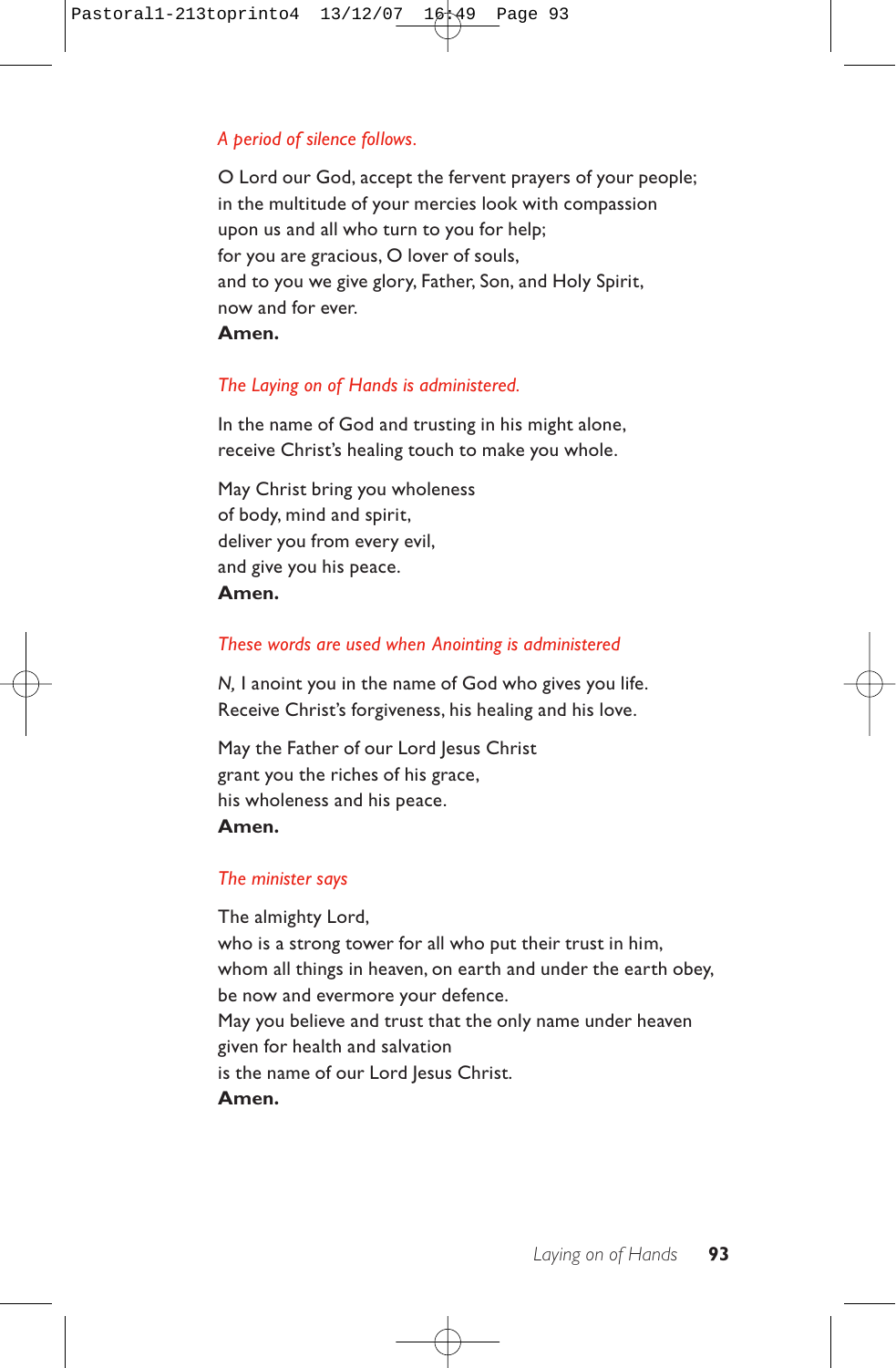*A period of silence follows.*

O Lord our God, accept the fervent prayers of your people;
in the multitude of your mercies look with compassion
upon us and all who turn to you for help;
for you are gracious, O lover of souls,
and to you we give glory, Father, Son, and Holy Spirit,
now and for ever.
**Amen.**

*The Laying on of Hands is administered.*

In the name of God and trusting in his might alone,
receive Christ's healing touch to make you whole.

May Christ bring you wholeness
of body, mind and spirit,
deliver you from every evil,
and give you his peace.
**Amen.**

*These words are used when Anointing is administered*

*N,* I anoint you in the name of God who gives you life.
Receive Christ's forgiveness, his healing and his love.

May the Father of our Lord Jesus Christ
grant you the riches of his grace,
his wholeness and his peace.
**Amen.**

*The minister says*

The almighty Lord,
who is a strong tower for all who put their trust in him,
whom all things in heaven, on earth and under the earth obey,
be now and evermore your defence.
May you believe and trust that the only name under heaven
given for health and salvation
is the name of our Lord Jesus Christ.
**Amen.**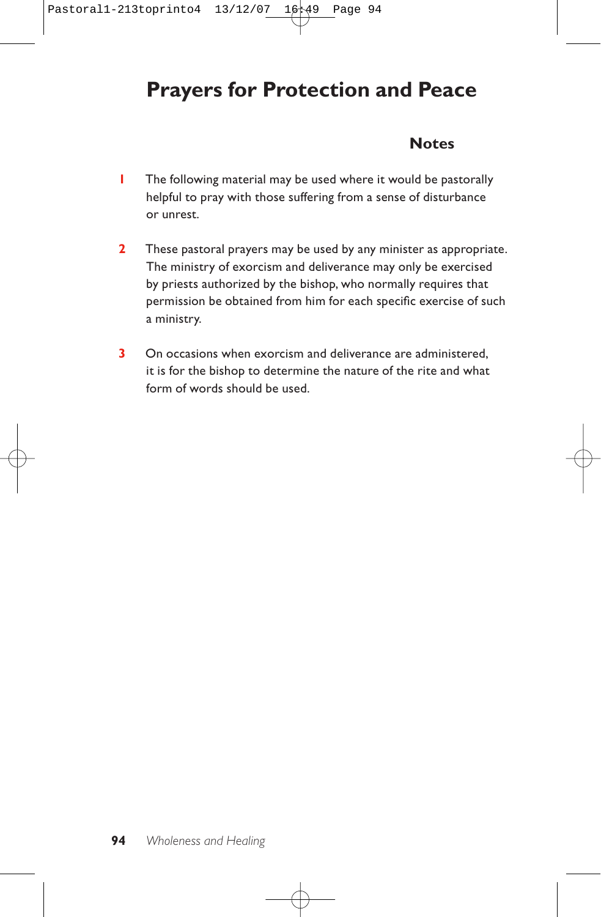# Prayers for Protection and Peace

### Notes

1. The following material may be used where it would be pastorally helpful to pray with those suffering from a sense of disturbance or unrest.

2. These pastoral prayers may be used by any minister as appropriate. The ministry of exorcism and deliverance may only be exercised by priests authorized by the bishop, who normally requires that permission be obtained from him for each specific exercise of such a ministry.

3. On occasions when exorcism and deliverance are administered, it is for the bishop to determine the nature of the rite and what form of words should be used.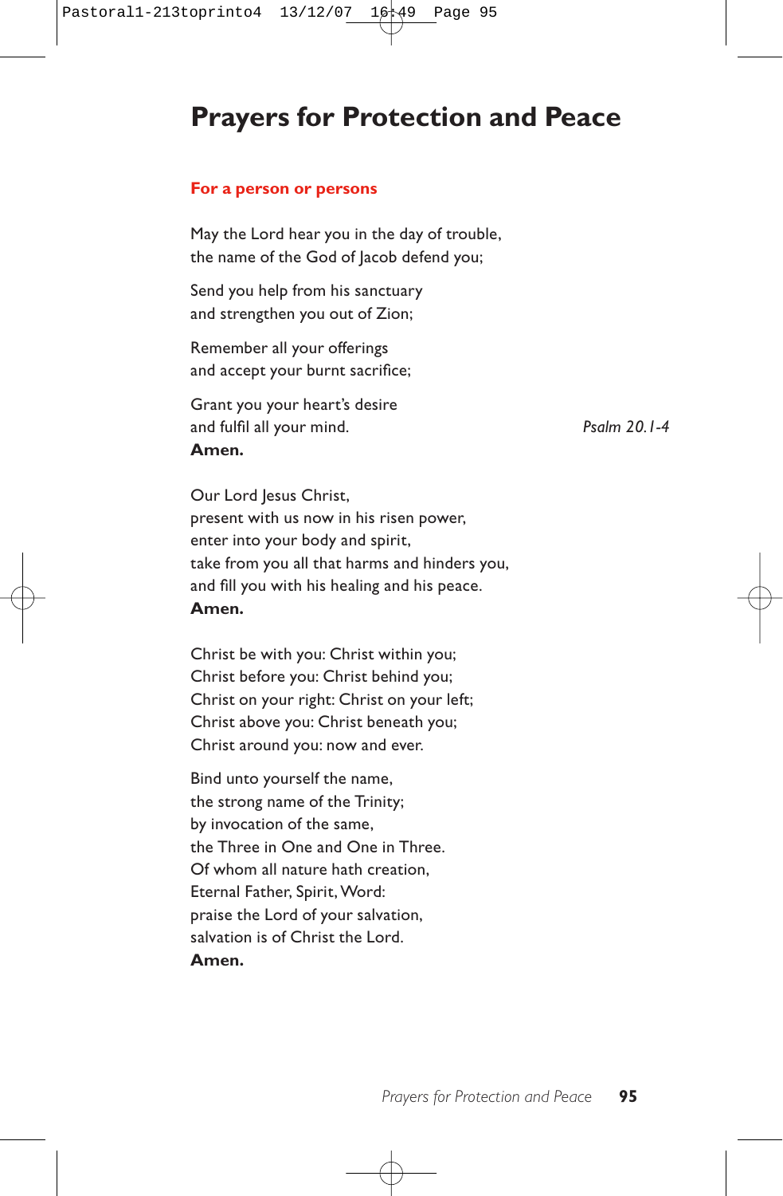# Prayers for Protection and Peace

## For a person or persons

May the Lord hear you in the day of trouble,
the name of the God of Jacob defend you;

Send you help from his sanctuary
and strengthen you out of Zion;

Remember all your offerings
and accept your burnt sacrifice;

Grant you your heart's desire
and fulfil all your mind. *Psalm 20.1-4*
**Amen.**

Our Lord Jesus Christ,
present with us now in his risen power,
enter into your body and spirit,
take from you all that harms and hinders you,
and fill you with his healing and his peace.
**Amen.**

Christ be with you: Christ within you;
Christ before you: Christ behind you;
Christ on your right: Christ on your left;
Christ above you: Christ beneath you;
Christ around you: now and ever.

Bind unto yourself the name,
the strong name of the Trinity;
by invocation of the same,
the Three in One and One in Three.
Of whom all nature hath creation,
Eternal Father, Spirit, Word:
praise the Lord of your salvation,
salvation is of Christ the Lord.
**Amen.**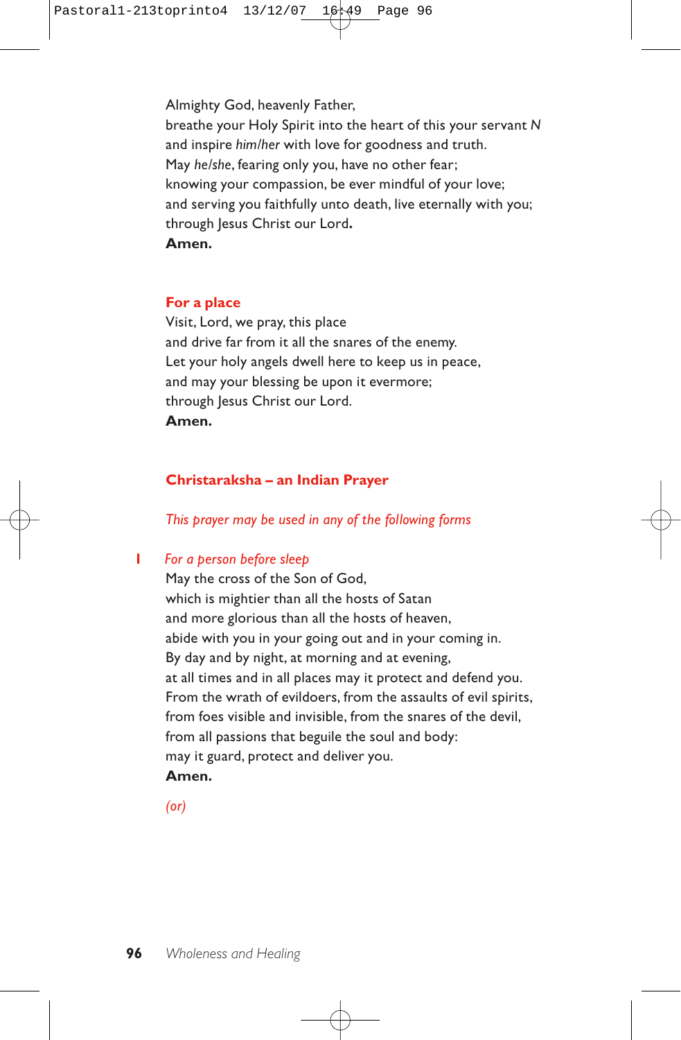Almighty God, heavenly Father,
breathe your Holy Spirit into the heart of this your servant *N*
and inspire *him/her* with love for goodness and truth.
May *he/she*, fearing only you, have no other fear;
knowing your compassion, be ever mindful of your love;
and serving you faithfully unto death, live eternally with you;
through Jesus Christ our Lord.
**Amen.**

### For a place

Visit, Lord, we pray, this place
and drive far from it all the snares of the enemy.
Let your holy angels dwell here to keep us in peace,
and may your blessing be upon it evermore;
through Jesus Christ our Lord.
**Amen.**

### Christaraksha – an Indian Prayer

*This prayer may be used in any of the following forms*

**1** *For a person before sleep*

May the cross of the Son of God,
which is mightier than all the hosts of Satan
and more glorious than all the hosts of heaven,
abide with you in your going out and in your coming in.
By day and by night, at morning and at evening,
at all times and in all places may it protect and defend you.
From the wrath of evildoers, from the assaults of evil spirits,
from foes visible and invisible, from the snares of the devil,
from all passions that beguile the soul and body:
may it guard, protect and deliver you.
**Amen.**

*(or)*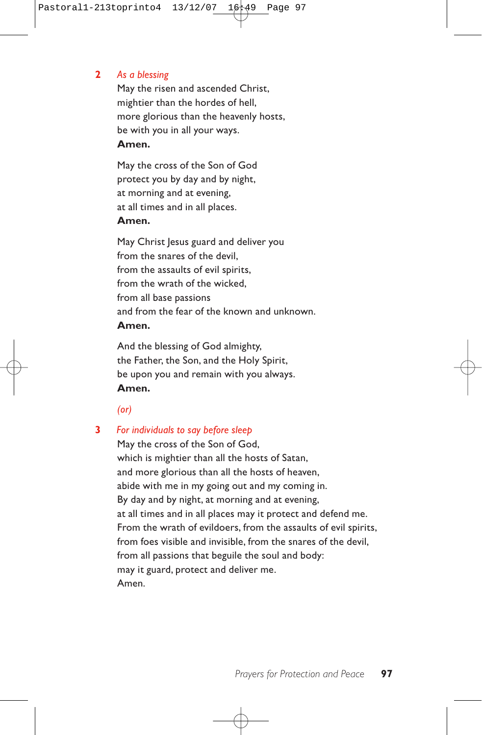**2** *As a blessing*

May the risen and ascended Christ,
mightier than the hordes of hell,
more glorious than the heavenly hosts,
be with you in all your ways.
**Amen.**

May the cross of the Son of God
protect you by day and by night,
at morning and at evening,
at all times and in all places.
**Amen.**

May Christ Jesus guard and deliver you
from the snares of the devil,
from the assaults of evil spirits,
from the wrath of the wicked,
from all base passions
and from the fear of the known and unknown.
**Amen.**

And the blessing of God almighty,
the Father, the Son, and the Holy Spirit,
be upon you and remain with you always.
**Amen.**

*(or)*

**3** *For individuals to say before sleep*

May the cross of the Son of God,
which is mightier than all the hosts of Satan,
and more glorious than all the hosts of heaven,
abide with me in my going out and my coming in.
By day and by night, at morning and at evening,
at all times and in all places may it protect and defend me.
From the wrath of evildoers, from the assaults of evil spirits,
from foes visible and invisible, from the snares of the devil,
from all passions that beguile the soul and body:
may it guard, protect and deliver me.
Amen.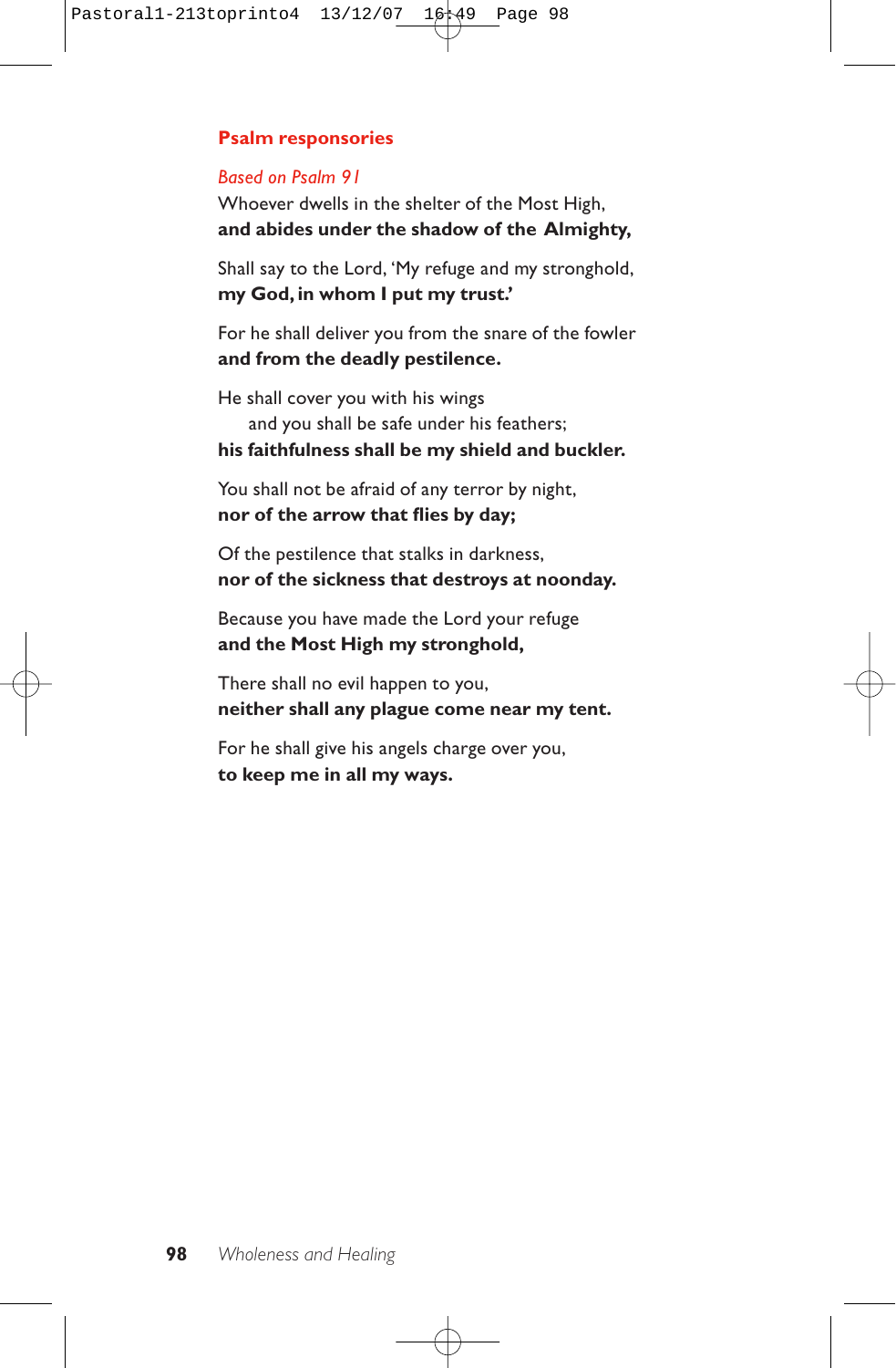## Psalm responsories

*Based on Psalm 91*

Whoever dwells in the shelter of the Most High,
**and abides under the shadow of the Almighty,**

Shall say to the Lord, 'My refuge and my stronghold,
**my God, in whom I put my trust.'**

For he shall deliver you from the snare of the fowler
**and from the deadly pestilence.**

He shall cover you with his wings
  and you shall be safe under his feathers;
**his faithfulness shall be my shield and buckler.**

You shall not be afraid of any terror by night,
**nor of the arrow that flies by day;**

Of the pestilence that stalks in darkness,
**nor of the sickness that destroys at noonday.**

Because you have made the Lord your refuge
**and the Most High my stronghold,**

There shall no evil happen to you,
**neither shall any plague come near my tent.**

For he shall give his angels charge over you,
**to keep me in all my ways.**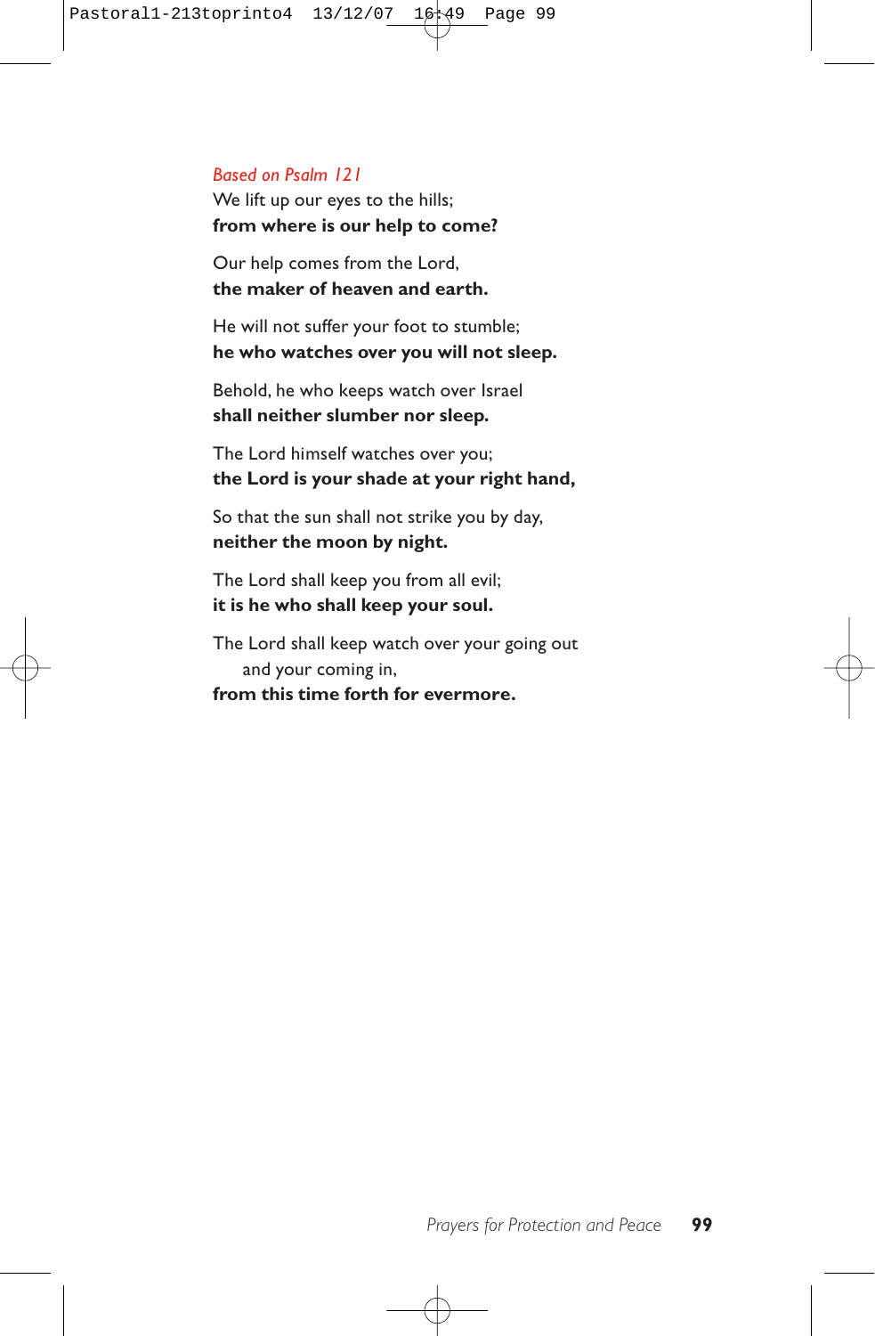*Based on Psalm 121*

We lift up our eyes to the hills;
**from where is our help to come?**

Our help comes from the Lord,
**the maker of heaven and earth.**

He will not suffer your foot to stumble;
**he who watches over you will not sleep.**

Behold, he who keeps watch over Israel
**shall neither slumber nor sleep.**

The Lord himself watches over you;
**the Lord is your shade at your right hand,**

So that the sun shall not strike you by day,
**neither the moon by night.**

The Lord shall keep you from all evil;
**it is he who shall keep your soul.**

The Lord shall keep watch over your going out
and your coming in,
**from this time forth for evermore.**